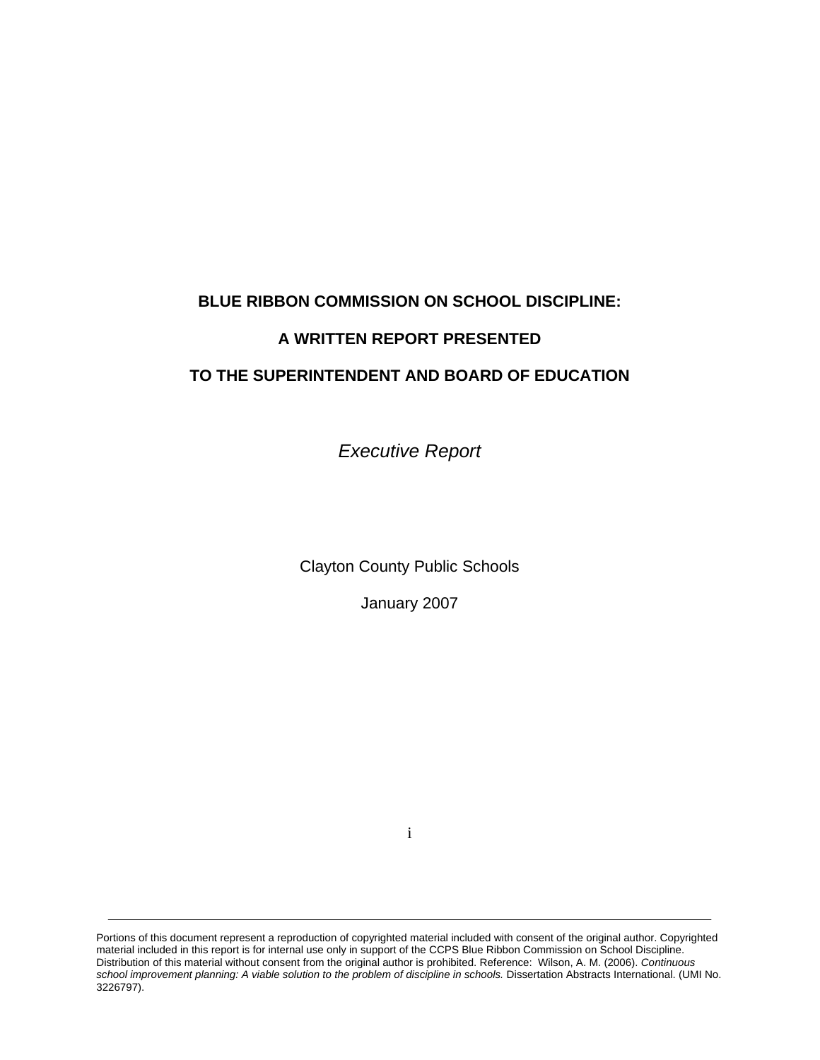# BLUE RIBBON COMMISSION ON SCHOOL DISCIPLINE:

# A WRITTEN REPORT PRESENTED

# TO THE SUPERINTENDENT AND BOARD OF EDUCATION

*Executive Report*

Clayton County Public Schools

January 2007

---

Portions of this document represent a reproduction of copyrighted material included with consent of the original author. Copyrighted material included in this report is for internal use only in support of the CCPS Blue Ribbon Commission on School Discipline. Distribution of this material without consent from the original author is prohibited. Reference: Wilson, A. M. (2006). *Continuous school improvement planning: A viable solution to the problem of discipline in schools.* Dissertation Abstracts International. (UMI No. 3226797).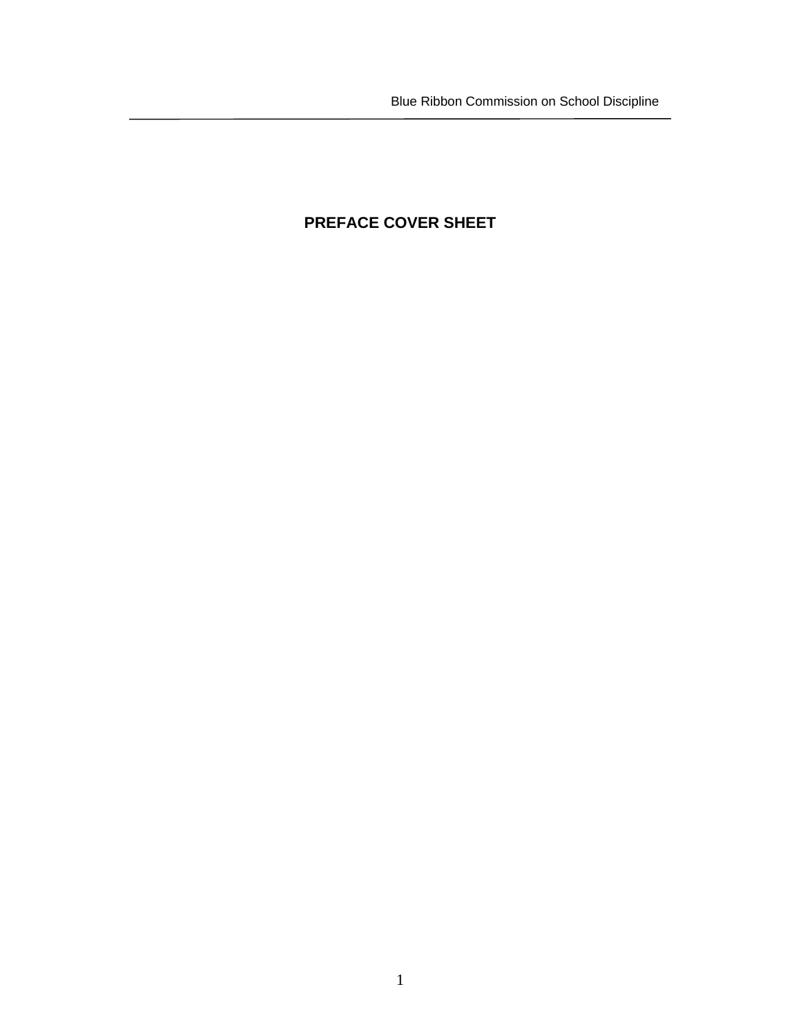# PREFACE COVER SHEET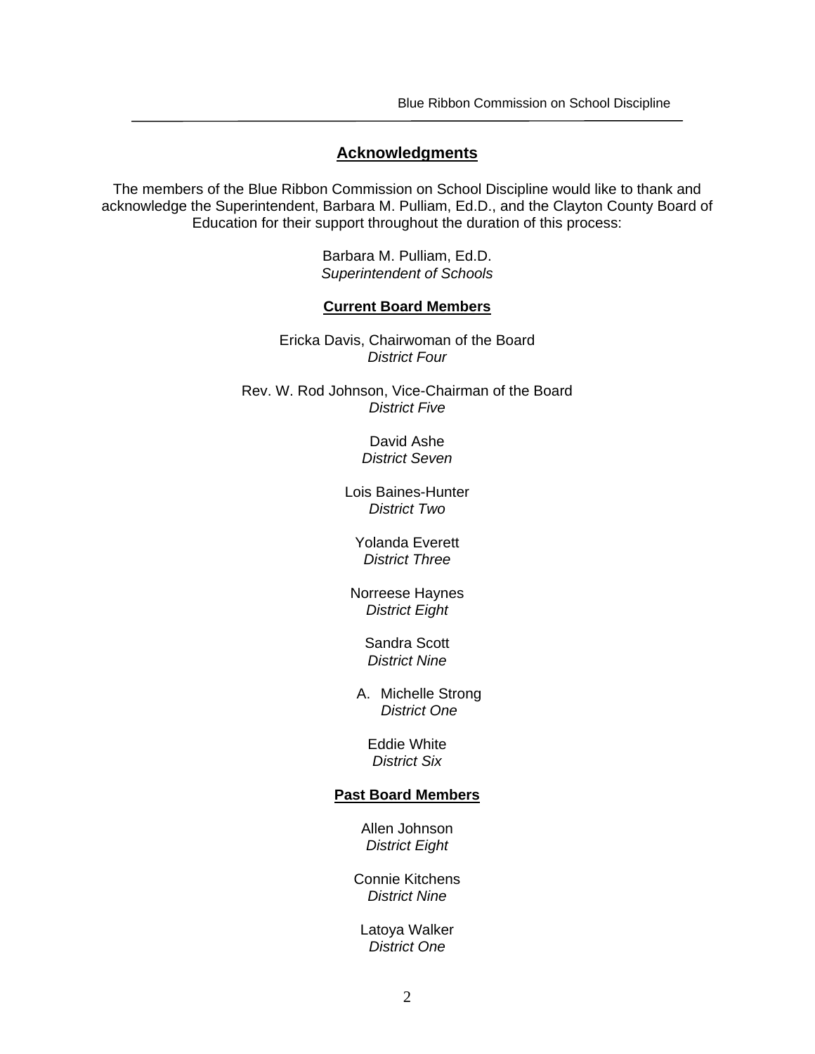## Acknowledgments

The members of the Blue Ribbon Commission on School Discipline would like to thank and acknowledge the Superintendent, Barbara M. Pulliam, Ed.D., and the Clayton County Board of Education for their support throughout the duration of this process:

Barbara M. Pulliam, Ed.D.
*Superintendent of Schools*

**Current Board Members**

Ericka Davis, Chairwoman of the Board
*District Four*

Rev. W. Rod Johnson, Vice-Chairman of the Board
*District Five*

David Ashe
*District Seven*

Lois Baines-Hunter
*District Two*

Yolanda Everett
*District Three*

Norreese Haynes
*District Eight*

Sandra Scott
*District Nine*

A. Michelle Strong
*District One*

Eddie White
*District Six*

**Past Board Members**

Allen Johnson
*District Eight*

Connie Kitchens
*District Nine*

Latoya Walker
*District One*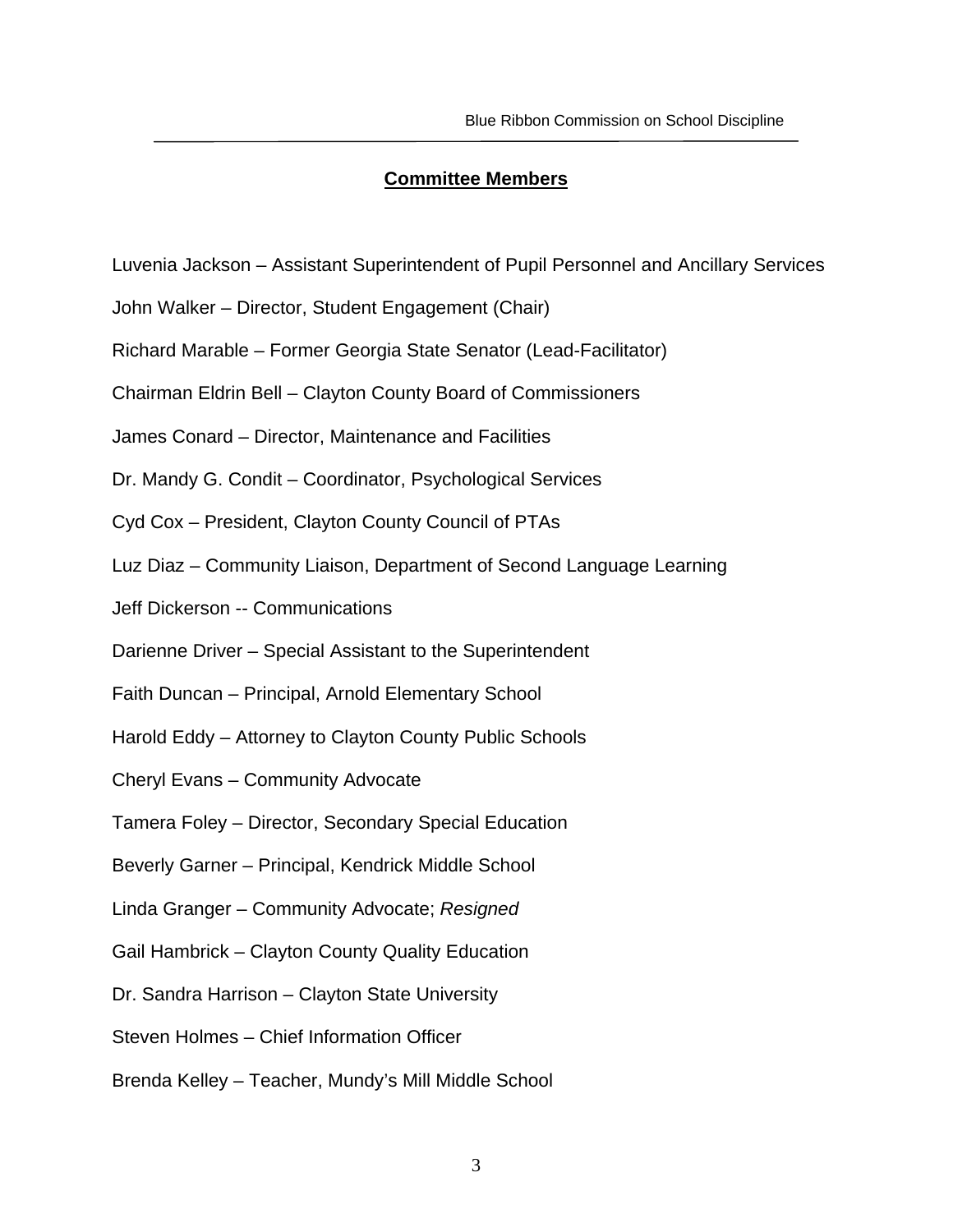## Committee Members

Luvenia Jackson – Assistant Superintendent of Pupil Personnel and Ancillary Services

John Walker – Director, Student Engagement (Chair)

Richard Marable – Former Georgia State Senator (Lead-Facilitator)

Chairman Eldrin Bell – Clayton County Board of Commissioners

James Conard – Director, Maintenance and Facilities

Dr. Mandy G. Condit – Coordinator, Psychological Services

Cyd Cox – President, Clayton County Council of PTAs

Luz Diaz – Community Liaison, Department of Second Language Learning

Jeff Dickerson -- Communications

Darienne Driver – Special Assistant to the Superintendent

Faith Duncan – Principal, Arnold Elementary School

Harold Eddy – Attorney to Clayton County Public Schools

Cheryl Evans – Community Advocate

Tamera Foley – Director, Secondary Special Education

Beverly Garner – Principal, Kendrick Middle School

Linda Granger – Community Advocate; *Resigned*

Gail Hambrick – Clayton County Quality Education

Dr. Sandra Harrison – Clayton State University

Steven Holmes – Chief Information Officer

Brenda Kelley – Teacher, Mundy's Mill Middle School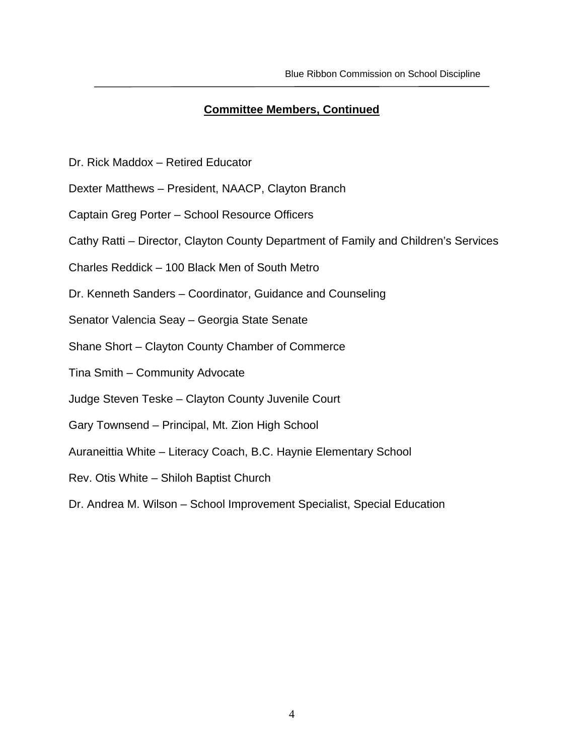## Committee Members, Continued

Dr. Rick Maddox – Retired Educator

Dexter Matthews – President, NAACP, Clayton Branch

Captain Greg Porter – School Resource Officers

Cathy Ratti – Director, Clayton County Department of Family and Children's Services

Charles Reddick – 100 Black Men of South Metro

Dr. Kenneth Sanders – Coordinator, Guidance and Counseling

Senator Valencia Seay – Georgia State Senate

Shane Short – Clayton County Chamber of Commerce

Tina Smith – Community Advocate

Judge Steven Teske – Clayton County Juvenile Court

Gary Townsend – Principal, Mt. Zion High School

Auraneittia White – Literacy Coach, B.C. Haynie Elementary School

Rev. Otis White – Shiloh Baptist Church

Dr. Andrea M. Wilson – School Improvement Specialist, Special Education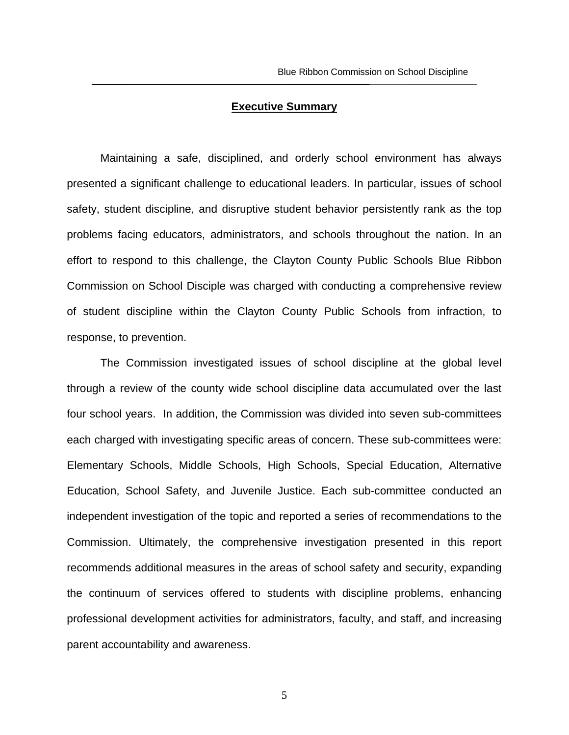## Executive Summary

Maintaining a safe, disciplined, and orderly school environment has always presented a significant challenge to educational leaders. In particular, issues of school safety, student discipline, and disruptive student behavior persistently rank as the top problems facing educators, administrators, and schools throughout the nation. In an effort to respond to this challenge, the Clayton County Public Schools Blue Ribbon Commission on School Disciple was charged with conducting a comprehensive review of student discipline within the Clayton County Public Schools from infraction, to response, to prevention.

The Commission investigated issues of school discipline at the global level through a review of the county wide school discipline data accumulated over the last four school years. In addition, the Commission was divided into seven sub-committees each charged with investigating specific areas of concern. These sub-committees were: Elementary Schools, Middle Schools, High Schools, Special Education, Alternative Education, School Safety, and Juvenile Justice. Each sub-committee conducted an independent investigation of the topic and reported a series of recommendations to the Commission. Ultimately, the comprehensive investigation presented in this report recommends additional measures in the areas of school safety and security, expanding the continuum of services offered to students with discipline problems, enhancing professional development activities for administrators, faculty, and staff, and increasing parent accountability and awareness.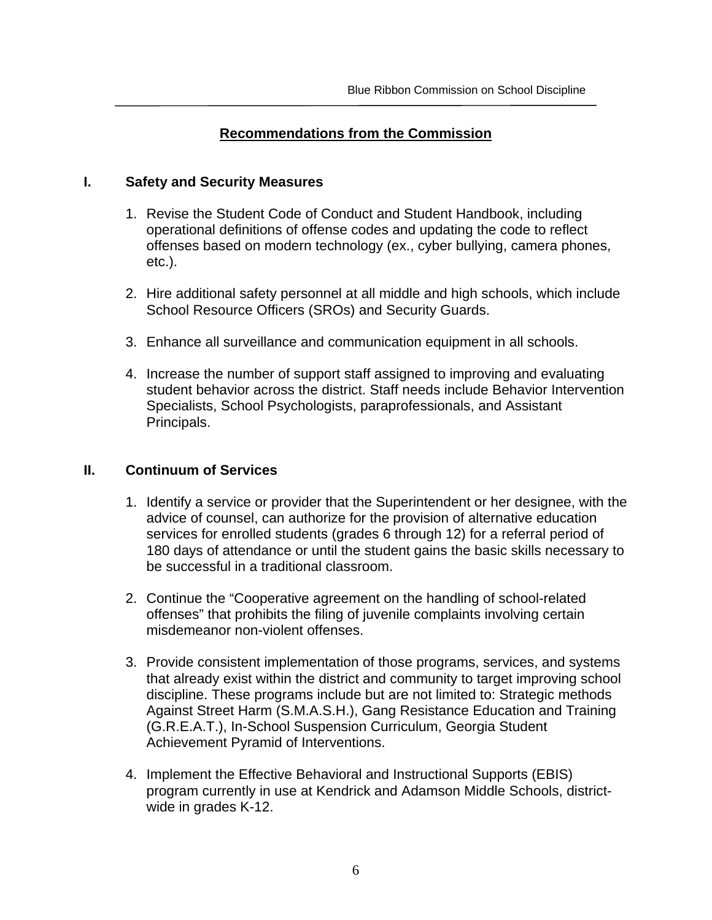## Recommendations from the Commission

### I. Safety and Security Measures

1. Revise the Student Code of Conduct and Student Handbook, including operational definitions of offense codes and updating the code to reflect offenses based on modern technology (ex., cyber bullying, camera phones, etc.).

2. Hire additional safety personnel at all middle and high schools, which include School Resource Officers (SROs) and Security Guards.

3. Enhance all surveillance and communication equipment in all schools.

4. Increase the number of support staff assigned to improving and evaluating student behavior across the district. Staff needs include Behavior Intervention Specialists, School Psychologists, paraprofessionals, and Assistant Principals.

### II. Continuum of Services

1. Identify a service or provider that the Superintendent or her designee, with the advice of counsel, can authorize for the provision of alternative education services for enrolled students (grades 6 through 12) for a referral period of 180 days of attendance or until the student gains the basic skills necessary to be successful in a traditional classroom.

2. Continue the "Cooperative agreement on the handling of school-related offenses" that prohibits the filing of juvenile complaints involving certain misdemeanor non-violent offenses.

3. Provide consistent implementation of those programs, services, and systems that already exist within the district and community to target improving school discipline. These programs include but are not limited to: Strategic methods Against Street Harm (S.M.A.S.H.), Gang Resistance Education and Training (G.R.E.A.T.), In-School Suspension Curriculum, Georgia Student Achievement Pyramid of Interventions.

4. Implement the Effective Behavioral and Instructional Supports (EBIS) program currently in use at Kendrick and Adamson Middle Schools, district-wide in grades K-12.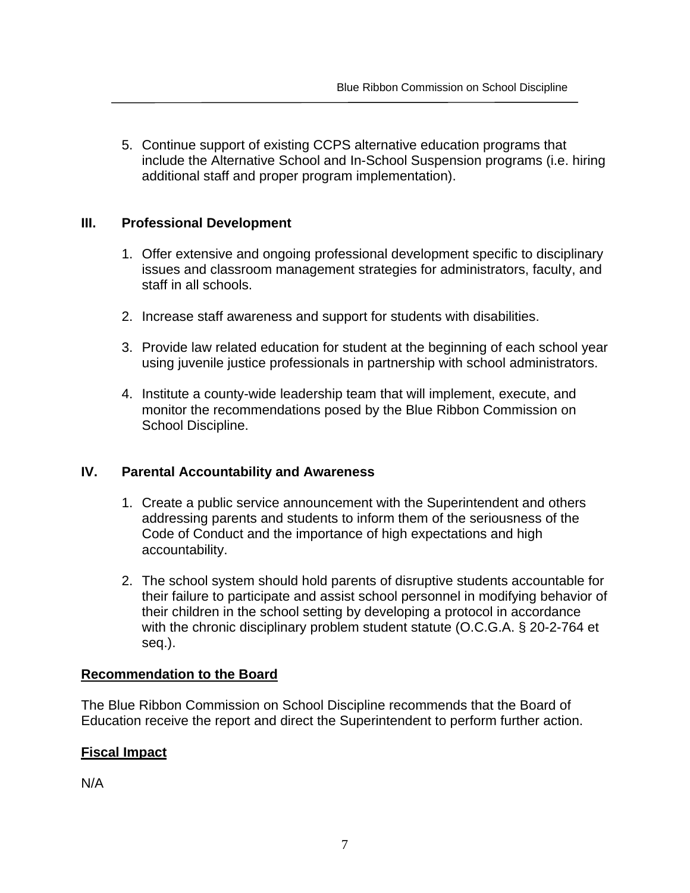5. Continue support of existing CCPS alternative education programs that include the Alternative School and In-School Suspension programs (i.e. hiring additional staff and proper program implementation).

## III. Professional Development

1. Offer extensive and ongoing professional development specific to disciplinary issues and classroom management strategies for administrators, faculty, and staff in all schools.

2. Increase staff awareness and support for students with disabilities.

3. Provide law related education for student at the beginning of each school year using juvenile justice professionals in partnership with school administrators.

4. Institute a county-wide leadership team that will implement, execute, and monitor the recommendations posed by the Blue Ribbon Commission on School Discipline.

## IV. Parental Accountability and Awareness

1. Create a public service announcement with the Superintendent and others addressing parents and students to inform them of the seriousness of the Code of Conduct and the importance of high expectations and high accountability.

2. The school system should hold parents of disruptive students accountable for their failure to participate and assist school personnel in modifying behavior of their children in the school setting by developing a protocol in accordance with the chronic disciplinary problem student statute (O.C.G.A. § 20-2-764 et seq.).

**Recommendation to the Board**

The Blue Ribbon Commission on School Discipline recommends that the Board of Education receive the report and direct the Superintendent to perform further action.

**Fiscal Impact**

N/A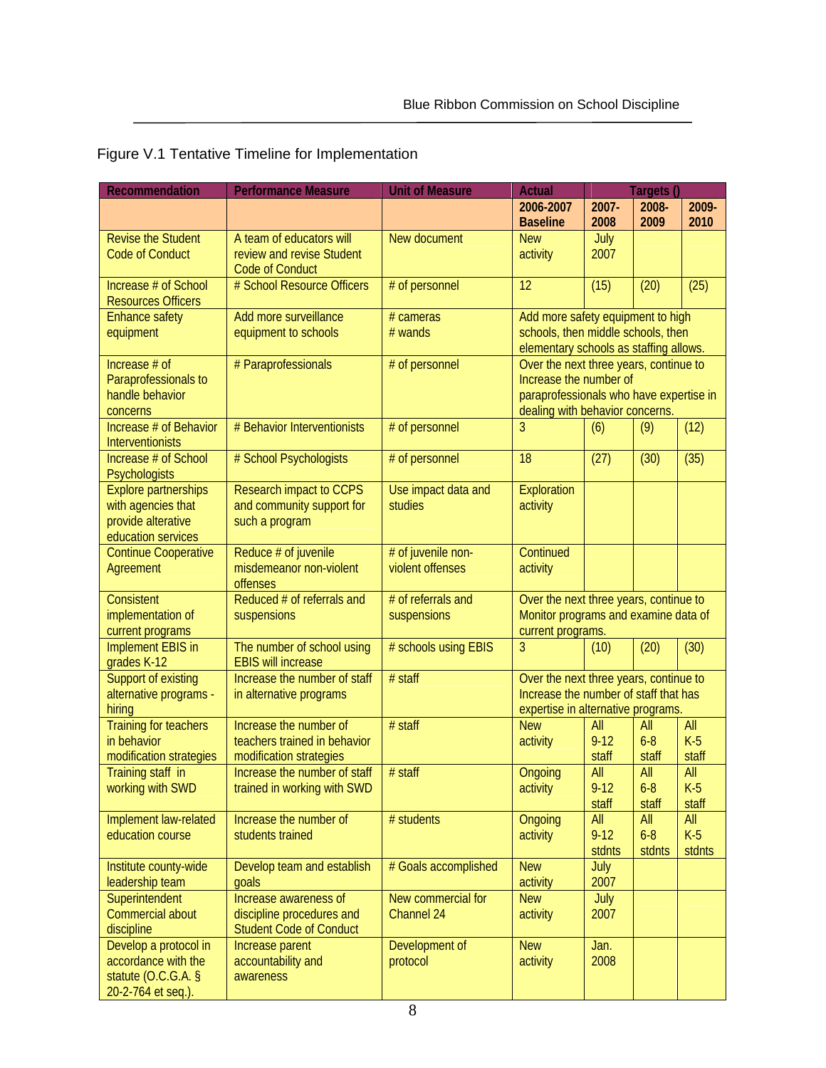Figure V.1 Tentative Timeline for Implementation

| Recommendation | Performance Measure | Unit of Measure | Actual | Targets () | | |
|---|---|---|---|---|---|---|
| | | | 2006-2007 Baseline | 2007-2008 | 2008-2009 | 2009-2010 |
| Revise the Student Code of Conduct | A team of educators will review and revise Student Code of Conduct | New document | New activity | July 2007 | | |
| Increase # of School Resources Officers | # School Resource Officers | # of personnel | 12 | (15) | (20) | (25) |
| Enhance safety equipment | Add more surveillance equipment to schools | # cameras<br># wands | Add more safety equipment to high schools, then middle schools, then elementary schools as staffing allows. | | | |
| Increase # of Paraprofessionals to handle behavior concerns | # Paraprofessionals | # of personnel | Over the next three years, continue to Increase the number of paraprofessionals who have expertise in dealing with behavior concerns. | | | |
| Increase # of Behavior Interventionists | # Behavior Interventionists | # of personnel | 3 | (6) | (9) | (12) |
| Increase # of School Psychologists | # School Psychologists | # of personnel | 18 | (27) | (30) | (35) |
| Explore partnerships with agencies that provide alterative education services | Research impact to CCPS and community support for such a program | Use impact data and studies | Exploration activity | | | |
| Continue Cooperative Agreement | Reduce # of juvenile misdemeanor non-violent offenses | # of juvenile non-violent offenses | Continued activity | | | |
| Consistent implementation of current programs | Reduced # of referrals and suspensions | # of referrals and suspensions | Over the next three years, continue to Monitor programs and examine data of current programs. | | | |
| Implement EBIS in grades K-12 | The number of school using EBIS will increase | # schools using EBIS | 3 | (10) | (20) | (30) |
| Support of existing alternative programs - hiring | Increase the number of staff in alternative programs | # staff | Over the next three years, continue to Increase the number of staff that has expertise in alternative programs. | | | |
| Training for teachers in behavior modification strategies | Increase the number of teachers trained in behavior modification strategies | # staff | New activity | All 9-12 staff | All 6-8 staff | All K-5 staff |
| Training staff in working with SWD | Increase the number of staff trained in working with SWD | # staff | Ongoing activity | All 9-12 staff | All 6-8 staff | All K-5 staff |
| Implement law-related education course | Increase the number of students trained | # students | Ongoing activity | All 9-12 stdnts | All 6-8 stdnts | All K-5 stdnts |
| Institute county-wide leadership team | Develop team and establish goals | # Goals accomplished | New activity | July 2007 | | |
| Superintendent Commercial about discipline | Increase awareness of discipline procedures and Student Code of Conduct | New commercial for Channel 24 | New activity | July 2007 | | |
| Develop a protocol in accordance with the statute (O.C.G.A. § 20-2-764 et seq.). | Increase parent accountability and awareness | Development of protocol | New activity | Jan. 2008 | | |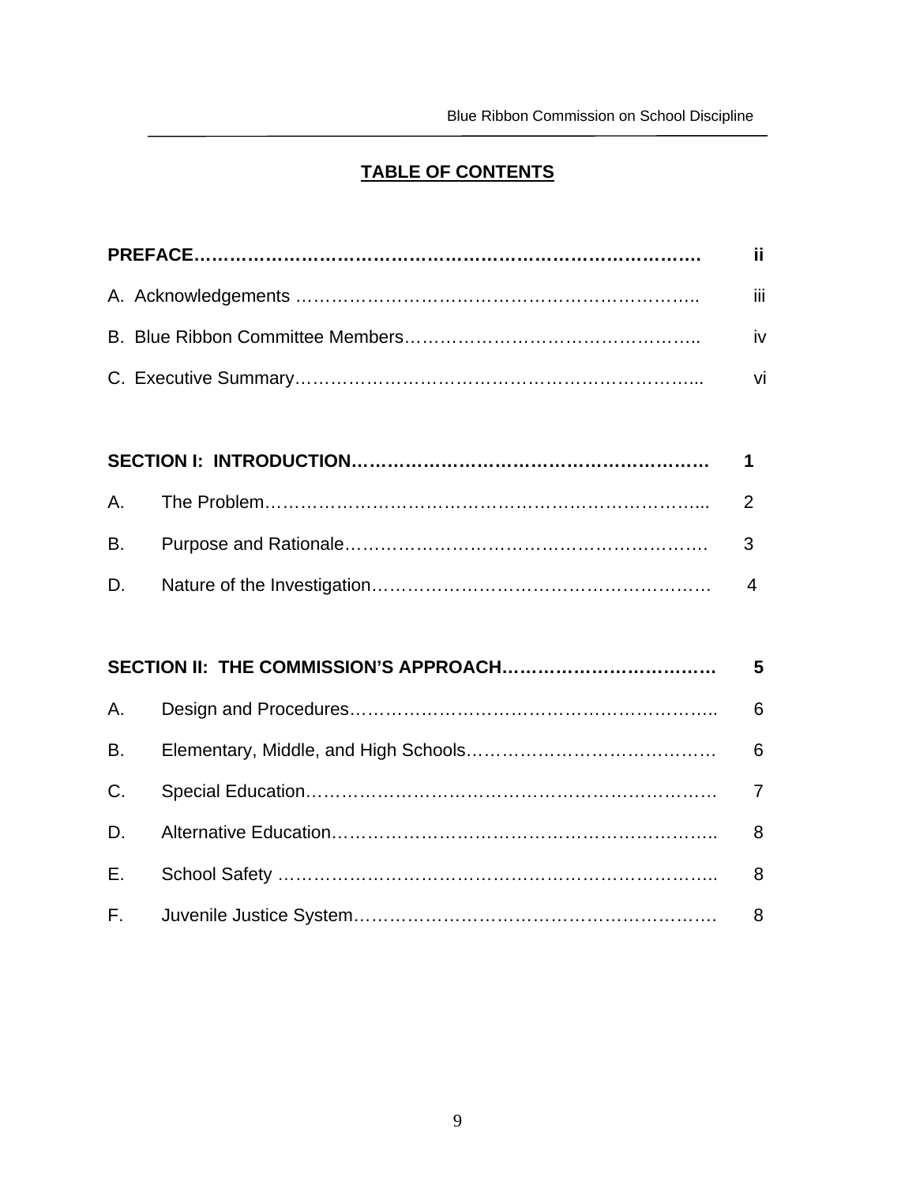## TABLE OF CONTENTS

**PREFACE…………………………………………………………………………. ii**

A. Acknowledgements ……………………………………………………………. iii

B. Blue Ribbon Committee Members………………………………………….. iv

C. Executive Summary…………………………………………………………... vi

**SECTION I: INTRODUCTION…………………………………………………. 1**

A. The Problem………………………………………………………………... 2

B. Purpose and Rationale……………………………………………………. 3

D. Nature of the Investigation………………………………………………… 4

**SECTION II: THE COMMISSION'S APPROACH………………………………. 5**

A. Design and Procedures…………………………………………………….. 6

B. Elementary, Middle, and High Schools……………………………………. 6

C. Special Education…………………………………………………………… 7

D. Alternative Education……………………………………………………….. 8

E. School Safety ……………………………………………………………….. 8

F. Juvenile Justice System……………………………………………………. 8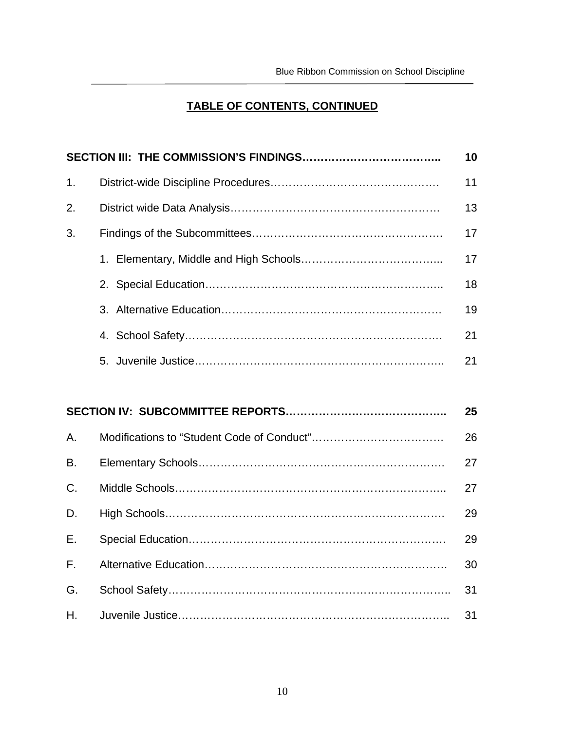## TABLE OF CONTENTS, CONTINUED

| | | |
|---|---|---|
| **SECTION III: THE COMMISSION'S FINDINGS** | | **10** |
| 1. | District-wide Discipline Procedures | 11 |
| 2. | District wide Data Analysis | 13 |
| 3. | Findings of the Subcommittees | 17 |
| | 1. Elementary, Middle and High Schools | 17 |
| | 2. Special Education | 18 |
| | 3. Alternative Education | 19 |
| | 4. School Safety | 21 |
| | 5. Juvenile Justice | 21 |
| **SECTION IV: SUBCOMMITTEE REPORTS** | | **25** |
| A. | Modifications to "Student Code of Conduct" | 26 |
| B. | Elementary Schools | 27 |
| C. | Middle Schools | 27 |
| D. | High Schools | 29 |
| E. | Special Education | 29 |
| F. | Alternative Education | 30 |
| G. | School Safety | 31 |
| H. | Juvenile Justice | 31 |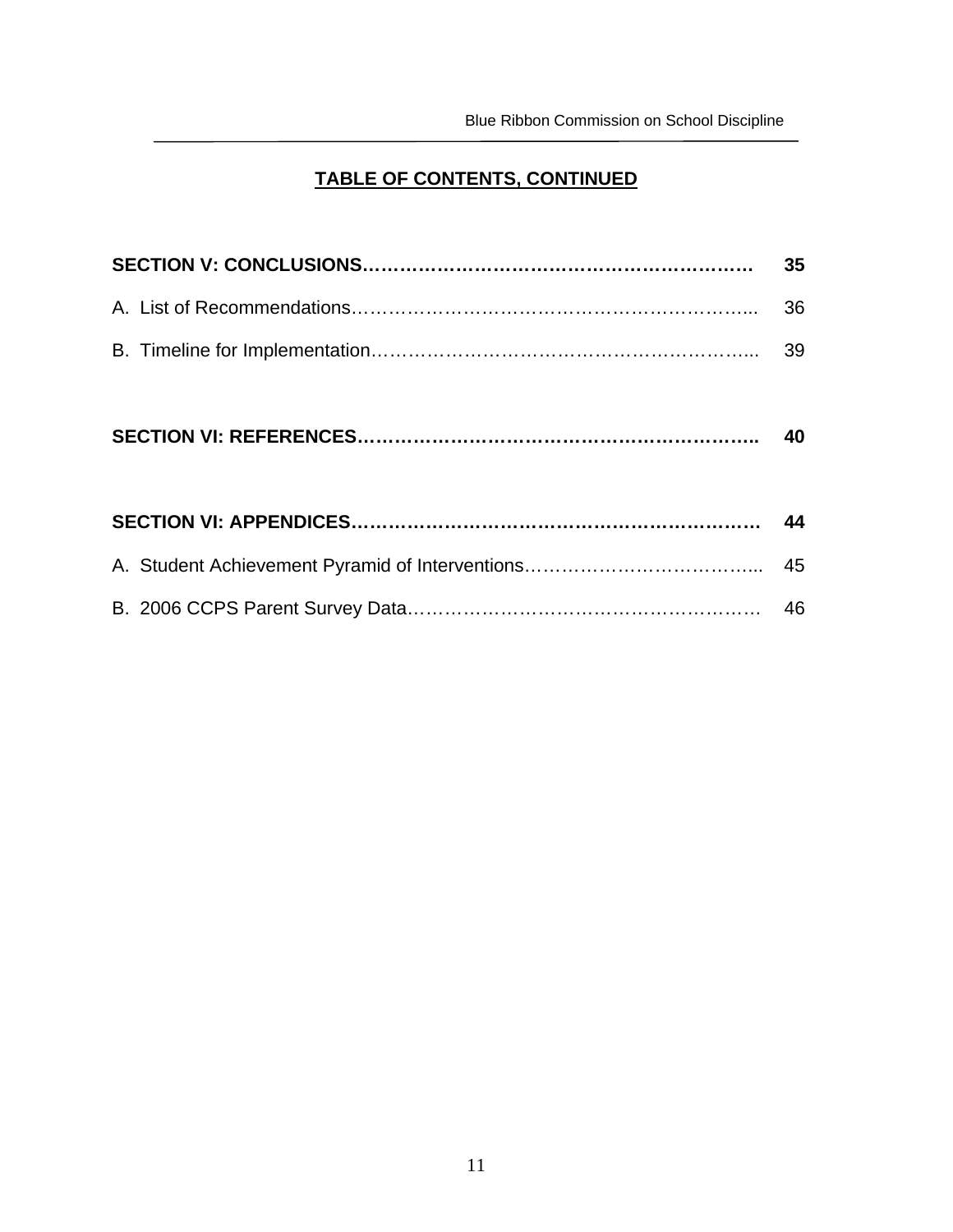## TABLE OF CONTENTS, CONTINUED

| | |
|---|---|
| **SECTION V: CONCLUSIONS** | **35** |
| A. List of Recommendations | 36 |
| B. Timeline for Implementation | 39 |
| **SECTION VI: REFERENCES** | **40** |
| **SECTION VI: APPENDICES** | **44** |
| A. Student Achievement Pyramid of Interventions | 45 |
| B. 2006 CCPS Parent Survey Data | 46 |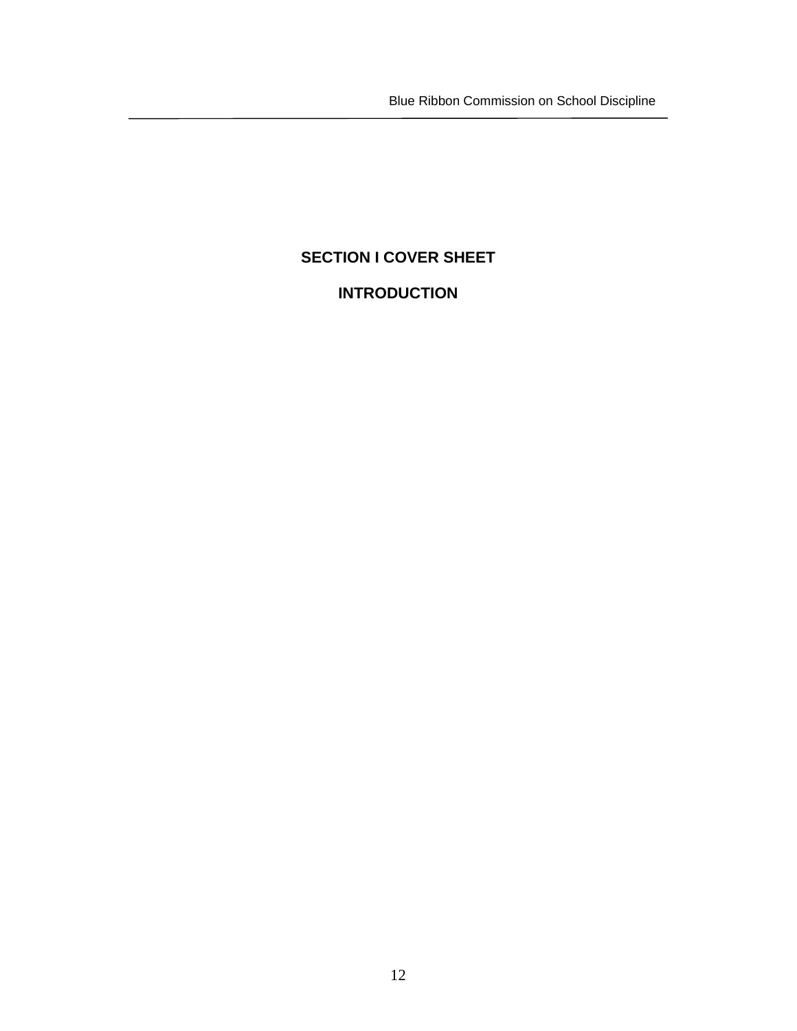# SECTION I COVER SHEET

# INTRODUCTION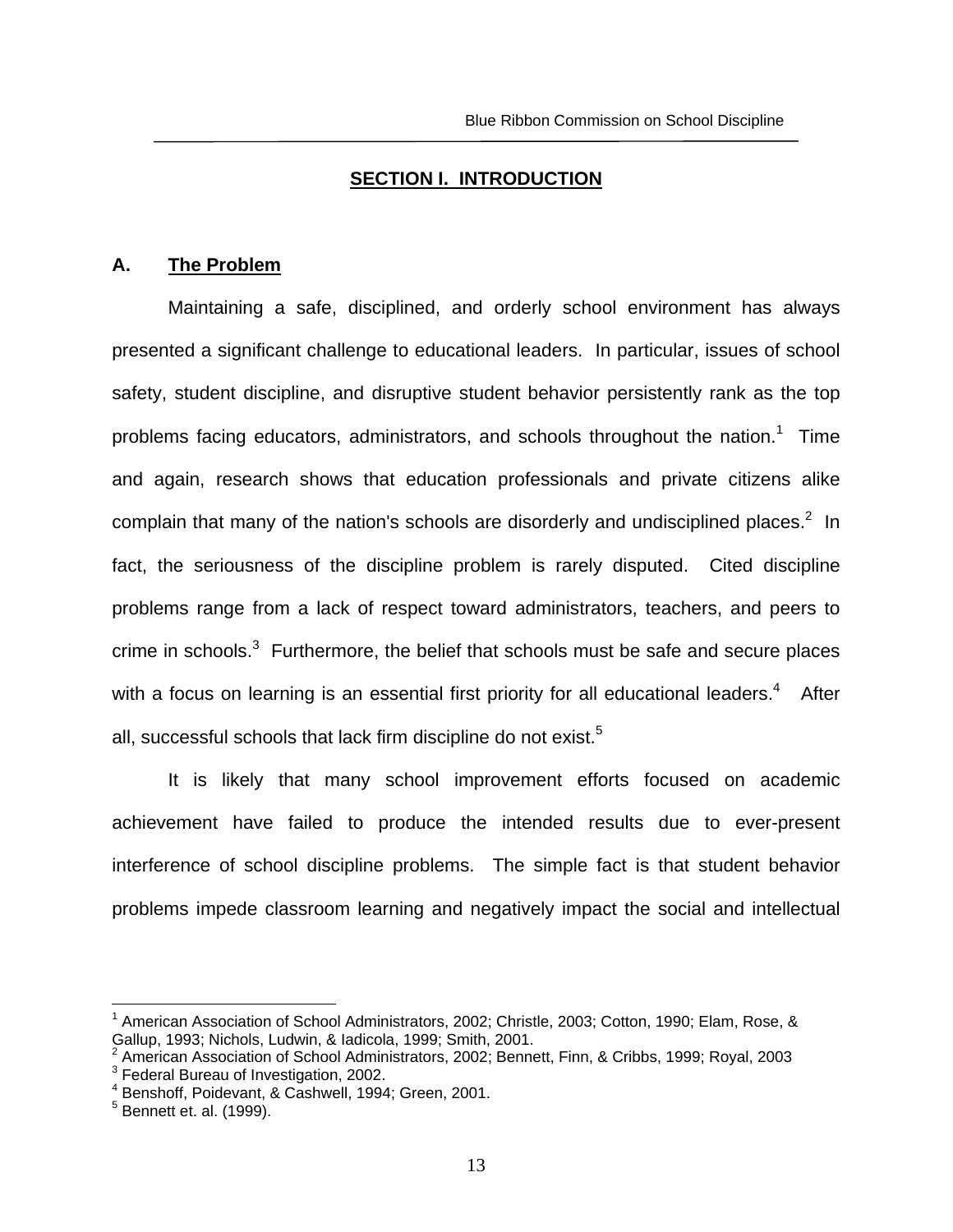# SECTION I. INTRODUCTION

## A. The Problem

Maintaining a safe, disciplined, and orderly school environment has always presented a significant challenge to educational leaders. In particular, issues of school safety, student discipline, and disruptive student behavior persistently rank as the top problems facing educators, administrators, and schools throughout the nation.[1] Time and again, research shows that education professionals and private citizens alike complain that many of the nation's schools are disorderly and undisciplined places.[2] In fact, the seriousness of the discipline problem is rarely disputed. Cited discipline problems range from a lack of respect toward administrators, teachers, and peers to crime in schools.[3] Furthermore, the belief that schools must be safe and secure places with a focus on learning is an essential first priority for all educational leaders.[4] After all, successful schools that lack firm discipline do not exist.[5]

It is likely that many school improvement efforts focused on academic achievement have failed to produce the intended results due to ever-present interference of school discipline problems. The simple fact is that student behavior problems impede classroom learning and negatively impact the social and intellectual

---

[1] American Association of School Administrators, 2002; Christle, 2003; Cotton, 1990; Elam, Rose, & Gallup, 1993; Nichols, Ludwin, & Iadicola, 1999; Smith, 2001.
[2] American Association of School Administrators, 2002; Bennett, Finn, & Cribbs, 1999; Royal, 2003
[3] Federal Bureau of Investigation, 2002.
[4] Benshoff, Poidevant, & Cashwell, 1994; Green, 2001.
[5] Bennett et. al. (1999).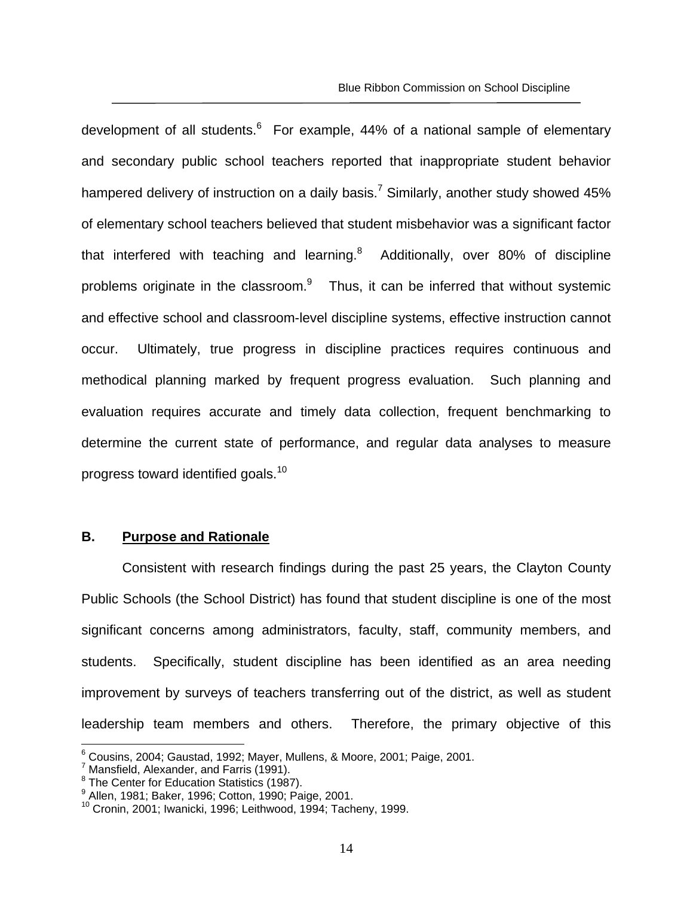development of all students.[6] For example, 44% of a national sample of elementary and secondary public school teachers reported that inappropriate student behavior hampered delivery of instruction on a daily basis.[7] Similarly, another study showed 45% of elementary school teachers believed that student misbehavior was a significant factor that interfered with teaching and learning.[8] Additionally, over 80% of discipline problems originate in the classroom.[9] Thus, it can be inferred that without systemic and effective school and classroom-level discipline systems, effective instruction cannot occur. Ultimately, true progress in discipline practices requires continuous and methodical planning marked by frequent progress evaluation. Such planning and evaluation requires accurate and timely data collection, frequent benchmarking to determine the current state of performance, and regular data analyses to measure progress toward identified goals.[10]

## B. Purpose and Rationale

Consistent with research findings during the past 25 years, the Clayton County Public Schools (the School District) has found that student discipline is one of the most significant concerns among administrators, faculty, staff, community members, and students. Specifically, student discipline has been identified as an area needing improvement by surveys of teachers transferring out of the district, as well as student leadership team members and others. Therefore, the primary objective of this

---

[6] Cousins, 2004; Gaustad, 1992; Mayer, Mullens, & Moore, 2001; Paige, 2001.
[7] Mansfield, Alexander, and Farris (1991).
[8] The Center for Education Statistics (1987).
[9] Allen, 1981; Baker, 1996; Cotton, 1990; Paige, 2001.
[10] Cronin, 2001; Iwanicki, 1996; Leithwood, 1994; Tacheny, 1999.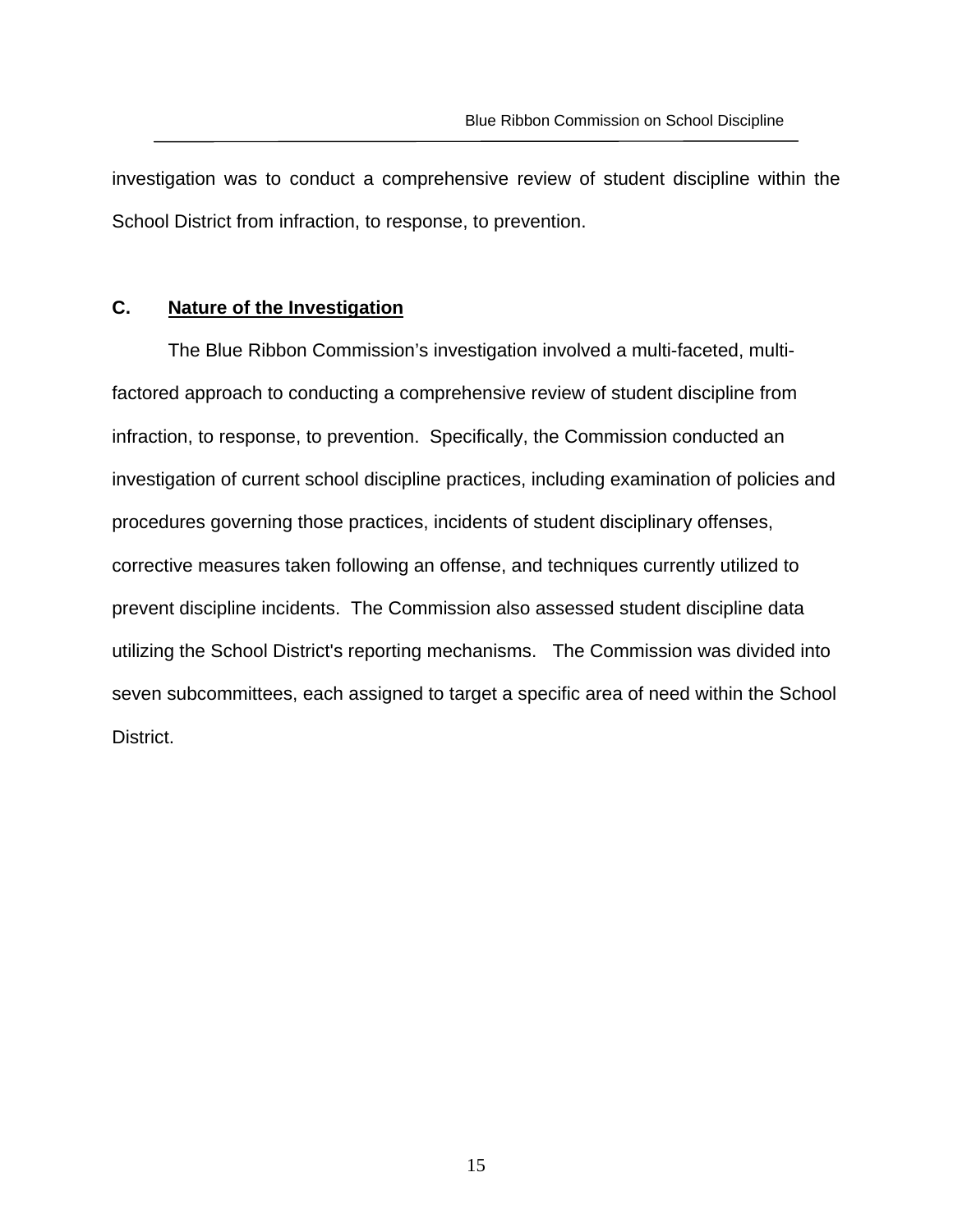investigation was to conduct a comprehensive review of student discipline within the School District from infraction, to response, to prevention.

### C. <u>Nature of the Investigation</u>

The Blue Ribbon Commission's investigation involved a multi-faceted, multi-factored approach to conducting a comprehensive review of student discipline from infraction, to response, to prevention. Specifically, the Commission conducted an investigation of current school discipline practices, including examination of policies and procedures governing those practices, incidents of student disciplinary offenses, corrective measures taken following an offense, and techniques currently utilized to prevent discipline incidents. The Commission also assessed student discipline data utilizing the School District's reporting mechanisms. The Commission was divided into seven subcommittees, each assigned to target a specific area of need within the School District.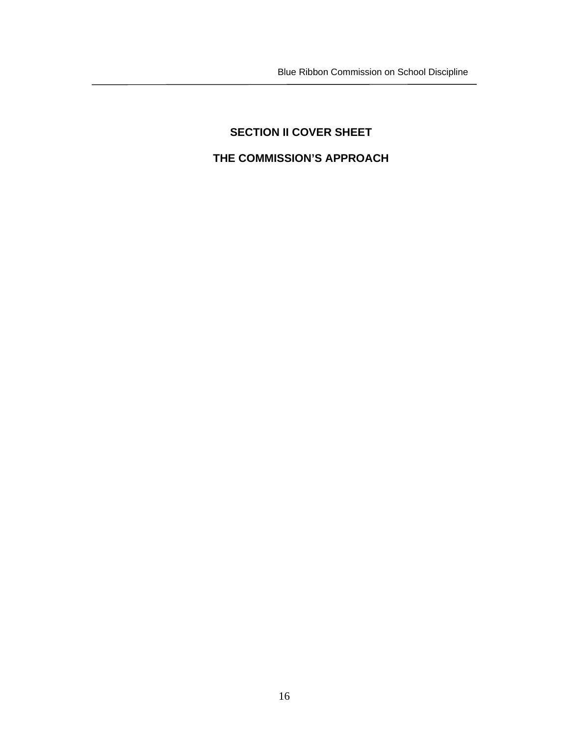## SECTION II COVER SHEET

## THE COMMISSION'S APPROACH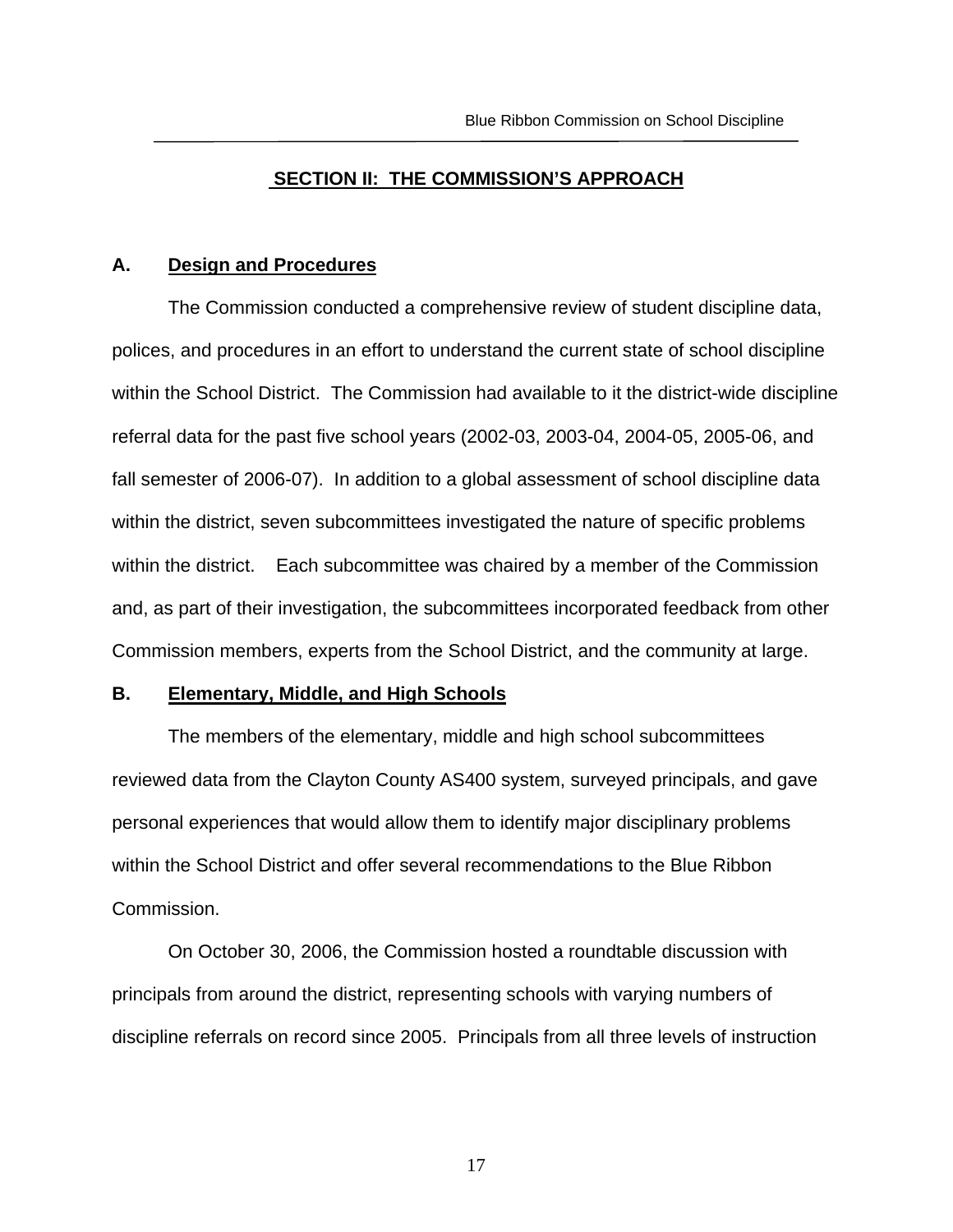## SECTION II: THE COMMISSION'S APPROACH

### A. Design and Procedures

The Commission conducted a comprehensive review of student discipline data, polices, and procedures in an effort to understand the current state of school discipline within the School District. The Commission had available to it the district-wide discipline referral data for the past five school years (2002-03, 2003-04, 2004-05, 2005-06, and fall semester of 2006-07). In addition to a global assessment of school discipline data within the district, seven subcommittees investigated the nature of specific problems within the district. Each subcommittee was chaired by a member of the Commission and, as part of their investigation, the subcommittees incorporated feedback from other Commission members, experts from the School District, and the community at large.

### B. Elementary, Middle, and High Schools

The members of the elementary, middle and high school subcommittees reviewed data from the Clayton County AS400 system, surveyed principals, and gave personal experiences that would allow them to identify major disciplinary problems within the School District and offer several recommendations to the Blue Ribbon Commission.

On October 30, 2006, the Commission hosted a roundtable discussion with principals from around the district, representing schools with varying numbers of discipline referrals on record since 2005. Principals from all three levels of instruction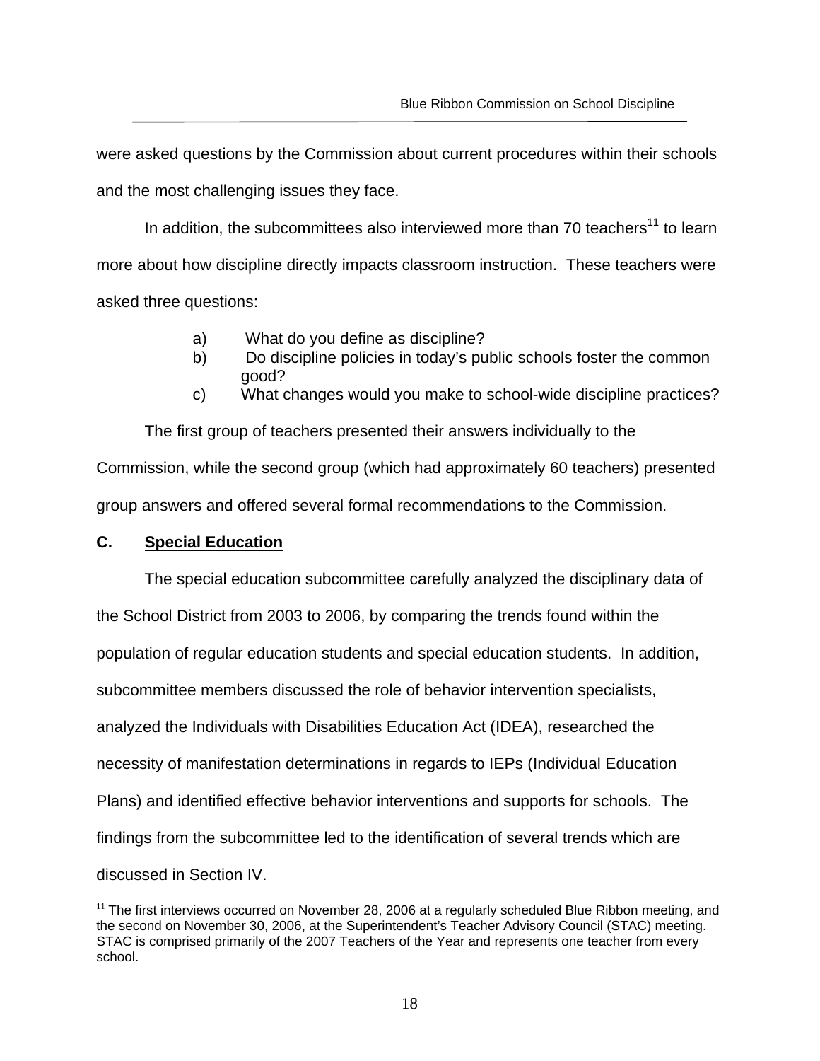were asked questions by the Commission about current procedures within their schools and the most challenging issues they face.

In addition, the subcommittees also interviewed more than 70 teachers[11] to learn more about how discipline directly impacts classroom instruction. These teachers were asked three questions:

a) What do you define as discipline?
b) Do discipline policies in today's public schools foster the common good?
c) What changes would you make to school-wide discipline practices?

The first group of teachers presented their answers individually to the Commission, while the second group (which had approximately 60 teachers) presented group answers and offered several formal recommendations to the Commission.

## C. Special Education

The special education subcommittee carefully analyzed the disciplinary data of the School District from 2003 to 2006, by comparing the trends found within the population of regular education students and special education students. In addition, subcommittee members discussed the role of behavior intervention specialists, analyzed the Individuals with Disabilities Education Act (IDEA), researched the necessity of manifestation determinations in regards to IEPs (Individual Education Plans) and identified effective behavior interventions and supports for schools. The findings from the subcommittee led to the identification of several trends which are discussed in Section IV.

---

[11] The first interviews occurred on November 28, 2006 at a regularly scheduled Blue Ribbon meeting, and the second on November 30, 2006, at the Superintendent's Teacher Advisory Council (STAC) meeting. STAC is comprised primarily of the 2007 Teachers of the Year and represents one teacher from every school.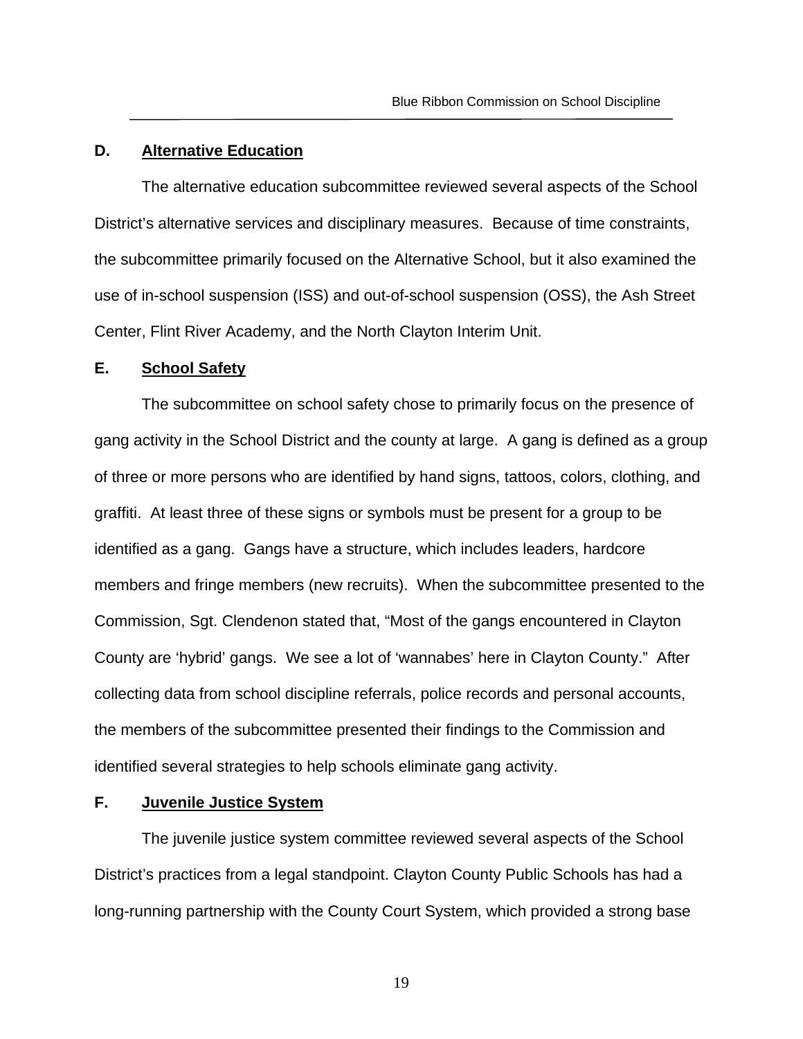## D. <u>Alternative Education</u>

The alternative education subcommittee reviewed several aspects of the School District's alternative services and disciplinary measures. Because of time constraints, the subcommittee primarily focused on the Alternative School, but it also examined the use of in-school suspension (ISS) and out-of-school suspension (OSS), the Ash Street Center, Flint River Academy, and the North Clayton Interim Unit.

## E. <u>School Safety</u>

The subcommittee on school safety chose to primarily focus on the presence of gang activity in the School District and the county at large. A gang is defined as a group of three or more persons who are identified by hand signs, tattoos, colors, clothing, and graffiti. At least three of these signs or symbols must be present for a group to be identified as a gang. Gangs have a structure, which includes leaders, hardcore members and fringe members (new recruits). When the subcommittee presented to the Commission, Sgt. Clendenon stated that, "Most of the gangs encountered in Clayton County are 'hybrid' gangs. We see a lot of 'wannabes' here in Clayton County." After collecting data from school discipline referrals, police records and personal accounts, the members of the subcommittee presented their findings to the Commission and identified several strategies to help schools eliminate gang activity.

## F. <u>Juvenile Justice System</u>

The juvenile justice system committee reviewed several aspects of the School District's practices from a legal standpoint. Clayton County Public Schools has had a long-running partnership with the County Court System, which provided a strong base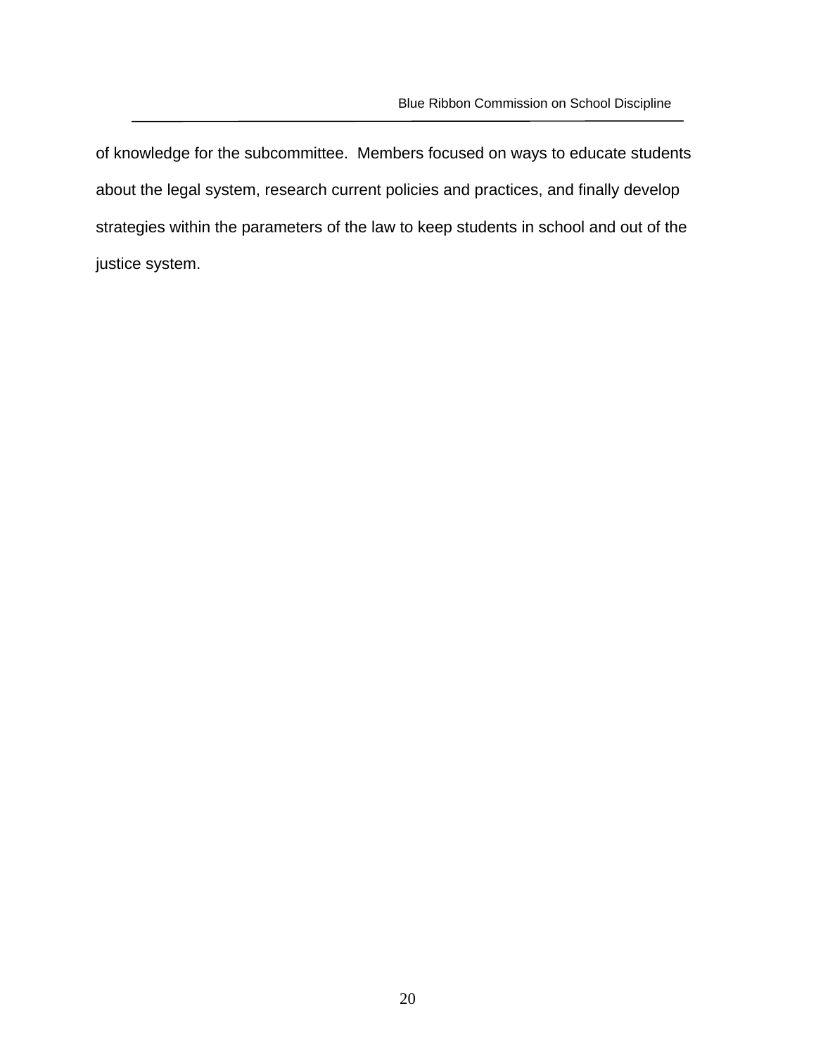of knowledge for the subcommittee. Members focused on ways to educate students about the legal system, research current policies and practices, and finally develop strategies within the parameters of the law to keep students in school and out of the justice system.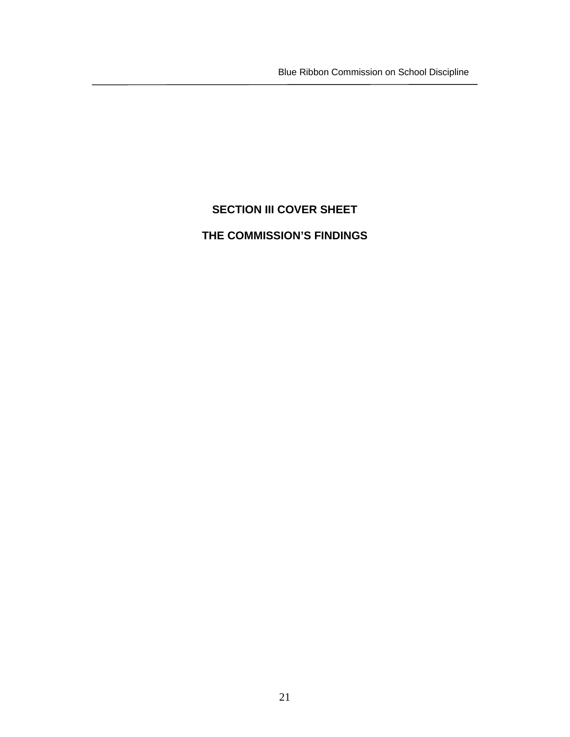# SECTION III COVER SHEET

## THE COMMISSION'S FINDINGS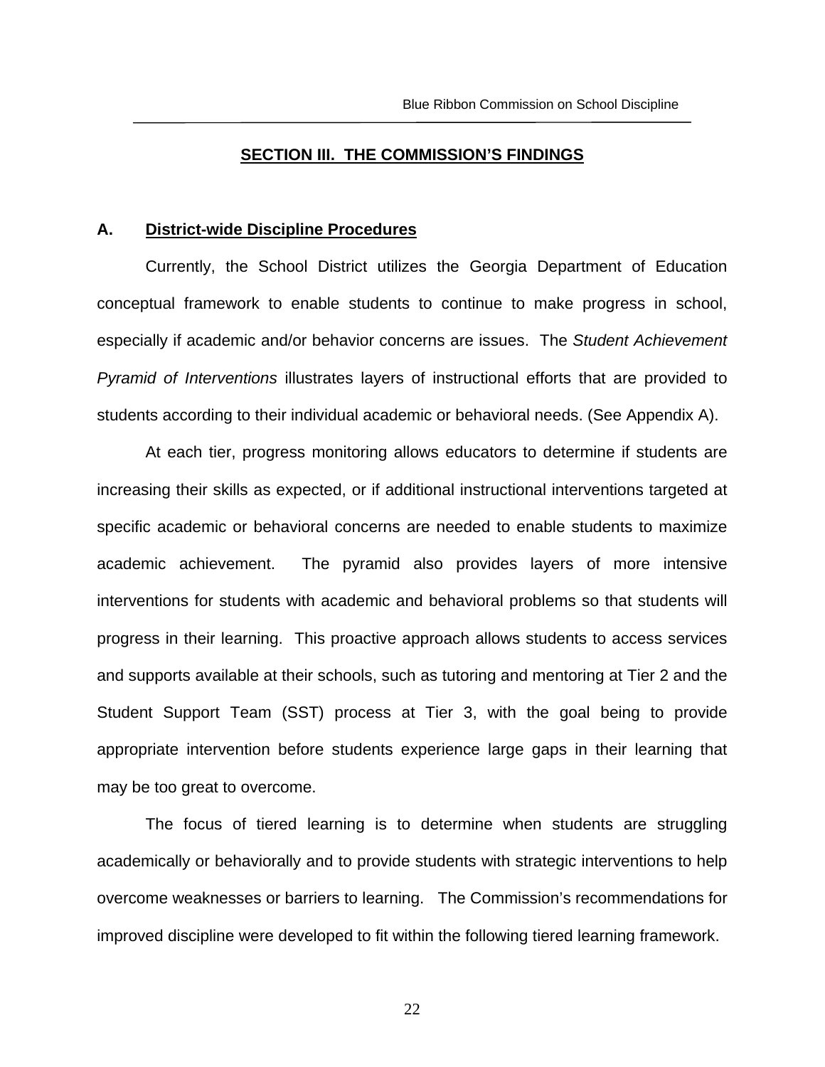## SECTION III. THE COMMISSION'S FINDINGS

### A. District-wide Discipline Procedures

Currently, the School District utilizes the Georgia Department of Education conceptual framework to enable students to continue to make progress in school, especially if academic and/or behavior concerns are issues. The *Student Achievement Pyramid of Interventions* illustrates layers of instructional efforts that are provided to students according to their individual academic or behavioral needs. (See Appendix A).

At each tier, progress monitoring allows educators to determine if students are increasing their skills as expected, or if additional instructional interventions targeted at specific academic or behavioral concerns are needed to enable students to maximize academic achievement. The pyramid also provides layers of more intensive interventions for students with academic and behavioral problems so that students will progress in their learning. This proactive approach allows students to access services and supports available at their schools, such as tutoring and mentoring at Tier 2 and the Student Support Team (SST) process at Tier 3, with the goal being to provide appropriate intervention before students experience large gaps in their learning that may be too great to overcome.

The focus of tiered learning is to determine when students are struggling academically or behaviorally and to provide students with strategic interventions to help overcome weaknesses or barriers to learning. The Commission's recommendations for improved discipline were developed to fit within the following tiered learning framework.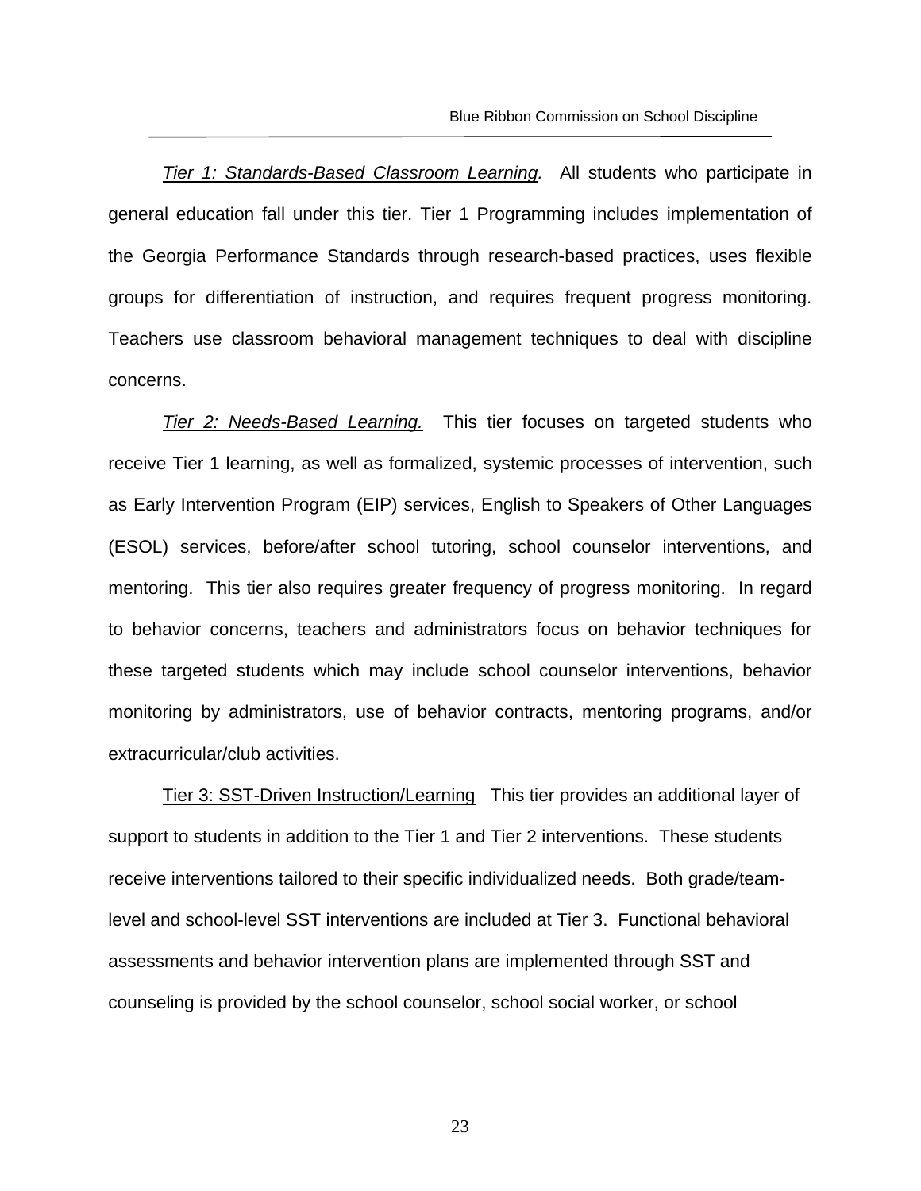*Tier 1: Standards-Based Classroom Learning.* All students who participate in general education fall under this tier. Tier 1 Programming includes implementation of the Georgia Performance Standards through research-based practices, uses flexible groups for differentiation of instruction, and requires frequent progress monitoring. Teachers use classroom behavioral management techniques to deal with discipline concerns.

*Tier 2: Needs-Based Learning.* This tier focuses on targeted students who receive Tier 1 learning, as well as formalized, systemic processes of intervention, such as Early Intervention Program (EIP) services, English to Speakers of Other Languages (ESOL) services, before/after school tutoring, school counselor interventions, and mentoring. This tier also requires greater frequency of progress monitoring. In regard to behavior concerns, teachers and administrators focus on behavior techniques for these targeted students which may include school counselor interventions, behavior monitoring by administrators, use of behavior contracts, mentoring programs, and/or extracurricular/club activities.

Tier 3: SST-Driven Instruction/Learning This tier provides an additional layer of support to students in addition to the Tier 1 and Tier 2 interventions. These students receive interventions tailored to their specific individualized needs. Both grade/team-level and school-level SST interventions are included at Tier 3. Functional behavioral assessments and behavior intervention plans are implemented through SST and counseling is provided by the school counselor, school social worker, or school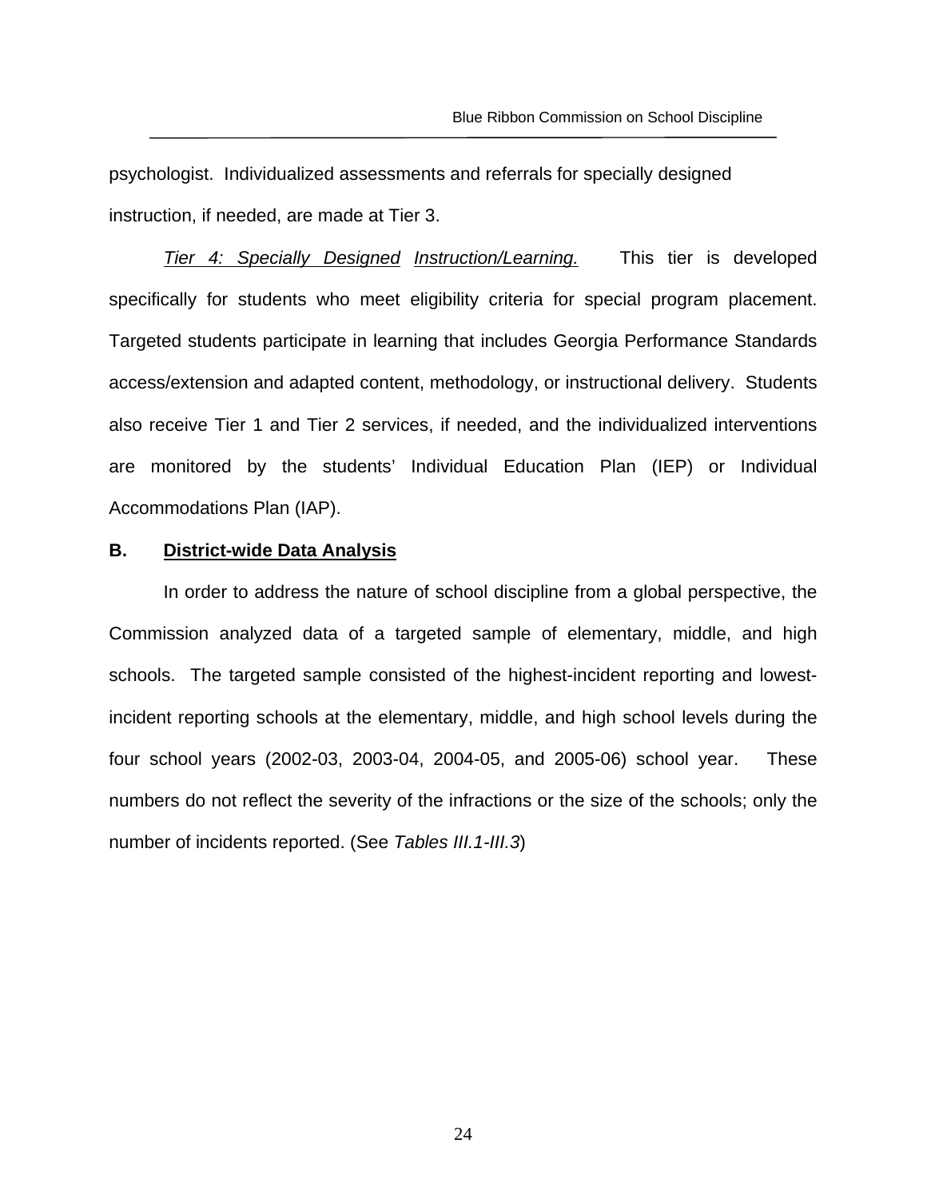psychologist. Individualized assessments and referrals for specially designed instruction, if needed, are made at Tier 3.

*Tier 4: Specially Designed Instruction/Learning.* This tier is developed specifically for students who meet eligibility criteria for special program placement. Targeted students participate in learning that includes Georgia Performance Standards access/extension and adapted content, methodology, or instructional delivery. Students also receive Tier 1 and Tier 2 services, if needed, and the individualized interventions are monitored by the students' Individual Education Plan (IEP) or Individual Accommodations Plan (IAP).

## B. District-wide Data Analysis

In order to address the nature of school discipline from a global perspective, the Commission analyzed data of a targeted sample of elementary, middle, and high schools. The targeted sample consisted of the highest-incident reporting and lowest-incident reporting schools at the elementary, middle, and high school levels during the four school years (2002-03, 2003-04, 2004-05, and 2005-06) school year. These numbers do not reflect the severity of the infractions or the size of the schools; only the number of incidents reported. (See *Tables III.1-III.3*)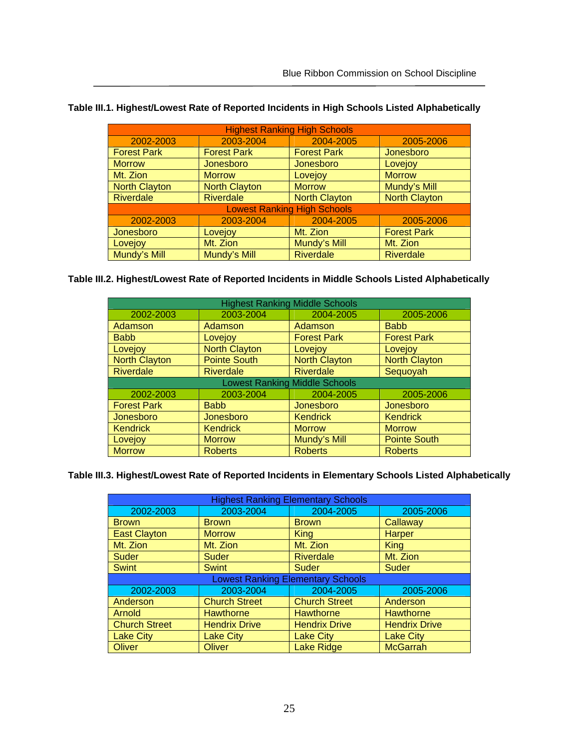**Table III.1. Highest/Lowest Rate of Reported Incidents in High Schools Listed Alphabetically**

| Highest Ranking High Schools | | | |
|---|---|---|---|
| 2002-2003 | 2003-2004 | 2004-2005 | 2005-2006 |
| Forest Park | Forest Park | Forest Park | Jonesboro |
| Morrow | Jonesboro | Jonesboro | Lovejoy |
| Mt. Zion | Morrow | Lovejoy | Morrow |
| North Clayton | North Clayton | Morrow | Mundy's Mill |
| Riverdale | Riverdale | North Clayton | North Clayton |
| **Lowest Ranking High Schools** | | | |
| 2002-2003 | 2003-2004 | 2004-2005 | 2005-2006 |
| Jonesboro | Lovejoy | Mt. Zion | Forest Park |
| Lovejoy | Mt. Zion | Mundy's Mill | Mt. Zion |
| Mundy's Mill | Mundy's Mill | Riverdale | Riverdale |

**Table III.2. Highest/Lowest Rate of Reported Incidents in Middle Schools Listed Alphabetically**

| Highest Ranking Middle Schools | | | |
|---|---|---|---|
| 2002-2003 | 2003-2004 | 2004-2005 | 2005-2006 |
| Adamson | Adamson | Adamson | Babb |
| Babb | Lovejoy | Forest Park | Forest Park |
| Lovejoy | North Clayton | Lovejoy | Lovejoy |
| North Clayton | Pointe South | North Clayton | North Clayton |
| Riverdale | Riverdale | Riverdale | Sequoyah |
| **Lowest Ranking Middle Schools** | | | |
| 2002-2003 | 2003-2004 | 2004-2005 | 2005-2006 |
| Forest Park | Babb | Jonesboro | Jonesboro |
| Jonesboro | Jonesboro | Kendrick | Kendrick |
| Kendrick | Kendrick | Morrow | Morrow |
| Lovejoy | Morrow | Mundy's Mill | Pointe South |
| Morrow | Roberts | Roberts | Roberts |

**Table III.3. Highest/Lowest Rate of Reported Incidents in Elementary Schools Listed Alphabetically**

| Highest Ranking Elementary Schools | | | |
|---|---|---|---|
| 2002-2003 | 2003-2004 | 2004-2005 | 2005-2006 |
| Brown | Brown | Brown | Callaway |
| East Clayton | Morrow | King | Harper |
| Mt. Zion | Mt. Zion | Mt. Zion | King |
| Suder | Suder | Riverdale | Mt. Zion |
| Swint | Swint | Suder | Suder |
| **Lowest Ranking Elementary Schools** | | | |
| 2002-2003 | 2003-2004 | 2004-2005 | 2005-2006 |
| Anderson | Church Street | Church Street | Anderson |
| Arnold | Hawthorne | Hawthorne | Hawthorne |
| Church Street | Hendrix Drive | Hendrix Drive | Hendrix Drive |
| Lake City | Lake City | Lake City | Lake City |
| Oliver | Oliver | Lake Ridge | McGarrah |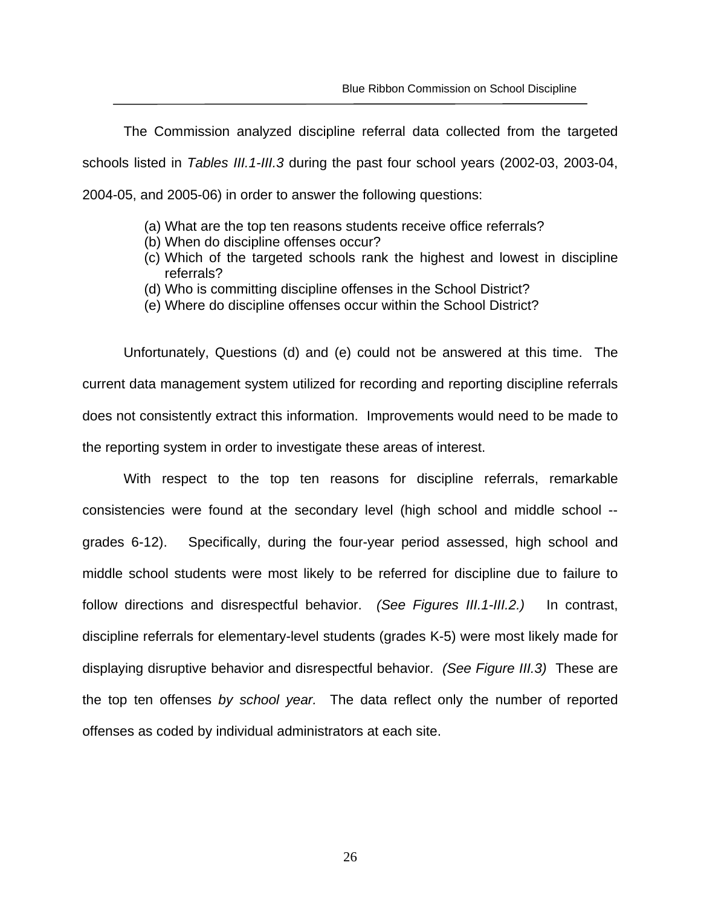The Commission analyzed discipline referral data collected from the targeted schools listed in *Tables III.1-III.3* during the past four school years (2002-03, 2003-04, 2004-05, and 2005-06) in order to answer the following questions:

(a) What are the top ten reasons students receive office referrals?
(b) When do discipline offenses occur?
(c) Which of the targeted schools rank the highest and lowest in discipline referrals?
(d) Who is committing discipline offenses in the School District?
(e) Where do discipline offenses occur within the School District?

Unfortunately, Questions (d) and (e) could not be answered at this time. The current data management system utilized for recording and reporting discipline referrals does not consistently extract this information. Improvements would need to be made to the reporting system in order to investigate these areas of interest.

With respect to the top ten reasons for discipline referrals, remarkable consistencies were found at the secondary level (high school and middle school -- grades 6-12). Specifically, during the four-year period assessed, high school and middle school students were most likely to be referred for discipline due to failure to follow directions and disrespectful behavior. *(See Figures III.1-III.2.)* In contrast, discipline referrals for elementary-level students (grades K-5) were most likely made for displaying disruptive behavior and disrespectful behavior. *(See Figure III.3)* These are the top ten offenses *by school year.* The data reflect only the number of reported offenses as coded by individual administrators at each site.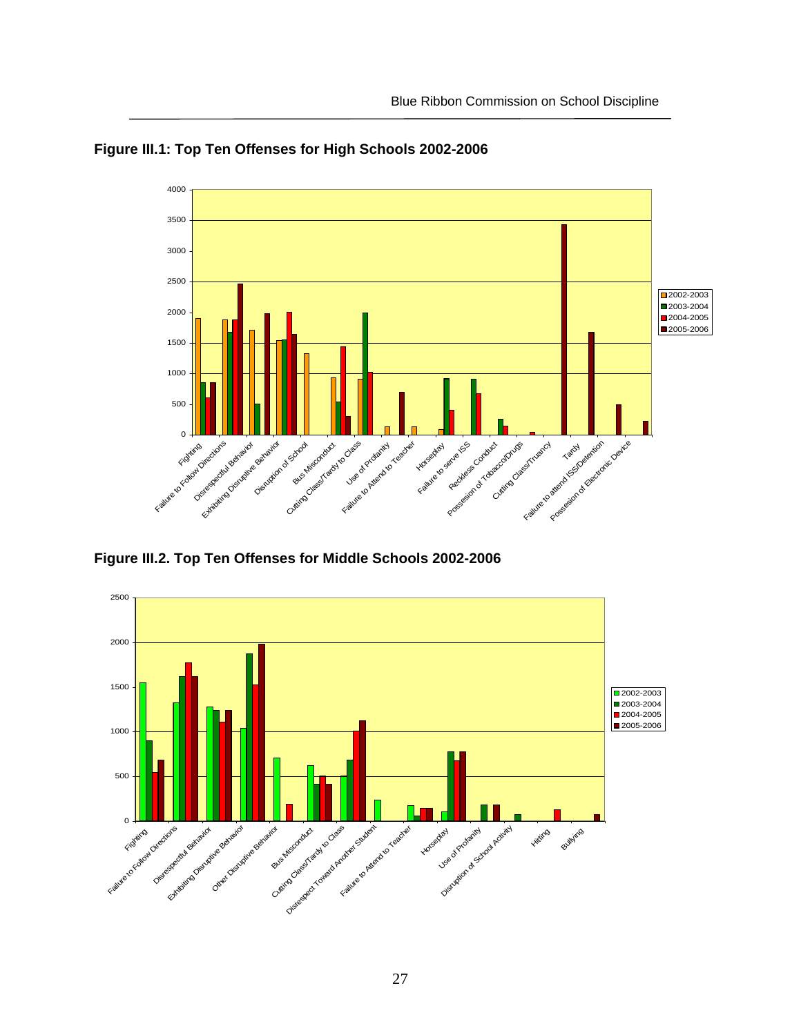**Figure III.1: Top Ten Offenses for High Schools 2002-2006**

**Figure III.2. Top Ten Offenses for Middle Schools 2002-2006**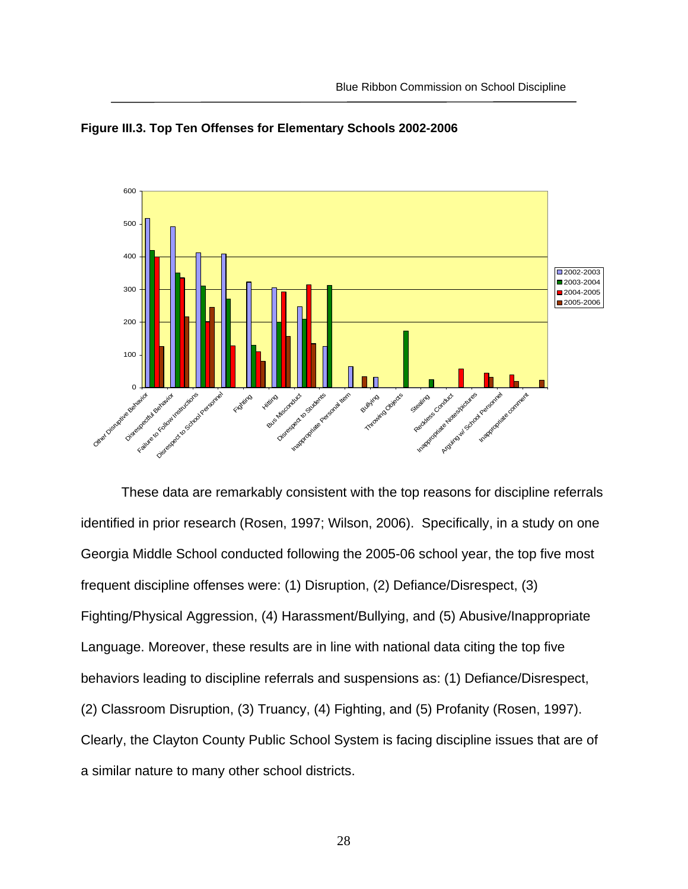**Figure III.3. Top Ten Offenses for Elementary Schools 2002-2006**

These data are remarkably consistent with the top reasons for discipline referrals identified in prior research (Rosen, 1997; Wilson, 2006). Specifically, in a study on one Georgia Middle School conducted following the 2005-06 school year, the top five most frequent discipline offenses were: (1) Disruption, (2) Defiance/Disrespect, (3) Fighting/Physical Aggression, (4) Harassment/Bullying, and (5) Abusive/Inappropriate Language. Moreover, these results are in line with national data citing the top five behaviors leading to discipline referrals and suspensions as: (1) Defiance/Disrespect, (2) Classroom Disruption, (3) Truancy, (4) Fighting, and (5) Profanity (Rosen, 1997). Clearly, the Clayton County Public School System is facing discipline issues that are of a similar nature to many other school districts.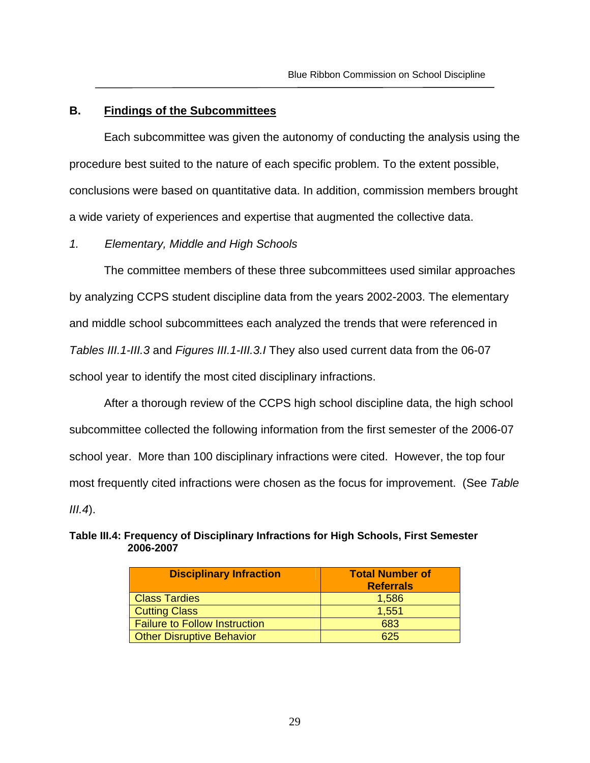## B. Findings of the Subcommittees

Each subcommittee was given the autonomy of conducting the analysis using the procedure best suited to the nature of each specific problem. To the extent possible, conclusions were based on quantitative data. In addition, commission members brought a wide variety of experiences and expertise that augmented the collective data.

### *1. Elementary, Middle and High Schools*

The committee members of these three subcommittees used similar approaches by analyzing CCPS student discipline data from the years 2002-2003. The elementary and middle school subcommittees each analyzed the trends that were referenced in *Tables III.1-III.3* and *Figures III.1-III.3.I* They also used current data from the 06-07 school year to identify the most cited disciplinary infractions.

After a thorough review of the CCPS high school discipline data, the high school subcommittee collected the following information from the first semester of the 2006-07 school year. More than 100 disciplinary infractions were cited. However, the top four most frequently cited infractions were chosen as the focus for improvement. (See *Table III.4*).

**Table III.4: Frequency of Disciplinary Infractions for High Schools, First Semester 2006-2007**

| Disciplinary Infraction | Total Number of Referrals |
|---|---|
| Class Tardies | 1,586 |
| Cutting Class | 1,551 |
| Failure to Follow Instruction | 683 |
| Other Disruptive Behavior | 625 |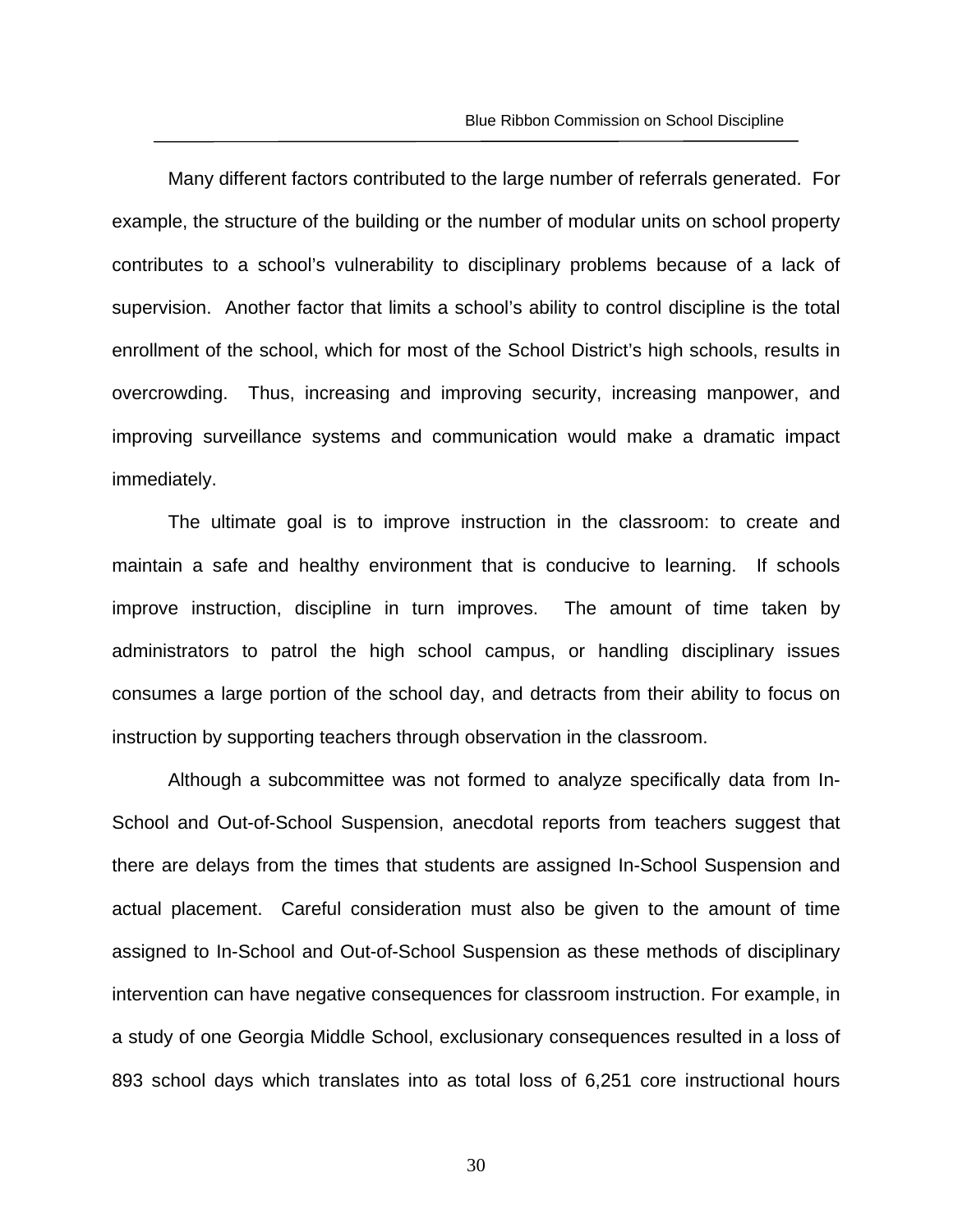Many different factors contributed to the large number of referrals generated. For example, the structure of the building or the number of modular units on school property contributes to a school's vulnerability to disciplinary problems because of a lack of supervision. Another factor that limits a school's ability to control discipline is the total enrollment of the school, which for most of the School District's high schools, results in overcrowding. Thus, increasing and improving security, increasing manpower, and improving surveillance systems and communication would make a dramatic impact immediately.

The ultimate goal is to improve instruction in the classroom: to create and maintain a safe and healthy environment that is conducive to learning. If schools improve instruction, discipline in turn improves. The amount of time taken by administrators to patrol the high school campus, or handling disciplinary issues consumes a large portion of the school day, and detracts from their ability to focus on instruction by supporting teachers through observation in the classroom.

Although a subcommittee was not formed to analyze specifically data from In-School and Out-of-School Suspension, anecdotal reports from teachers suggest that there are delays from the times that students are assigned In-School Suspension and actual placement. Careful consideration must also be given to the amount of time assigned to In-School and Out-of-School Suspension as these methods of disciplinary intervention can have negative consequences for classroom instruction. For example, in a study of one Georgia Middle School, exclusionary consequences resulted in a loss of 893 school days which translates into as total loss of 6,251 core instructional hours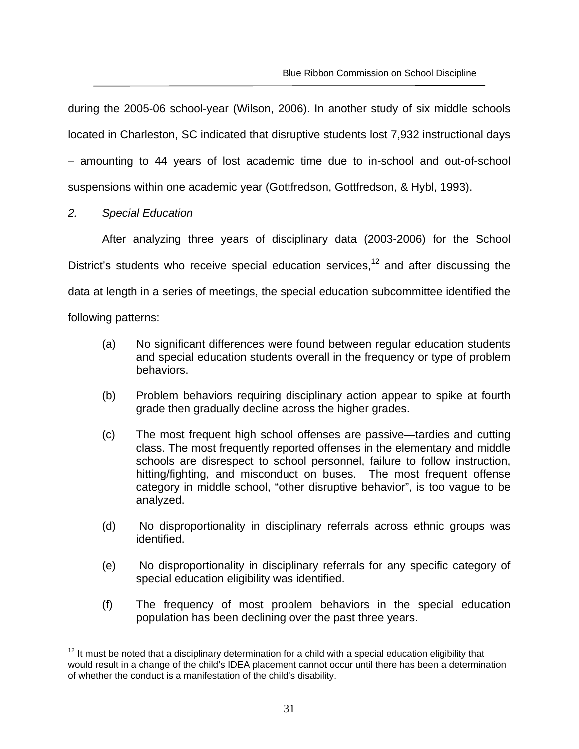during the 2005-06 school-year (Wilson, 2006). In another study of six middle schools located in Charleston, SC indicated that disruptive students lost 7,932 instructional days – amounting to 44 years of lost academic time due to in-school and out-of-school suspensions within one academic year (Gottfredson, Gottfredson, & Hybl, 1993).

*2. Special Education*

After analyzing three years of disciplinary data (2003-2006) for the School District's students who receive special education services,[12] and after discussing the data at length in a series of meetings, the special education subcommittee identified the following patterns:

(a) No significant differences were found between regular education students and special education students overall in the frequency or type of problem behaviors.

(b) Problem behaviors requiring disciplinary action appear to spike at fourth grade then gradually decline across the higher grades.

(c) The most frequent high school offenses are passive—tardies and cutting class. The most frequently reported offenses in the elementary and middle schools are disrespect to school personnel, failure to follow instruction, hitting/fighting, and misconduct on buses. The most frequent offense category in middle school, "other disruptive behavior", is too vague to be analyzed.

(d) No disproportionality in disciplinary referrals across ethnic groups was identified.

(e) No disproportionality in disciplinary referrals for any specific category of special education eligibility was identified.

(f) The frequency of most problem behaviors in the special education population has been declining over the past three years.

[12] It must be noted that a disciplinary determination for a child with a special education eligibility that would result in a change of the child's IDEA placement cannot occur until there has been a determination of whether the conduct is a manifestation of the child's disability.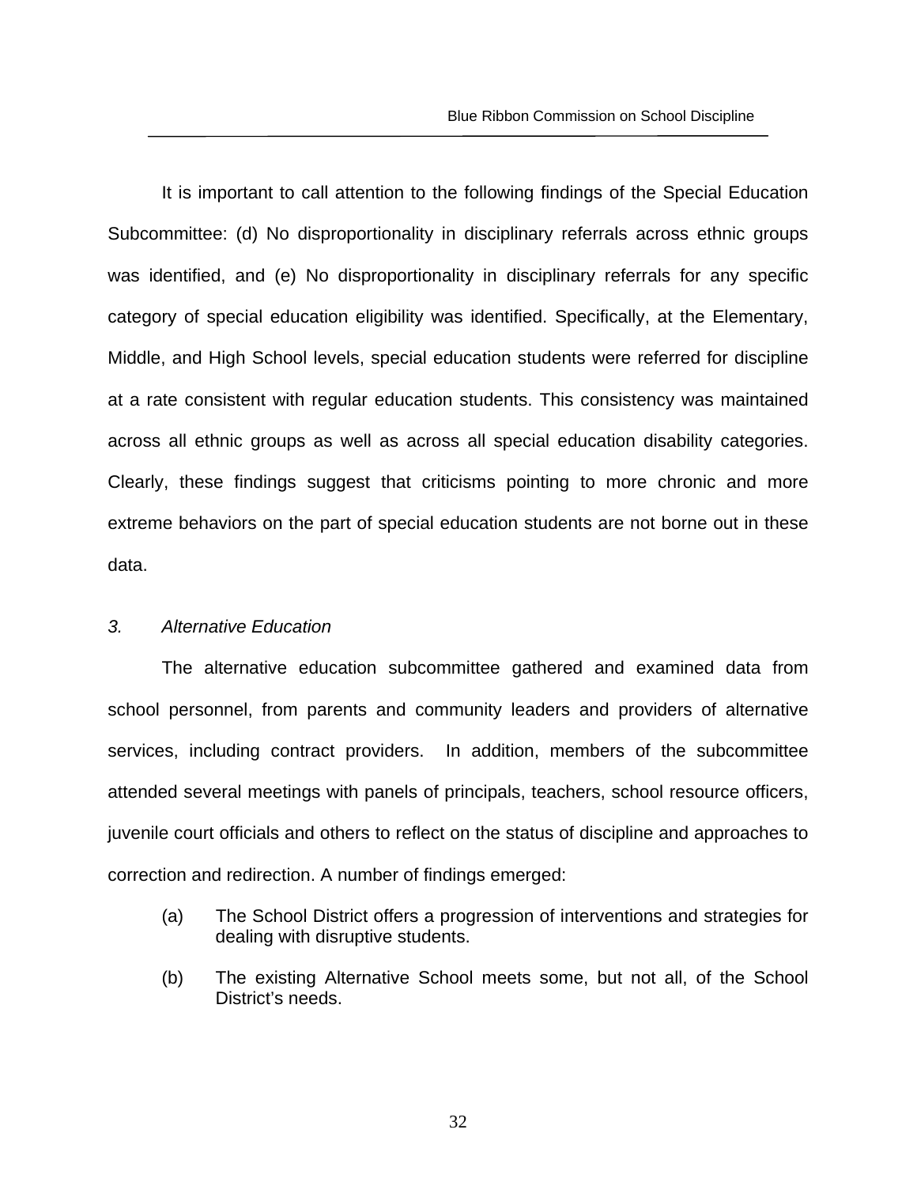It is important to call attention to the following findings of the Special Education Subcommittee: (d) No disproportionality in disciplinary referrals across ethnic groups was identified, and (e) No disproportionality in disciplinary referrals for any specific category of special education eligibility was identified. Specifically, at the Elementary, Middle, and High School levels, special education students were referred for discipline at a rate consistent with regular education students. This consistency was maintained across all ethnic groups as well as across all special education disability categories. Clearly, these findings suggest that criticisms pointing to more chronic and more extreme behaviors on the part of special education students are not borne out in these data.

### *3. Alternative Education*

The alternative education subcommittee gathered and examined data from school personnel, from parents and community leaders and providers of alternative services, including contract providers. In addition, members of the subcommittee attended several meetings with panels of principals, teachers, school resource officers, juvenile court officials and others to reflect on the status of discipline and approaches to correction and redirection. A number of findings emerged:

(a) The School District offers a progression of interventions and strategies for dealing with disruptive students.

(b) The existing Alternative School meets some, but not all, of the School District's needs.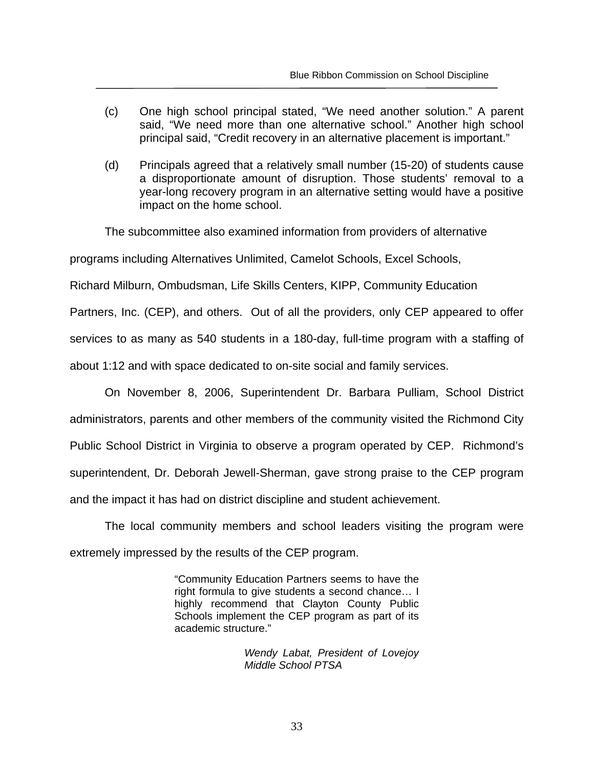(c) One high school principal stated, "We need another solution." A parent said, "We need more than one alternative school." Another high school principal said, "Credit recovery in an alternative placement is important."

(d) Principals agreed that a relatively small number (15-20) of students cause a disproportionate amount of disruption. Those students' removal to a year-long recovery program in an alternative setting would have a positive impact on the home school.

The subcommittee also examined information from providers of alternative programs including Alternatives Unlimited, Camelot Schools, Excel Schools, Richard Milburn, Ombudsman, Life Skills Centers, KIPP, Community Education Partners, Inc. (CEP), and others. Out of all the providers, only CEP appeared to offer services to as many as 540 students in a 180-day, full-time program with a staffing of about 1:12 and with space dedicated to on-site social and family services.

On November 8, 2006, Superintendent Dr. Barbara Pulliam, School District administrators, parents and other members of the community visited the Richmond City Public School District in Virginia to observe a program operated by CEP. Richmond's superintendent, Dr. Deborah Jewell-Sherman, gave strong praise to the CEP program and the impact it has had on district discipline and student achievement.

The local community members and school leaders visiting the program were extremely impressed by the results of the CEP program.

> "Community Education Partners seems to have the right formula to give students a second chance… I highly recommend that Clayton County Public Schools implement the CEP program as part of its academic structure."
>
> *Wendy Labat, President of Lovejoy Middle School PTSA*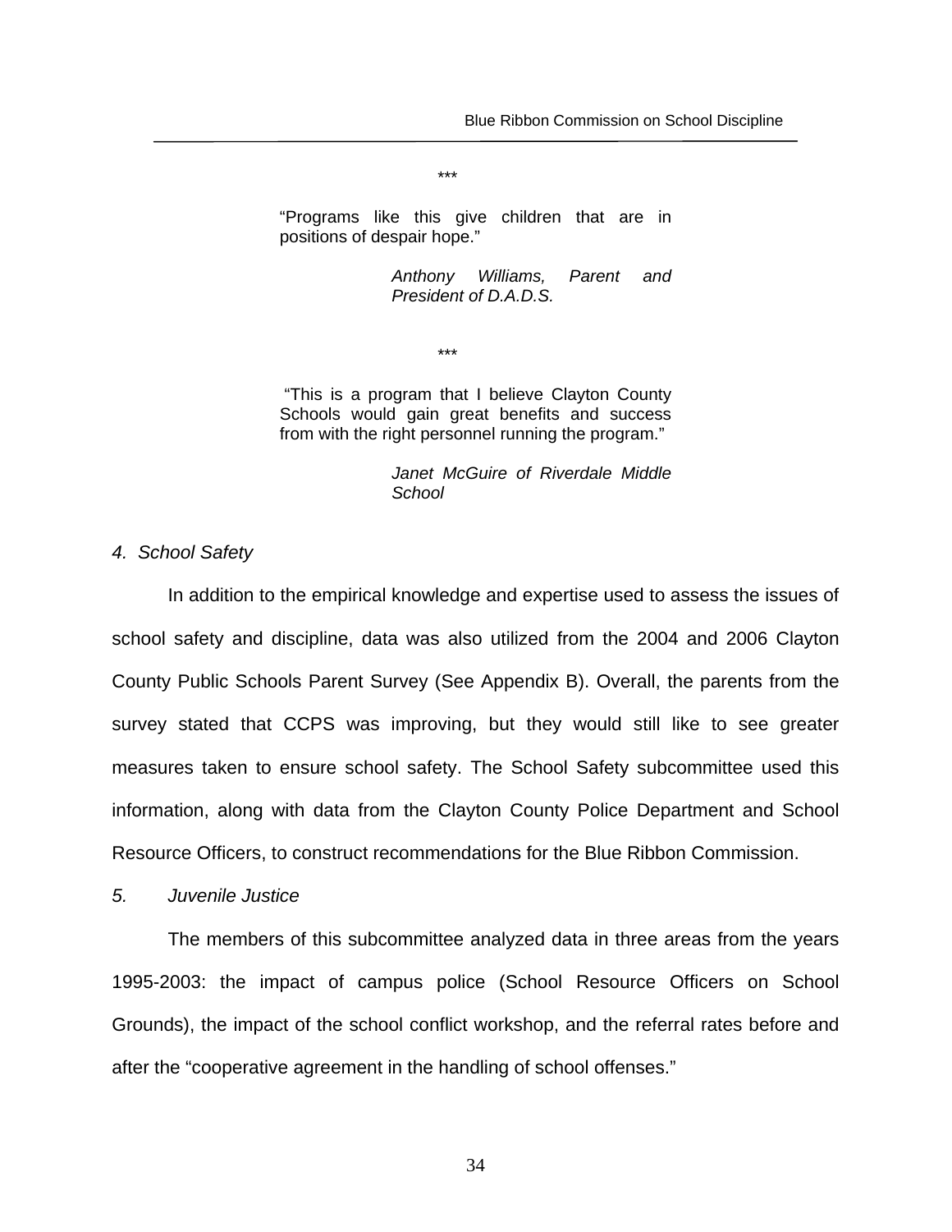***

"Programs like this give children that are in positions of despair hope."

*Anthony Williams, Parent and President of D.A.D.S.*

***

"This is a program that I believe Clayton County Schools would gain great benefits and success from with the right personnel running the program."

*Janet McGuire of Riverdale Middle School*

*4. School Safety*

In addition to the empirical knowledge and expertise used to assess the issues of school safety and discipline, data was also utilized from the 2004 and 2006 Clayton County Public Schools Parent Survey (See Appendix B). Overall, the parents from the survey stated that CCPS was improving, but they would still like to see greater measures taken to ensure school safety. The School Safety subcommittee used this information, along with data from the Clayton County Police Department and School Resource Officers, to construct recommendations for the Blue Ribbon Commission.

*5. Juvenile Justice*

The members of this subcommittee analyzed data in three areas from the years 1995-2003: the impact of campus police (School Resource Officers on School Grounds), the impact of the school conflict workshop, and the referral rates before and after the "cooperative agreement in the handling of school offenses."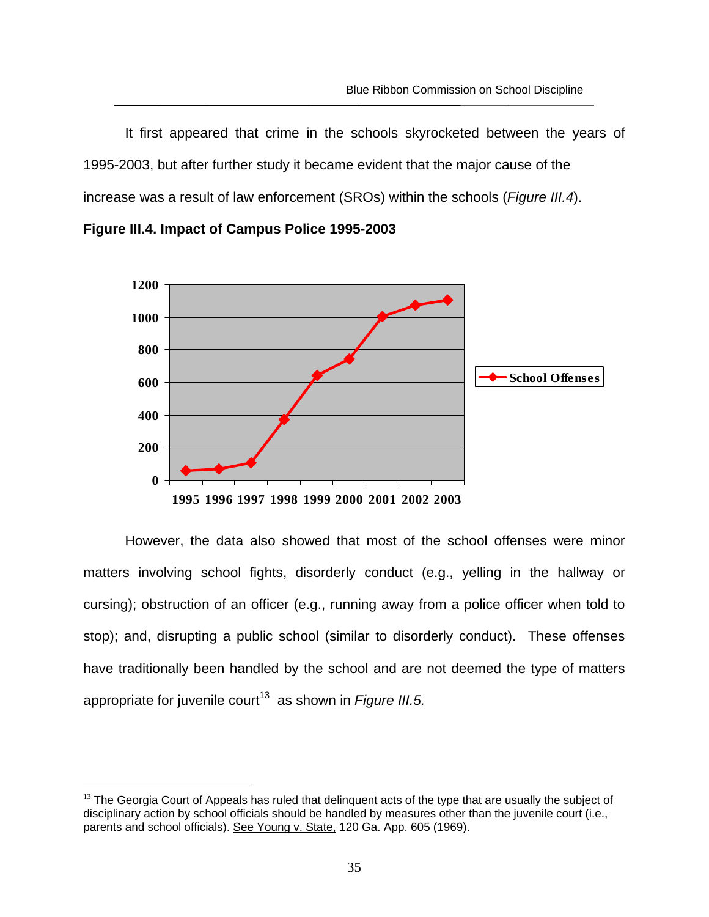It first appeared that crime in the schools skyrocketed between the years of 1995-2003, but after further study it became evident that the major cause of the increase was a result of law enforcement (SROs) within the schools (*Figure III.4*).

**Figure III.4. Impact of Campus Police 1995-2003**

However, the data also showed that most of the school offenses were minor matters involving school fights, disorderly conduct (e.g., yelling in the hallway or cursing); obstruction of an officer (e.g., running away from a police officer when told to stop); and, disrupting a public school (similar to disorderly conduct). These offenses have traditionally been handled by the school and are not deemed the type of matters appropriate for juvenile court[13] as shown in *Figure III.5.*

[13] The Georgia Court of Appeals has ruled that delinquent acts of the type that are usually the subject of disciplinary action by school officials should be handled by measures other than the juvenile court (i.e., parents and school officials). See Young v. State, 120 Ga. App. 605 (1969).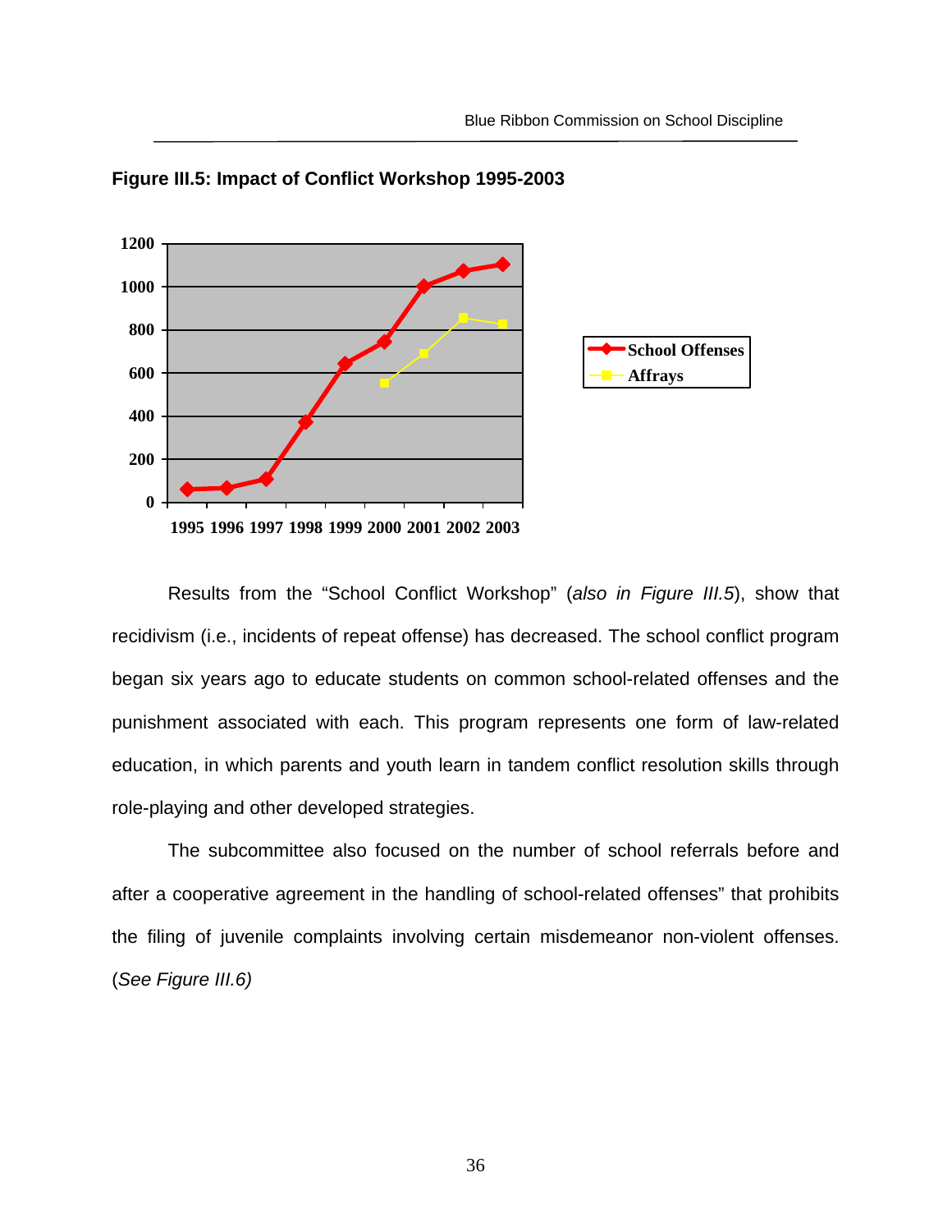**Figure III.5: Impact of Conflict Workshop 1995-2003**

Results from the "School Conflict Workshop" (*also in Figure III.5*), show that recidivism (i.e., incidents of repeat offense) has decreased. The school conflict program began six years ago to educate students on common school-related offenses and the punishment associated with each. This program represents one form of law-related education, in which parents and youth learn in tandem conflict resolution skills through role-playing and other developed strategies.

The subcommittee also focused on the number of school referrals before and after a cooperative agreement in the handling of school-related offenses" that prohibits the filing of juvenile complaints involving certain misdemeanor non-violent offenses. (*See Figure III.6)*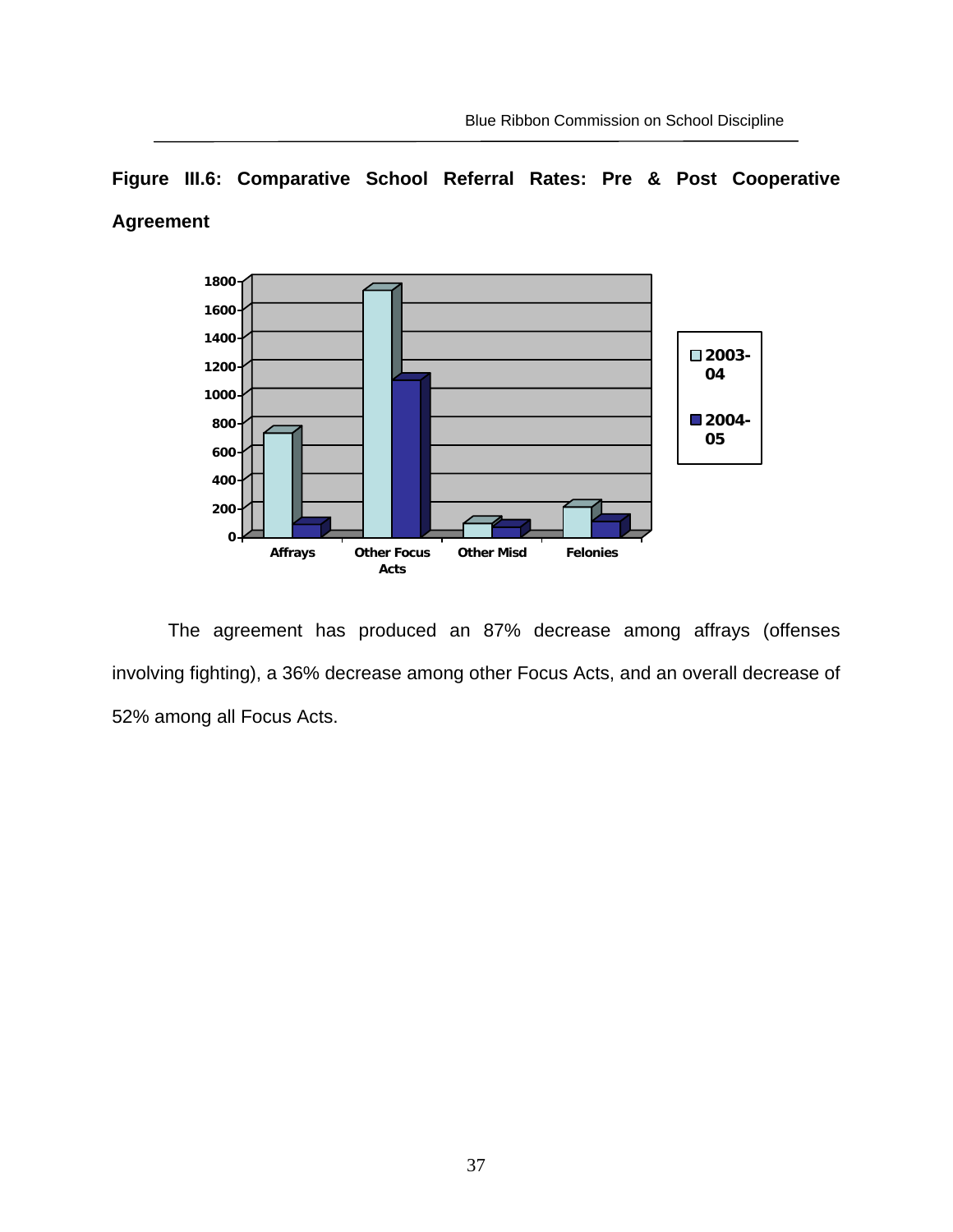**Figure III.6: Comparative School Referral Rates: Pre & Post Cooperative Agreement**

The agreement has produced an 87% decrease among affrays (offenses involving fighting), a 36% decrease among other Focus Acts, and an overall decrease of 52% among all Focus Acts.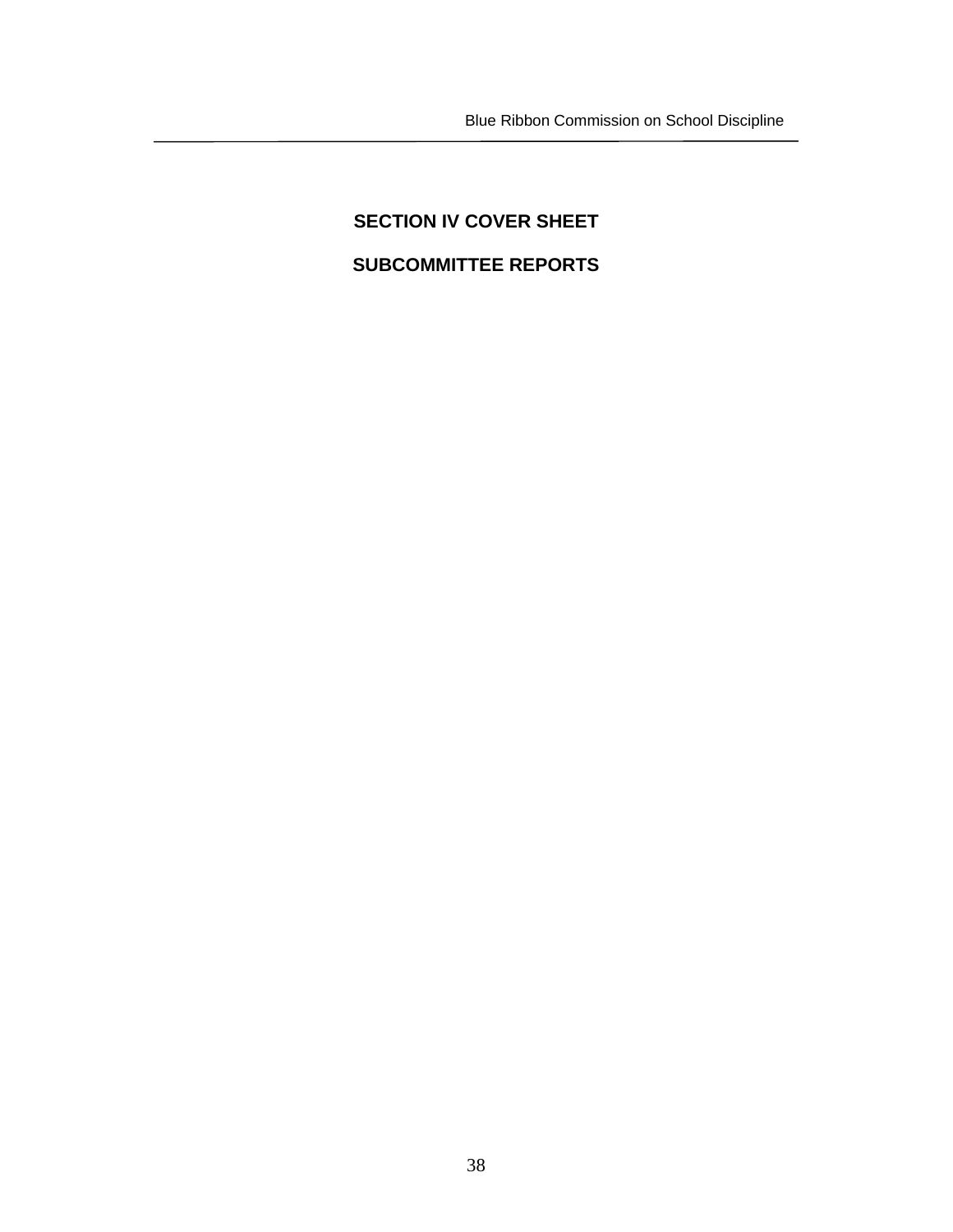## SECTION IV COVER SHEET

## SUBCOMMITTEE REPORTS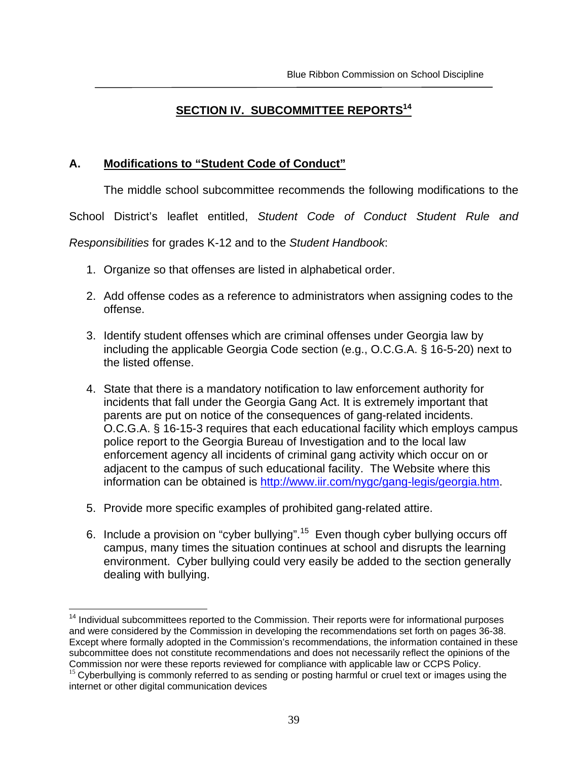## SECTION IV. SUBCOMMITTEE REPORTS[14]

### A. Modifications to "Student Code of Conduct"

The middle school subcommittee recommends the following modifications to the School District's leaflet entitled, *Student Code of Conduct Student Rule and Responsibilities* for grades K-12 and to the *Student Handbook*:

1. Organize so that offenses are listed in alphabetical order.
2. Add offense codes as a reference to administrators when assigning codes to the offense.
3. Identify student offenses which are criminal offenses under Georgia law by including the applicable Georgia Code section (e.g., O.C.G.A. § 16-5-20) next to the listed offense.
4. State that there is a mandatory notification to law enforcement authority for incidents that fall under the Georgia Gang Act. It is extremely important that parents are put on notice of the consequences of gang-related incidents. O.C.G.A. § 16-15-3 requires that each educational facility which employs campus police report to the Georgia Bureau of Investigation and to the local law enforcement agency all incidents of criminal gang activity which occur on or adjacent to the campus of such educational facility. The Website where this information can be obtained is http://www.iir.com/nygc/gang-legis/georgia.htm.
5. Provide more specific examples of prohibited gang-related attire.
6. Include a provision on "cyber bullying".[15] Even though cyber bullying occurs off campus, many times the situation continues at school and disrupts the learning environment. Cyber bullying could very easily be added to the section generally dealing with bullying.

---

[14] Individual subcommittees reported to the Commission. Their reports were for informational purposes and were considered by the Commission in developing the recommendations set forth on pages 36-38. Except where formally adopted in the Commission's recommendations, the information contained in these subcommittee does not constitute recommendations and does not necessarily reflect the opinions of the Commission nor were these reports reviewed for compliance with applicable law or CCPS Policy.

[15] Cyberbullying is commonly referred to as sending or posting harmful or cruel text or images using the internet or other digital communication devices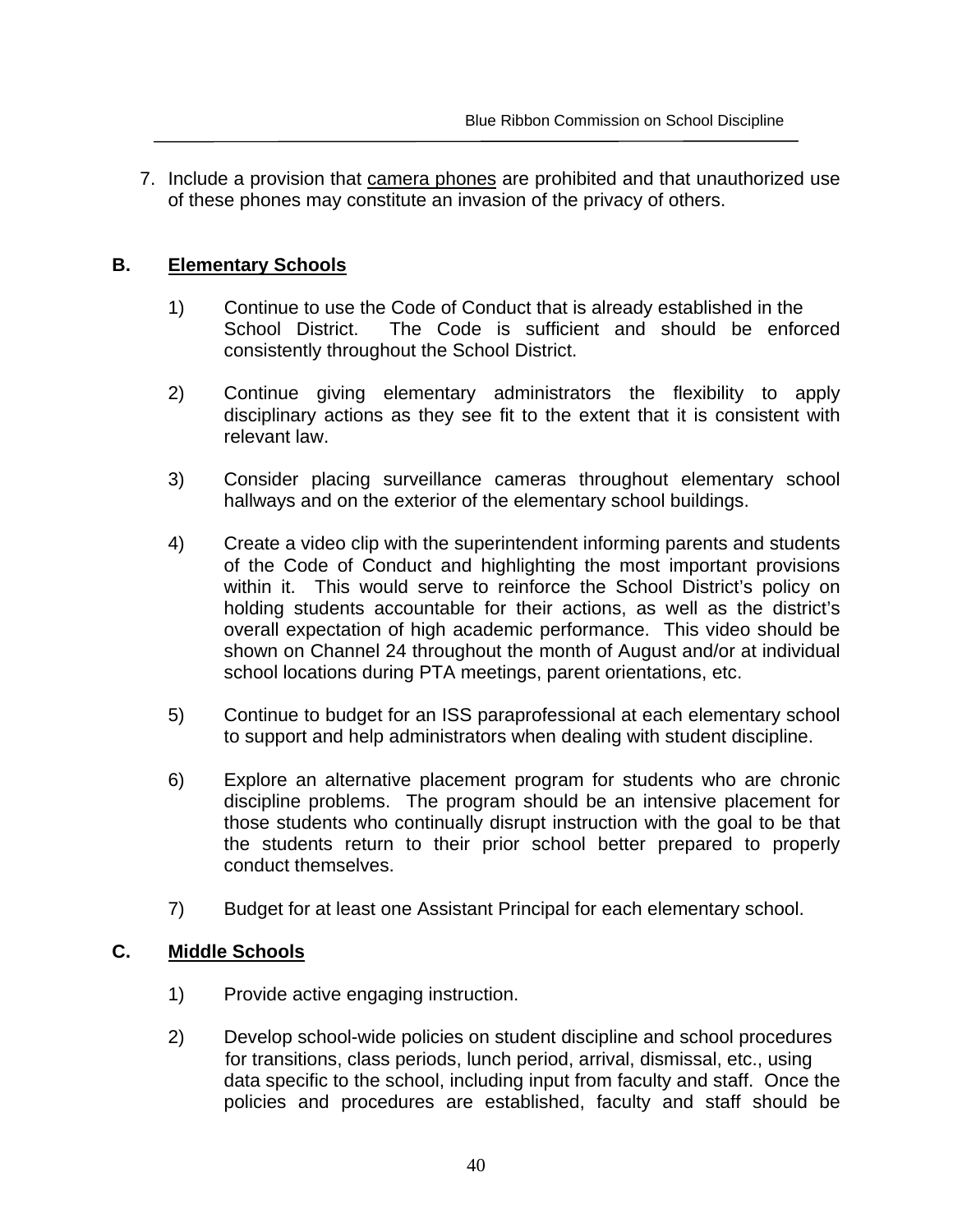7. Include a provision that camera phones are prohibited and that unauthorized use of these phones may constitute an invasion of the privacy of others.

## B. Elementary Schools

1) Continue to use the Code of Conduct that is already established in the School District. The Code is sufficient and should be enforced consistently throughout the School District.

2) Continue giving elementary administrators the flexibility to apply disciplinary actions as they see fit to the extent that it is consistent with relevant law.

3) Consider placing surveillance cameras throughout elementary school hallways and on the exterior of the elementary school buildings.

4) Create a video clip with the superintendent informing parents and students of the Code of Conduct and highlighting the most important provisions within it. This would serve to reinforce the School District's policy on holding students accountable for their actions, as well as the district's overall expectation of high academic performance. This video should be shown on Channel 24 throughout the month of August and/or at individual school locations during PTA meetings, parent orientations, etc.

5) Continue to budget for an ISS paraprofessional at each elementary school to support and help administrators when dealing with student discipline.

6) Explore an alternative placement program for students who are chronic discipline problems. The program should be an intensive placement for those students who continually disrupt instruction with the goal to be that the students return to their prior school better prepared to properly conduct themselves.

7) Budget for at least one Assistant Principal for each elementary school.

## C. Middle Schools

1) Provide active engaging instruction.

2) Develop school-wide policies on student discipline and school procedures for transitions, class periods, lunch period, arrival, dismissal, etc., using data specific to the school, including input from faculty and staff. Once the policies and procedures are established, faculty and staff should be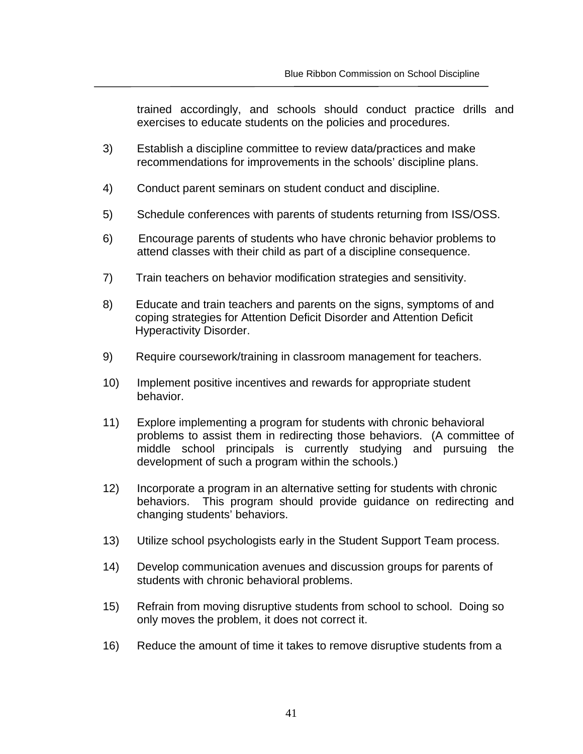trained accordingly, and schools should conduct practice drills and exercises to educate students on the policies and procedures.

3) Establish a discipline committee to review data/practices and make recommendations for improvements in the schools' discipline plans.

4) Conduct parent seminars on student conduct and discipline.

5) Schedule conferences with parents of students returning from ISS/OSS.

6) Encourage parents of students who have chronic behavior problems to attend classes with their child as part of a discipline consequence.

7) Train teachers on behavior modification strategies and sensitivity.

8) Educate and train teachers and parents on the signs, symptoms of and coping strategies for Attention Deficit Disorder and Attention Deficit Hyperactivity Disorder.

9) Require coursework/training in classroom management for teachers.

10) Implement positive incentives and rewards for appropriate student behavior.

11) Explore implementing a program for students with chronic behavioral problems to assist them in redirecting those behaviors. (A committee of middle school principals is currently studying and pursuing the development of such a program within the schools.)

12) Incorporate a program in an alternative setting for students with chronic behaviors. This program should provide guidance on redirecting and changing students' behaviors.

13) Utilize school psychologists early in the Student Support Team process.

14) Develop communication avenues and discussion groups for parents of students with chronic behavioral problems.

15) Refrain from moving disruptive students from school to school. Doing so only moves the problem, it does not correct it.

16) Reduce the amount of time it takes to remove disruptive students from a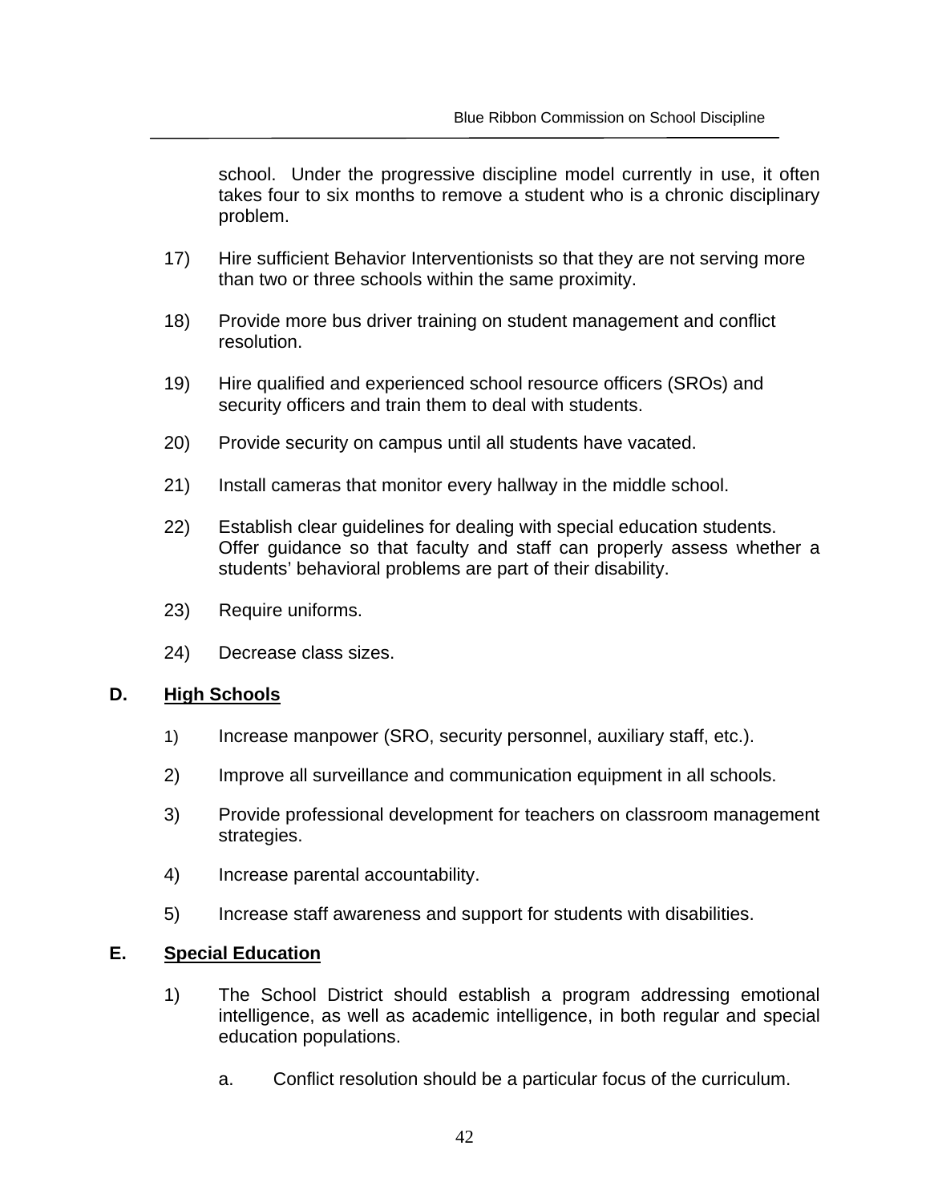school. Under the progressive discipline model currently in use, it often takes four to six months to remove a student who is a chronic disciplinary problem.

17) Hire sufficient Behavior Interventionists so that they are not serving more than two or three schools within the same proximity.

18) Provide more bus driver training on student management and conflict resolution.

19) Hire qualified and experienced school resource officers (SROs) and security officers and train them to deal with students.

20) Provide security on campus until all students have vacated.

21) Install cameras that monitor every hallway in the middle school.

22) Establish clear guidelines for dealing with special education students. Offer guidance so that faculty and staff can properly assess whether a students' behavioral problems are part of their disability.

23) Require uniforms.

24) Decrease class sizes.

**D. <u>High Schools</u>**

1) Increase manpower (SRO, security personnel, auxiliary staff, etc.).

2) Improve all surveillance and communication equipment in all schools.

3) Provide professional development for teachers on classroom management strategies.

4) Increase parental accountability.

5) Increase staff awareness and support for students with disabilities.

**E. <u>Special Education</u>**

1) The School District should establish a program addressing emotional intelligence, as well as academic intelligence, in both regular and special education populations.

   a. Conflict resolution should be a particular focus of the curriculum.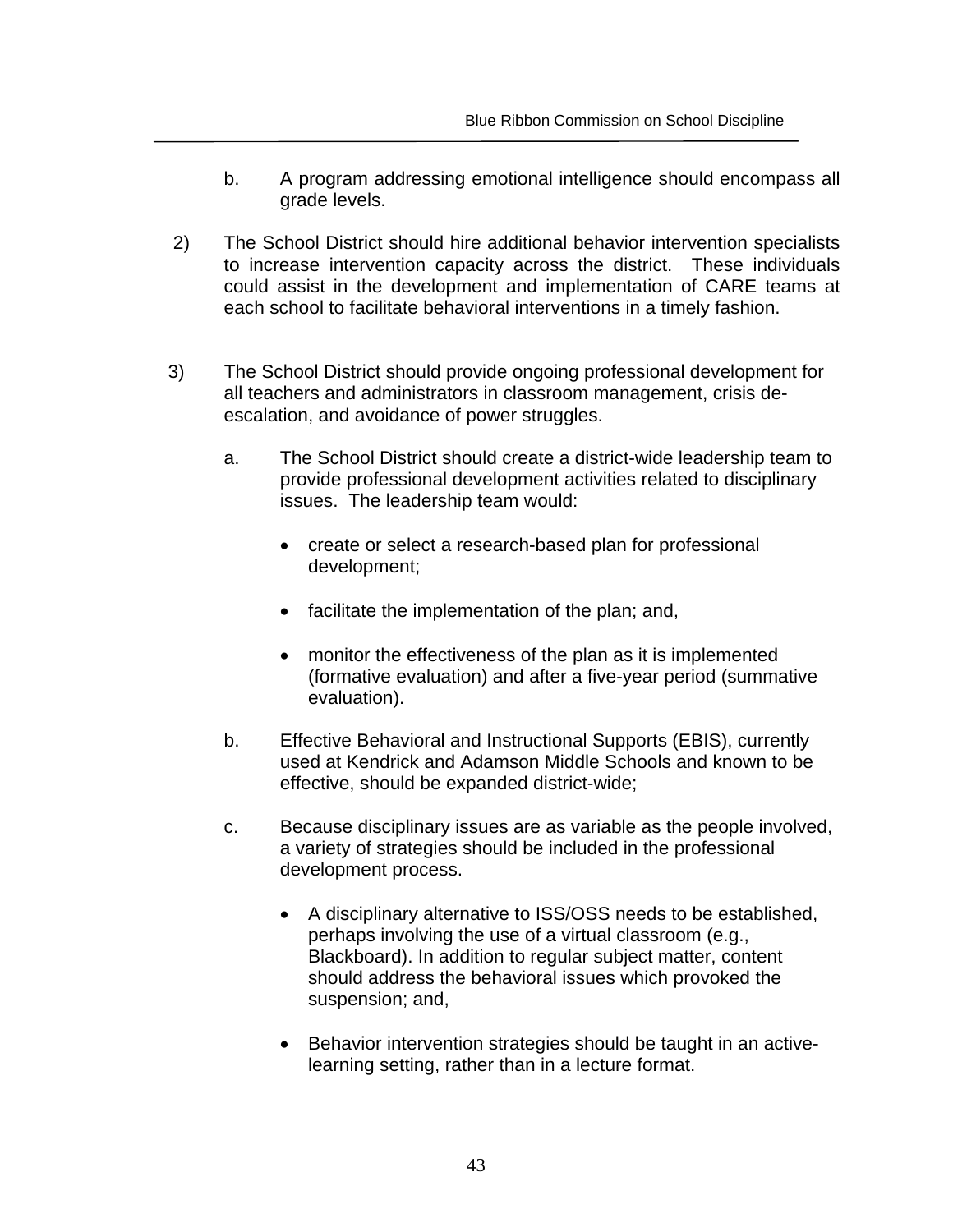b. A program addressing emotional intelligence should encompass all grade levels.

2) The School District should hire additional behavior intervention specialists to increase intervention capacity across the district. These individuals could assist in the development and implementation of CARE teams at each school to facilitate behavioral interventions in a timely fashion.

3) The School District should provide ongoing professional development for all teachers and administrators in classroom management, crisis de-escalation, and avoidance of power struggles.

   a. The School District should create a district-wide leadership team to provide professional development activities related to disciplinary issues. The leadership team would:

      - create or select a research-based plan for professional development;

      - facilitate the implementation of the plan; and,

      - monitor the effectiveness of the plan as it is implemented (formative evaluation) and after a five-year period (summative evaluation).

   b. Effective Behavioral and Instructional Supports (EBIS), currently used at Kendrick and Adamson Middle Schools and known to be effective, should be expanded district-wide;

   c. Because disciplinary issues are as variable as the people involved, a variety of strategies should be included in the professional development process.

      - A disciplinary alternative to ISS/OSS needs to be established, perhaps involving the use of a virtual classroom (e.g., Blackboard). In addition to regular subject matter, content should address the behavioral issues which provoked the suspension; and,

      - Behavior intervention strategies should be taught in an active-learning setting, rather than in a lecture format.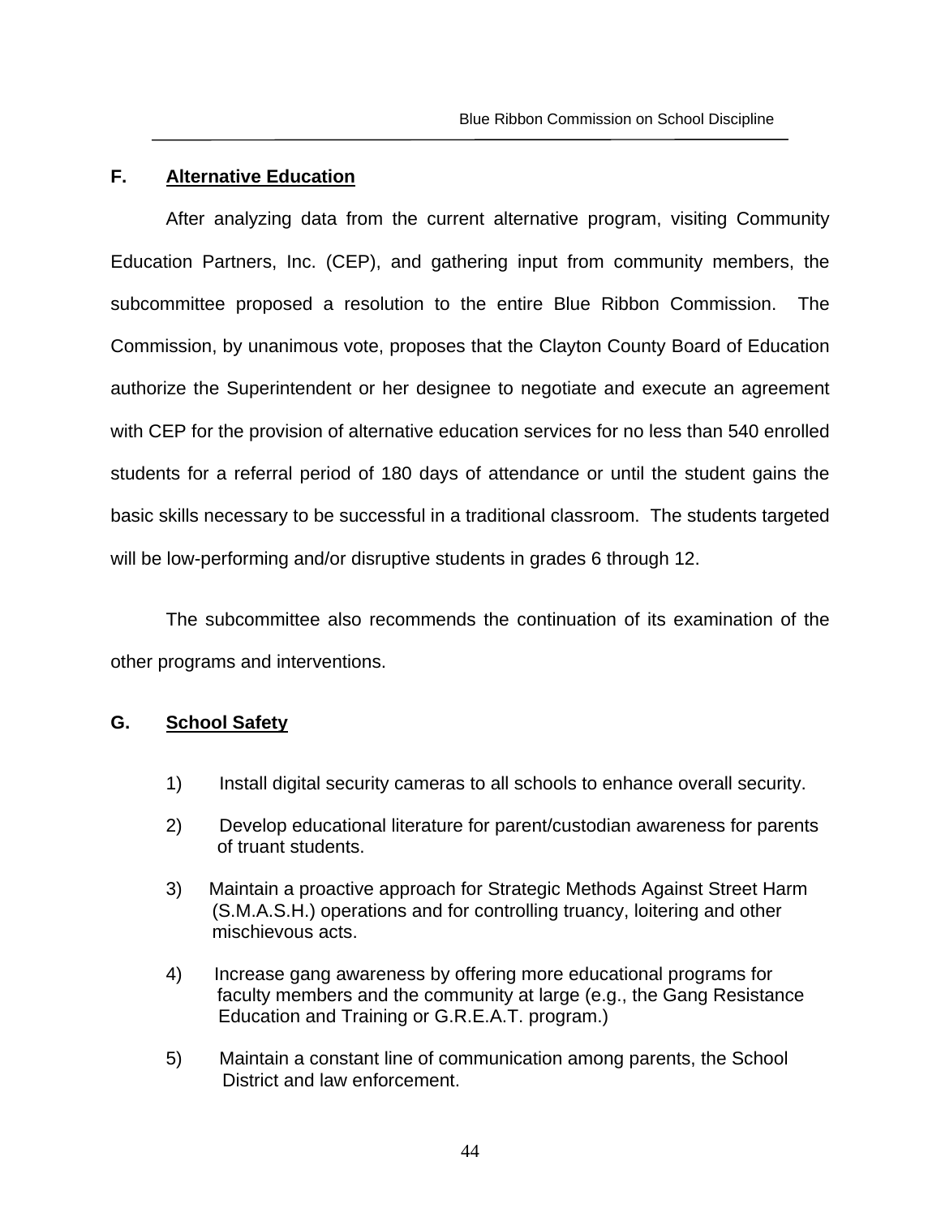## F. Alternative Education

After analyzing data from the current alternative program, visiting Community Education Partners, Inc. (CEP), and gathering input from community members, the subcommittee proposed a resolution to the entire Blue Ribbon Commission. The Commission, by unanimous vote, proposes that the Clayton County Board of Education authorize the Superintendent or her designee to negotiate and execute an agreement with CEP for the provision of alternative education services for no less than 540 enrolled students for a referral period of 180 days of attendance or until the student gains the basic skills necessary to be successful in a traditional classroom. The students targeted will be low-performing and/or disruptive students in grades 6 through 12.

The subcommittee also recommends the continuation of its examination of the other programs and interventions.

## G. School Safety

1) Install digital security cameras to all schools to enhance overall security.

2) Develop educational literature for parent/custodian awareness for parents of truant students.

3) Maintain a proactive approach for Strategic Methods Against Street Harm (S.M.A.S.H.) operations and for controlling truancy, loitering and other mischievous acts.

4) Increase gang awareness by offering more educational programs for faculty members and the community at large (e.g., the Gang Resistance Education and Training or G.R.E.A.T. program.)

5) Maintain a constant line of communication among parents, the School District and law enforcement.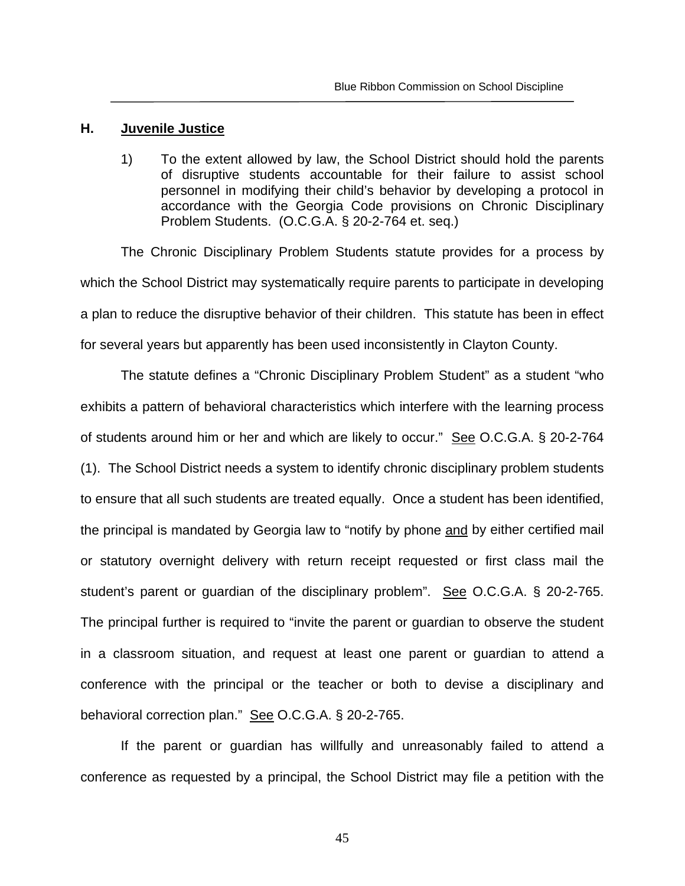## H. <u>Juvenile Justice</u>

1) To the extent allowed by law, the School District should hold the parents of disruptive students accountable for their failure to assist school personnel in modifying their child's behavior by developing a protocol in accordance with the Georgia Code provisions on Chronic Disciplinary Problem Students. (O.C.G.A. § 20-2-764 et. seq.)

The Chronic Disciplinary Problem Students statute provides for a process by which the School District may systematically require parents to participate in developing a plan to reduce the disruptive behavior of their children. This statute has been in effect for several years but apparently has been used inconsistently in Clayton County.

The statute defines a "Chronic Disciplinary Problem Student" as a student "who exhibits a pattern of behavioral characteristics which interfere with the learning process of students around him or her and which are likely to occur." <u>See</u> O.C.G.A. § 20-2-764 (1). The School District needs a system to identify chronic disciplinary problem students to ensure that all such students are treated equally. Once a student has been identified, the principal is mandated by Georgia law to "notify by phone <u>and</u> by either certified mail or statutory overnight delivery with return receipt requested or first class mail the student's parent or guardian of the disciplinary problem". <u>See</u> O.C.G.A. § 20-2-765. The principal further is required to "invite the parent or guardian to observe the student in a classroom situation, and request at least one parent or guardian to attend a conference with the principal or the teacher or both to devise a disciplinary and behavioral correction plan." <u>See</u> O.C.G.A. § 20-2-765.

If the parent or guardian has willfully and unreasonably failed to attend a conference as requested by a principal, the School District may file a petition with the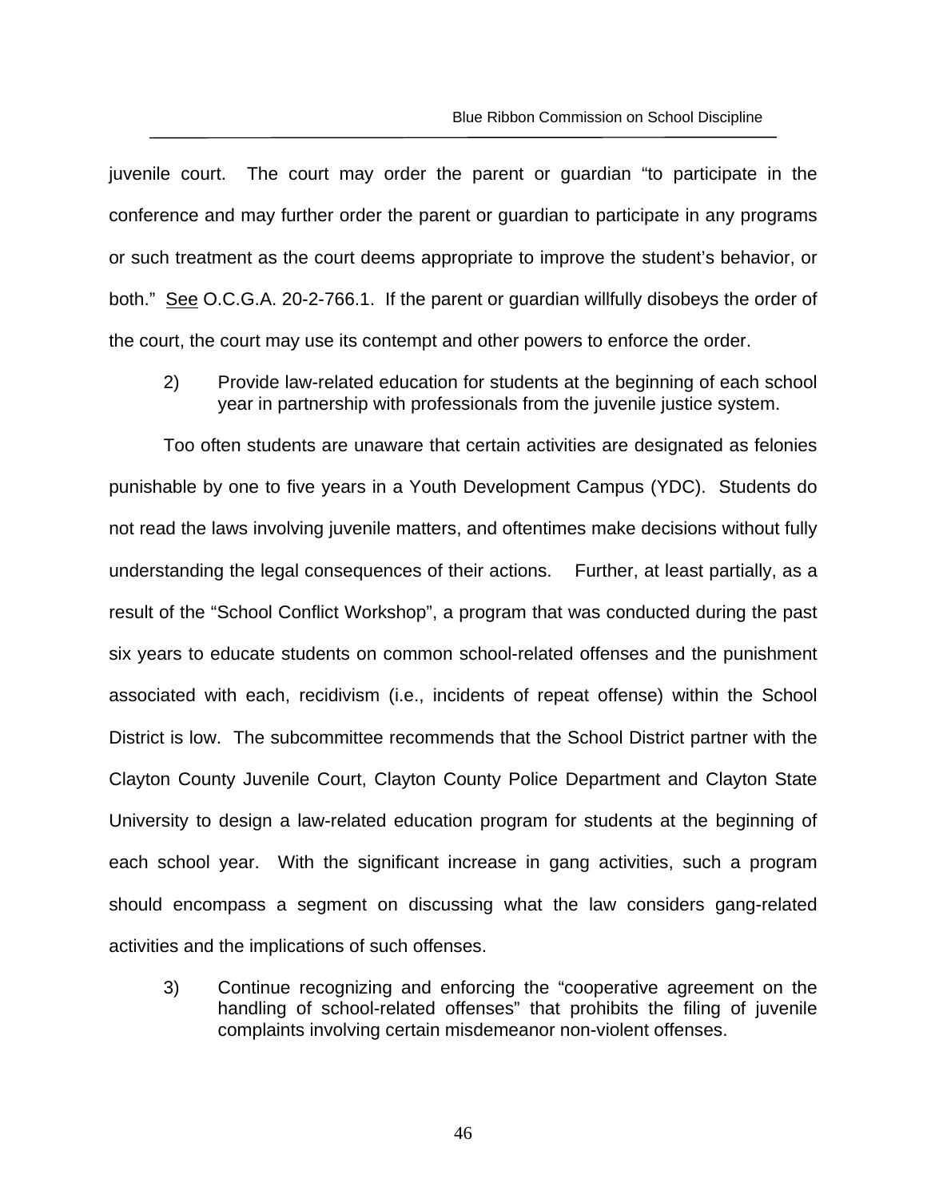juvenile court. The court may order the parent or guardian "to participate in the conference and may further order the parent or guardian to participate in any programs or such treatment as the court deems appropriate to improve the student's behavior, or both." <u>See</u> O.C.G.A. 20-2-766.1. If the parent or guardian willfully disobeys the order of the court, the court may use its contempt and other powers to enforce the order.

2) Provide law-related education for students at the beginning of each school year in partnership with professionals from the juvenile justice system.

Too often students are unaware that certain activities are designated as felonies punishable by one to five years in a Youth Development Campus (YDC). Students do not read the laws involving juvenile matters, and oftentimes make decisions without fully understanding the legal consequences of their actions. Further, at least partially, as a result of the "School Conflict Workshop", a program that was conducted during the past six years to educate students on common school-related offenses and the punishment associated with each, recidivism (i.e., incidents of repeat offense) within the School District is low. The subcommittee recommends that the School District partner with the Clayton County Juvenile Court, Clayton County Police Department and Clayton State University to design a law-related education program for students at the beginning of each school year. With the significant increase in gang activities, such a program should encompass a segment on discussing what the law considers gang-related activities and the implications of such offenses.

3) Continue recognizing and enforcing the "cooperative agreement on the handling of school-related offenses" that prohibits the filing of juvenile complaints involving certain misdemeanor non-violent offenses.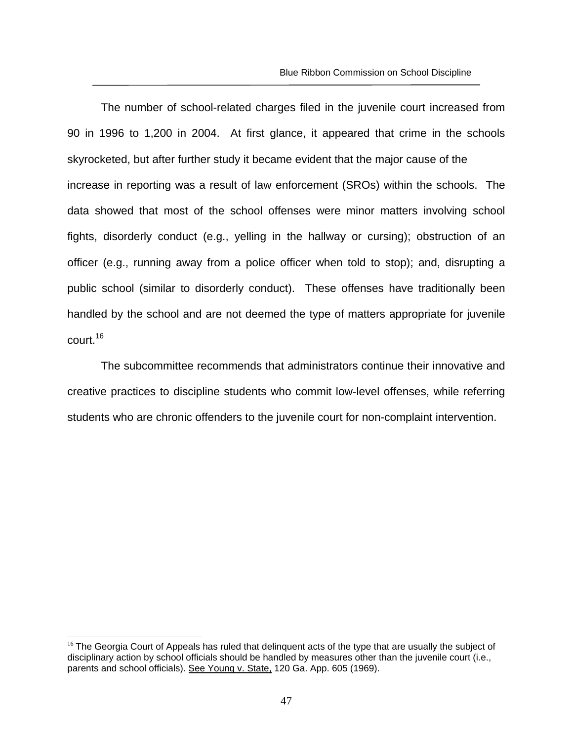The number of school-related charges filed in the juvenile court increased from 90 in 1996 to 1,200 in 2004. At first glance, it appeared that crime in the schools skyrocketed, but after further study it became evident that the major cause of the increase in reporting was a result of law enforcement (SROs) within the schools. The data showed that most of the school offenses were minor matters involving school fights, disorderly conduct (e.g., yelling in the hallway or cursing); obstruction of an officer (e.g., running away from a police officer when told to stop); and, disrupting a public school (similar to disorderly conduct). These offenses have traditionally been handled by the school and are not deemed the type of matters appropriate for juvenile court.[16]

The subcommittee recommends that administrators continue their innovative and creative practices to discipline students who commit low-level offenses, while referring students who are chronic offenders to the juvenile court for non-complaint intervention.

---

[16] The Georgia Court of Appeals has ruled that delinquent acts of the type that are usually the subject of disciplinary action by school officials should be handled by measures other than the juvenile court (i.e., parents and school officials). See Young v. State, 120 Ga. App. 605 (1969).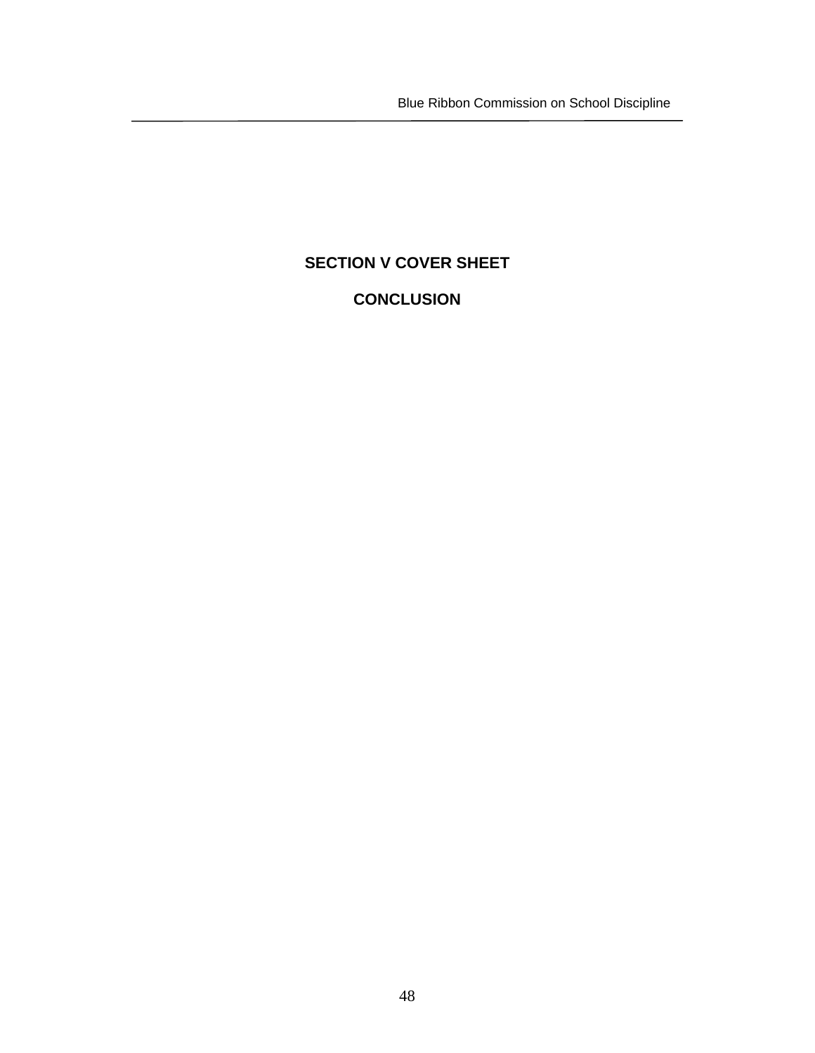# SECTION V COVER SHEET

# CONCLUSION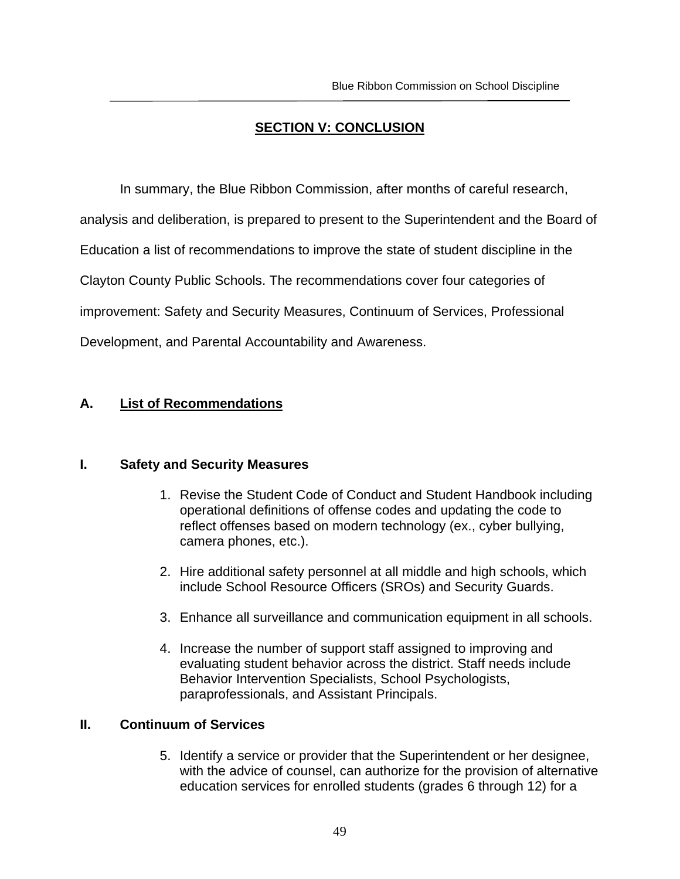## SECTION V: CONCLUSION

In summary, the Blue Ribbon Commission, after months of careful research, analysis and deliberation, is prepared to present to the Superintendent and the Board of Education a list of recommendations to improve the state of student discipline in the Clayton County Public Schools. The recommendations cover four categories of improvement: Safety and Security Measures, Continuum of Services, Professional Development, and Parental Accountability and Awareness.

### A. List of Recommendations

#### I. Safety and Security Measures

1. Revise the Student Code of Conduct and Student Handbook including operational definitions of offense codes and updating the code to reflect offenses based on modern technology (ex., cyber bullying, camera phones, etc.).

2. Hire additional safety personnel at all middle and high schools, which include School Resource Officers (SROs) and Security Guards.

3. Enhance all surveillance and communication equipment in all schools.

4. Increase the number of support staff assigned to improving and evaluating student behavior across the district. Staff needs include Behavior Intervention Specialists, School Psychologists, paraprofessionals, and Assistant Principals.

#### II. Continuum of Services

5. Identify a service or provider that the Superintendent or her designee, with the advice of counsel, can authorize for the provision of alternative education services for enrolled students (grades 6 through 12) for a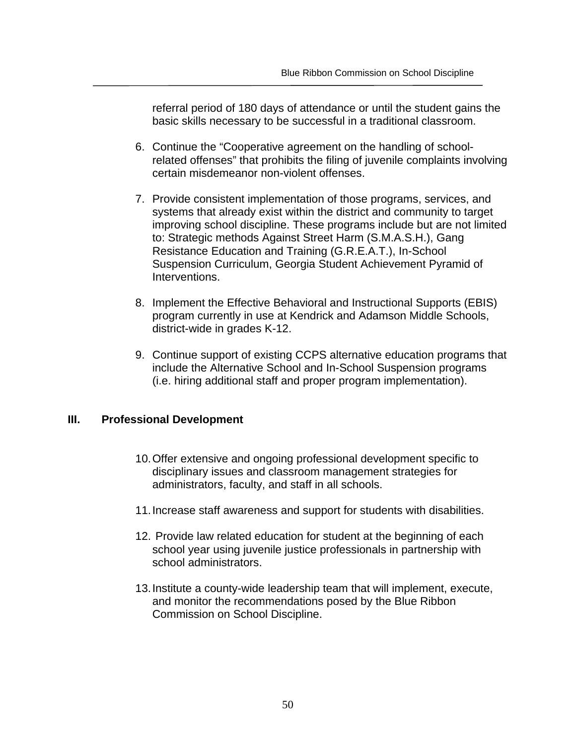referral period of 180 days of attendance or until the student gains the basic skills necessary to be successful in a traditional classroom.

6. Continue the “Cooperative agreement on the handling of school-related offenses” that prohibits the filing of juvenile complaints involving certain misdemeanor non-violent offenses.

7. Provide consistent implementation of those programs, services, and systems that already exist within the district and community to target improving school discipline. These programs include but are not limited to: Strategic methods Against Street Harm (S.M.A.S.H.), Gang Resistance Education and Training (G.R.E.A.T.), In-School Suspension Curriculum, Georgia Student Achievement Pyramid of Interventions.

8. Implement the Effective Behavioral and Instructional Supports (EBIS) program currently in use at Kendrick and Adamson Middle Schools, district-wide in grades K-12.

9. Continue support of existing CCPS alternative education programs that include the Alternative School and In-School Suspension programs (i.e. hiring additional staff and proper program implementation).

## III. Professional Development

10. Offer extensive and ongoing professional development specific to disciplinary issues and classroom management strategies for administrators, faculty, and staff in all schools.

11. Increase staff awareness and support for students with disabilities.

12. Provide law related education for student at the beginning of each school year using juvenile justice professionals in partnership with school administrators.

13. Institute a county-wide leadership team that will implement, execute, and monitor the recommendations posed by the Blue Ribbon Commission on School Discipline.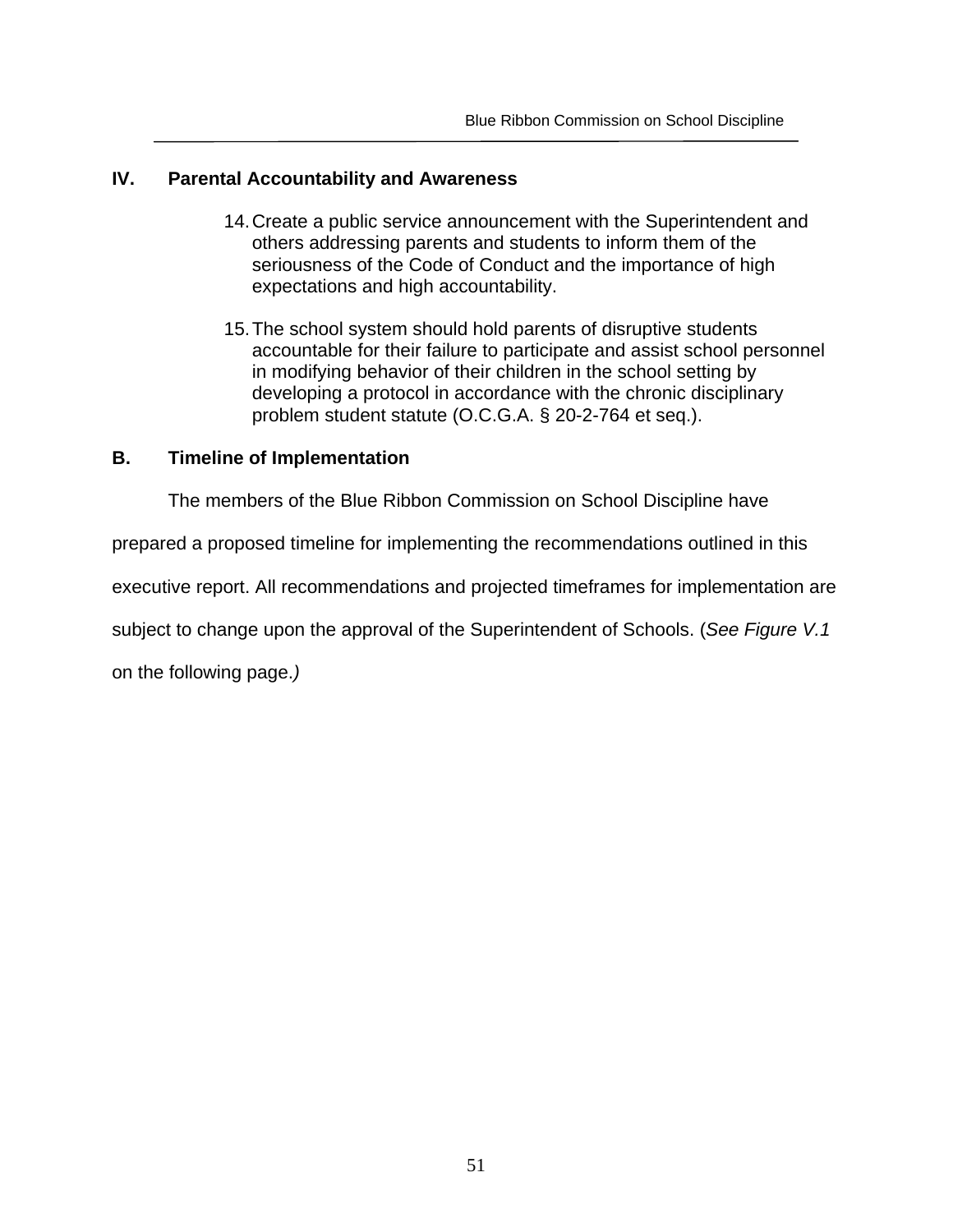## IV. Parental Accountability and Awareness

14. Create a public service announcement with the Superintendent and others addressing parents and students to inform them of the seriousness of the Code of Conduct and the importance of high expectations and high accountability.

15. The school system should hold parents of disruptive students accountable for their failure to participate and assist school personnel in modifying behavior of their children in the school setting by developing a protocol in accordance with the chronic disciplinary problem student statute (O.C.G.A. § 20-2-764 et seq.).

## B. Timeline of Implementation

The members of the Blue Ribbon Commission on School Discipline have prepared a proposed timeline for implementing the recommendations outlined in this executive report. All recommendations and projected timeframes for implementation are subject to change upon the approval of the Superintendent of Schools. (*See Figure V.1* on the following page.*)*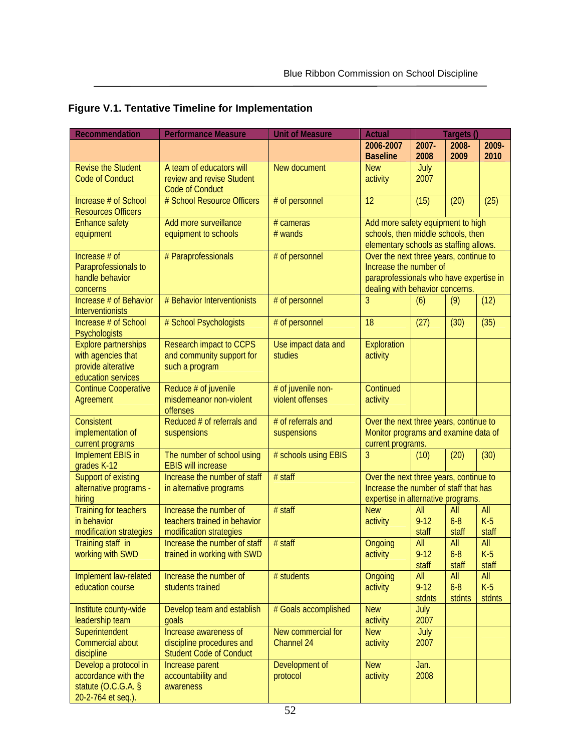**Figure V.1. Tentative Timeline for Implementation**

| Recommendation | Performance Measure | Unit of Measure | Actual | Targets () | | |
|---|---|---|---|---|---|---|
| | | | 2006-2007 Baseline | 2007-2008 | 2008-2009 | 2009-2010 |
| Revise the Student Code of Conduct | A team of educators will review and revise Student Code of Conduct | New document | New activity | July 2007 | | |
| Increase # of School Resources Officers | # School Resource Officers | # of personnel | 12 | (15) | (20) | (25) |
| Enhance safety equipment | Add more surveillance equipment to schools | # cameras # wands | Add more safety equipment to high schools, then middle schools, then elementary schools as staffing allows. | | | |
| Increase # of Paraprofessionals to handle behavior concerns | # Paraprofessionals | # of personnel | Over the next three years, continue to Increase the number of paraprofessionals who have expertise in dealing with behavior concerns. | | | |
| Increase # of Behavior Interventionists | # Behavior Interventionists | # of personnel | 3 | (6) | (9) | (12) |
| Increase # of School Psychologists | # School Psychologists | # of personnel | 18 | (27) | (30) | (35) |
| Explore partnerships with agencies that provide alterative education services | Research impact to CCPS and community support for such a program | Use impact data and studies | Exploration activity | | | |
| Continue Cooperative Agreement | Reduce # of juvenile misdemeanor non-violent offenses | # of juvenile non-violent offenses | Continued activity | | | |
| Consistent implementation of current programs | Reduced # of referrals and suspensions | # of referrals and suspensions | Over the next three years, continue to Monitor programs and examine data of current programs. | | | |
| Implement EBIS in grades K-12 | The number of school using EBIS will increase | # schools using EBIS | 3 | (10) | (20) | (30) |
| Support of existing alternative programs - hiring | Increase the number of staff in alternative programs | # staff | Over the next three years, continue to Increase the number of staff that has expertise in alternative programs. | | | |
| Training for teachers in behavior modification strategies | Increase the number of teachers trained in behavior modification strategies | # staff | New activity | All 9-12 staff | All 6-8 staff | All K-5 staff |
| Training staff in working with SWD | Increase the number of staff trained in working with SWD | # staff | Ongoing activity | All 9-12 staff | All 6-8 staff | All K-5 staff |
| Implement law-related education course | Increase the number of students trained | # students | Ongoing activity | All 9-12 stdnts | All 6-8 stdnts | All K-5 stdnts |
| Institute county-wide leadership team | Develop team and establish goals | # Goals accomplished | New activity | July 2007 | | |
| Superintendent Commercial about discipline | Increase awareness of discipline procedures and Student Code of Conduct | New commercial for Channel 24 | New activity | July 2007 | | |
| Develop a protocol in accordance with the statute (O.C.G.A. § 20-2-764 et seq.). | Increase parent accountability and awareness | Development of protocol | New activity | Jan. 2008 | | |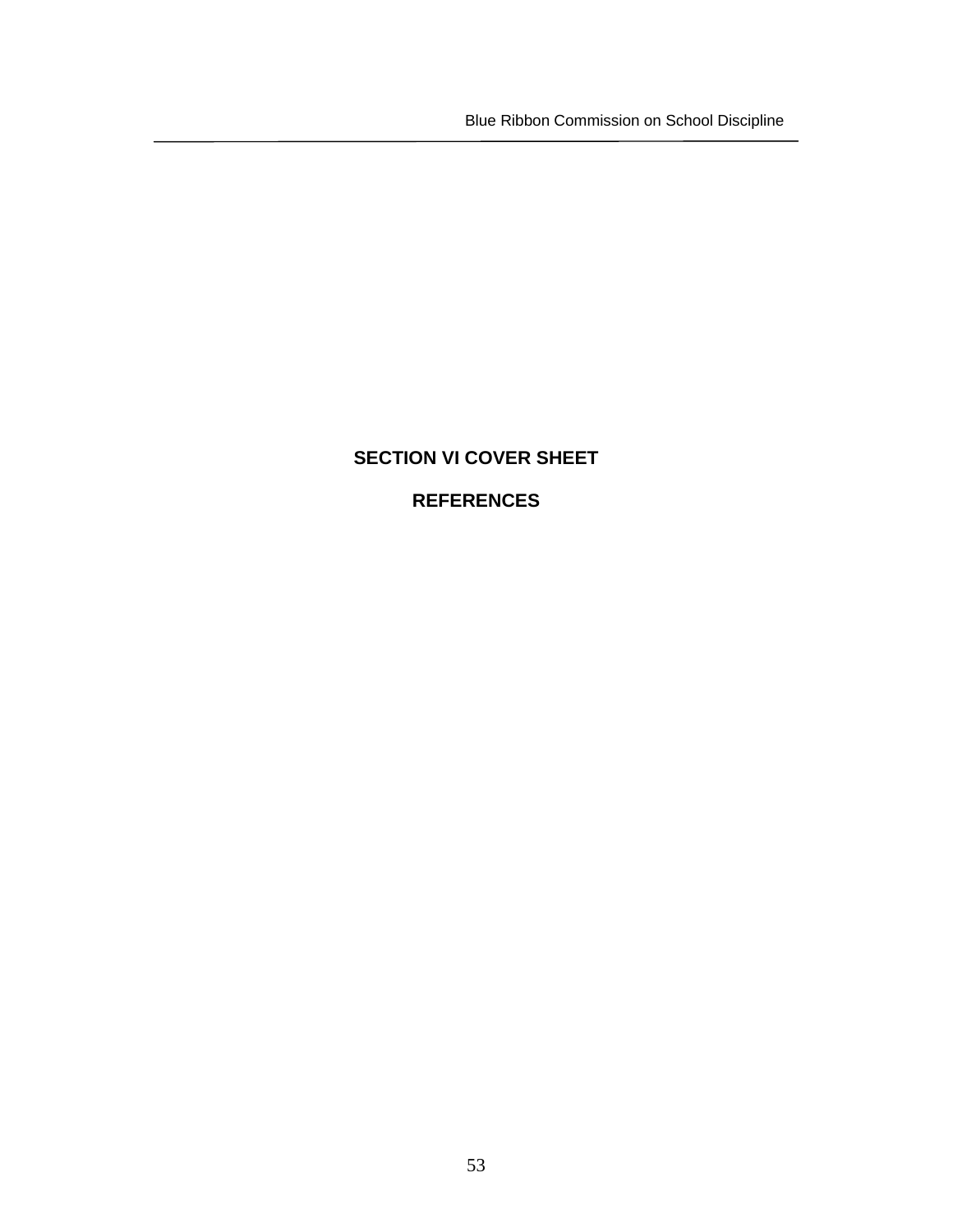**SECTION VI COVER SHEET**

**REFERENCES**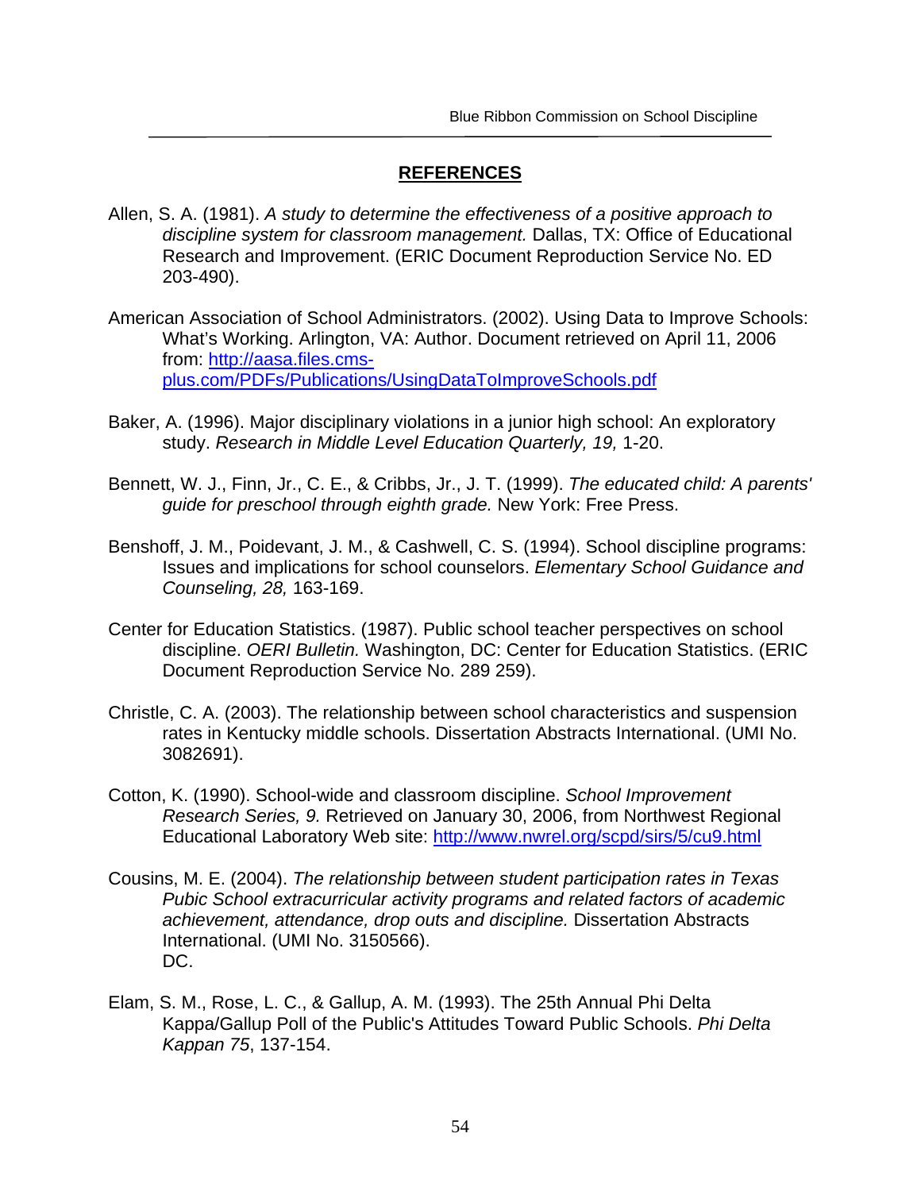## REFERENCES

Allen, S. A. (1981). *A study to determine the effectiveness of a positive approach to discipline system for classroom management.* Dallas, TX: Office of Educational Research and Improvement. (ERIC Document Reproduction Service No. ED 203-490).

American Association of School Administrators. (2002). Using Data to Improve Schools: What's Working. Arlington, VA: Author. Document retrieved on April 11, 2006 from: [http://aasa.files.cms-plus.com/PDFs/Publications/UsingDataToImproveSchools.pdf](http://aasa.files.cms-plus.com/PDFs/Publications/UsingDataToImproveSchools.pdf)

Baker, A. (1996). Major disciplinary violations in a junior high school: An exploratory study. *Research in Middle Level Education Quarterly, 19,* 1-20.

Bennett, W. J., Finn, Jr., C. E., & Cribbs, Jr., J. T. (1999). *The educated child: A parents' guide for preschool through eighth grade.* New York: Free Press.

Benshoff, J. M., Poidevant, J. M., & Cashwell, C. S. (1994). School discipline programs: Issues and implications for school counselors. *Elementary School Guidance and Counseling, 28,* 163-169.

Center for Education Statistics. (1987). Public school teacher perspectives on school discipline. *OERI Bulletin.* Washington, DC: Center for Education Statistics. (ERIC Document Reproduction Service No. 289 259).

Christle, C. A. (2003). The relationship between school characteristics and suspension rates in Kentucky middle schools. Dissertation Abstracts International. (UMI No. 3082691).

Cotton, K. (1990). School-wide and classroom discipline. *School Improvement Research Series, 9.* Retrieved on January 30, 2006, from Northwest Regional Educational Laboratory Web site: [http://www.nwrel.org/scpd/sirs/5/cu9.html](http://www.nwrel.org/scpd/sirs/5/cu9.html)

Cousins, M. E. (2004). *The relationship between student participation rates in Texas Pubic School extracurricular activity programs and related factors of academic achievement, attendance, drop outs and discipline.* Dissertation Abstracts International. (UMI No. 3150566).
DC.

Elam, S. M., Rose, L. C., & Gallup, A. M. (1993). The 25th Annual Phi Delta Kappa/Gallup Poll of the Public's Attitudes Toward Public Schools. *Phi Delta Kappan 75*, 137-154.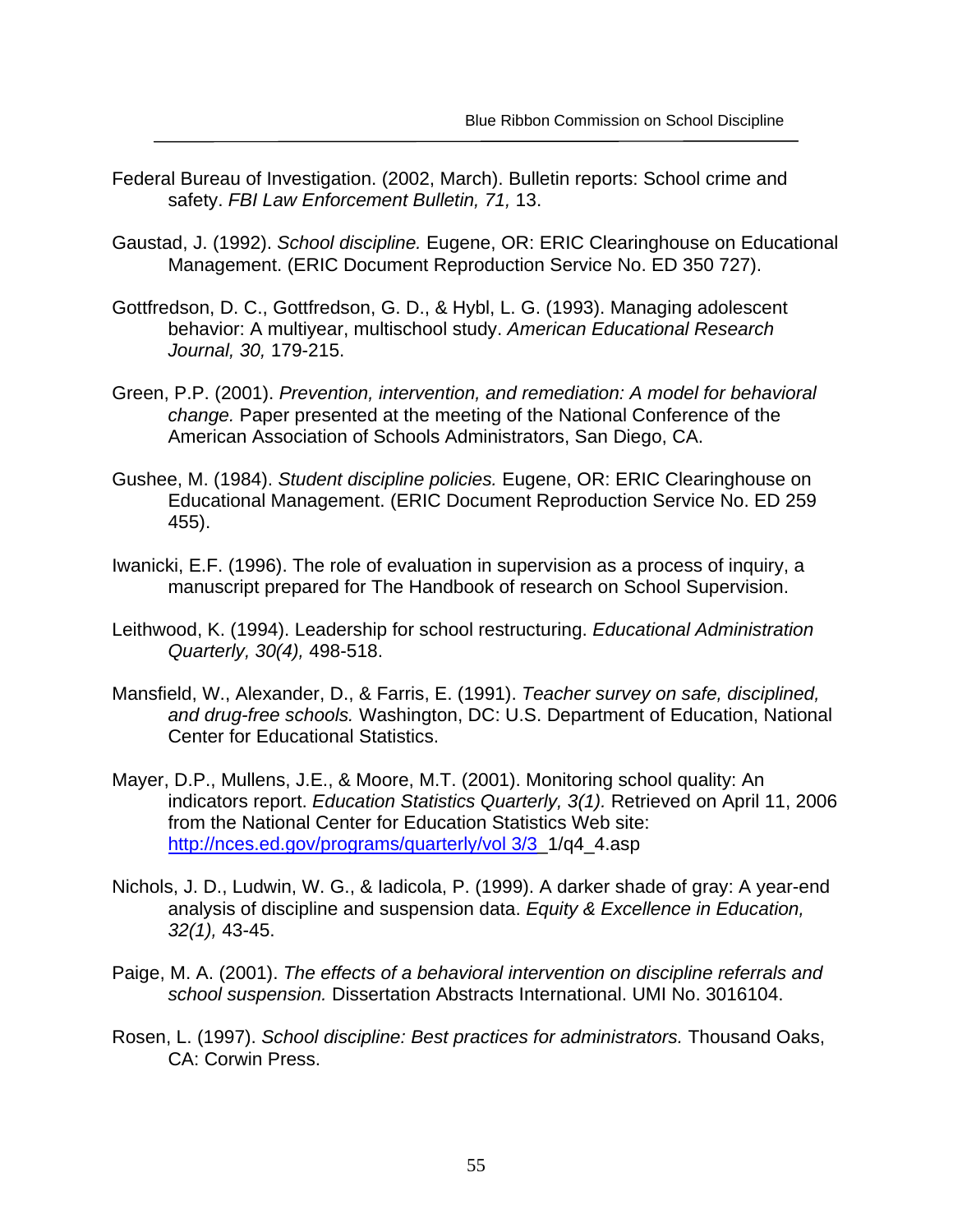Federal Bureau of Investigation. (2002, March). Bulletin reports: School crime and safety. *FBI Law Enforcement Bulletin, 71,* 13.

Gaustad, J. (1992). *School discipline.* Eugene, OR: ERIC Clearinghouse on Educational Management. (ERIC Document Reproduction Service No. ED 350 727).

Gottfredson, D. C., Gottfredson, G. D., & Hybl, L. G. (1993). Managing adolescent behavior: A multiyear, multischool study. *American Educational Research Journal, 30,* 179-215.

Green, P.P. (2001). *Prevention, intervention, and remediation: A model for behavioral change.* Paper presented at the meeting of the National Conference of the American Association of Schools Administrators, San Diego, CA.

Gushee, M. (1984). *Student discipline policies.* Eugene, OR: ERIC Clearinghouse on Educational Management. (ERIC Document Reproduction Service No. ED 259 455).

Iwanicki, E.F. (1996). The role of evaluation in supervision as a process of inquiry, a manuscript prepared for The Handbook of research on School Supervision.

Leithwood, K. (1994). Leadership for school restructuring. *Educational Administration Quarterly, 30(4),* 498-518.

Mansfield, W., Alexander, D., & Farris, E. (1991). *Teacher survey on safe, disciplined, and drug-free schools.* Washington, DC: U.S. Department of Education, National Center for Educational Statistics.

Mayer, D.P., Mullens, J.E., & Moore, M.T. (2001). Monitoring school quality: An indicators report. *Education Statistics Quarterly, 3(1).* Retrieved on April 11, 2006 from the National Center for Education Statistics Web site: http://nces.ed.gov/programs/quarterly/vol 3/3_1/q4_4.asp

Nichols, J. D., Ludwin, W. G., & Iadicola, P. (1999). A darker shade of gray: A year-end analysis of discipline and suspension data. *Equity & Excellence in Education, 32(1),* 43-45.

Paige, M. A. (2001). *The effects of a behavioral intervention on discipline referrals and school suspension.* Dissertation Abstracts International. UMI No. 3016104.

Rosen, L. (1997). *School discipline: Best practices for administrators.* Thousand Oaks, CA: Corwin Press.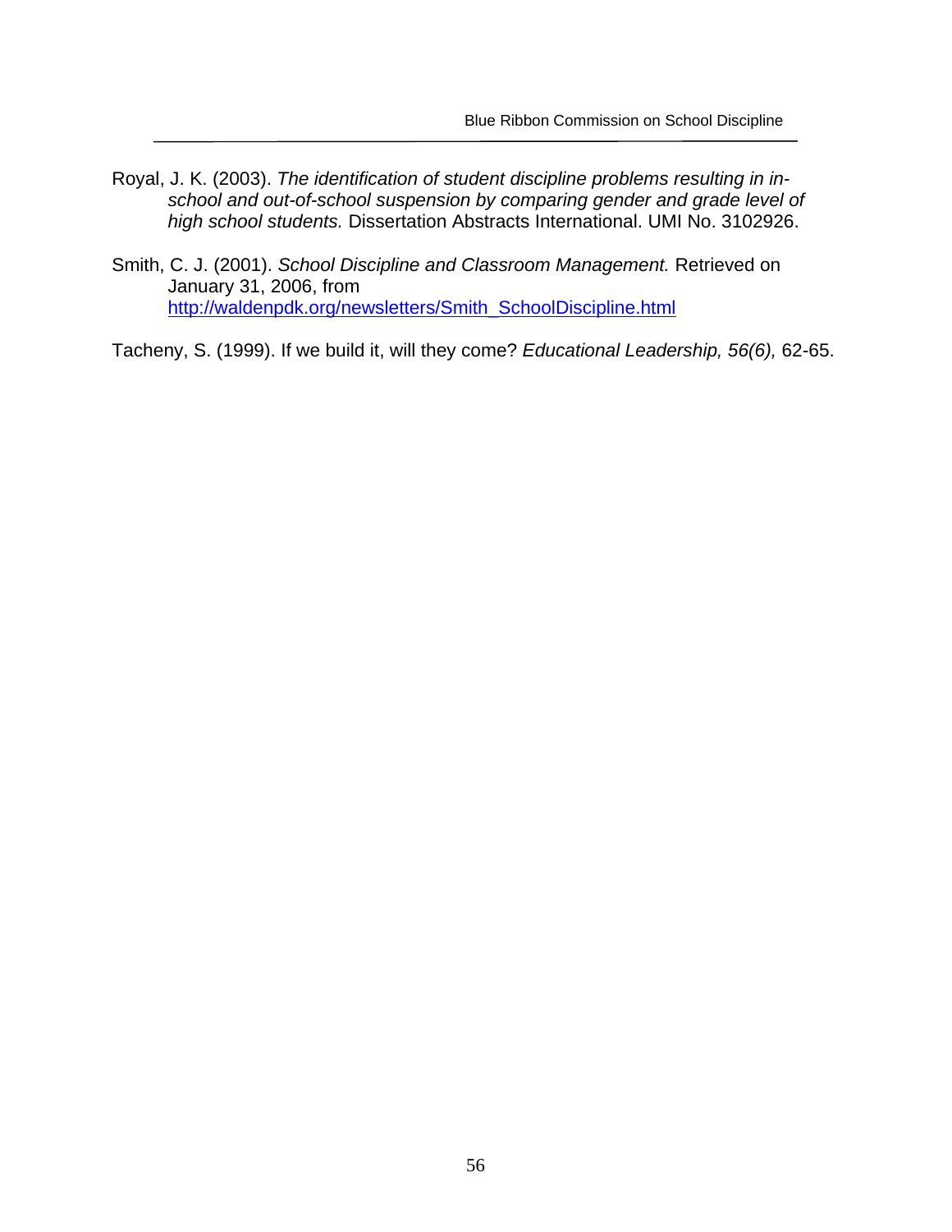Royal, J. K. (2003). *The identification of student discipline problems resulting in in-school and out-of-school suspension by comparing gender and grade level of high school students.* Dissertation Abstracts International. UMI No. 3102926.

Smith, C. J. (2001). *School Discipline and Classroom Management.* Retrieved on January 31, 2006, from http://waldenpdk.org/newsletters/Smith_SchoolDiscipline.html

Tacheny, S. (1999). If we build it, will they come? *Educational Leadership, 56(6),* 62-65.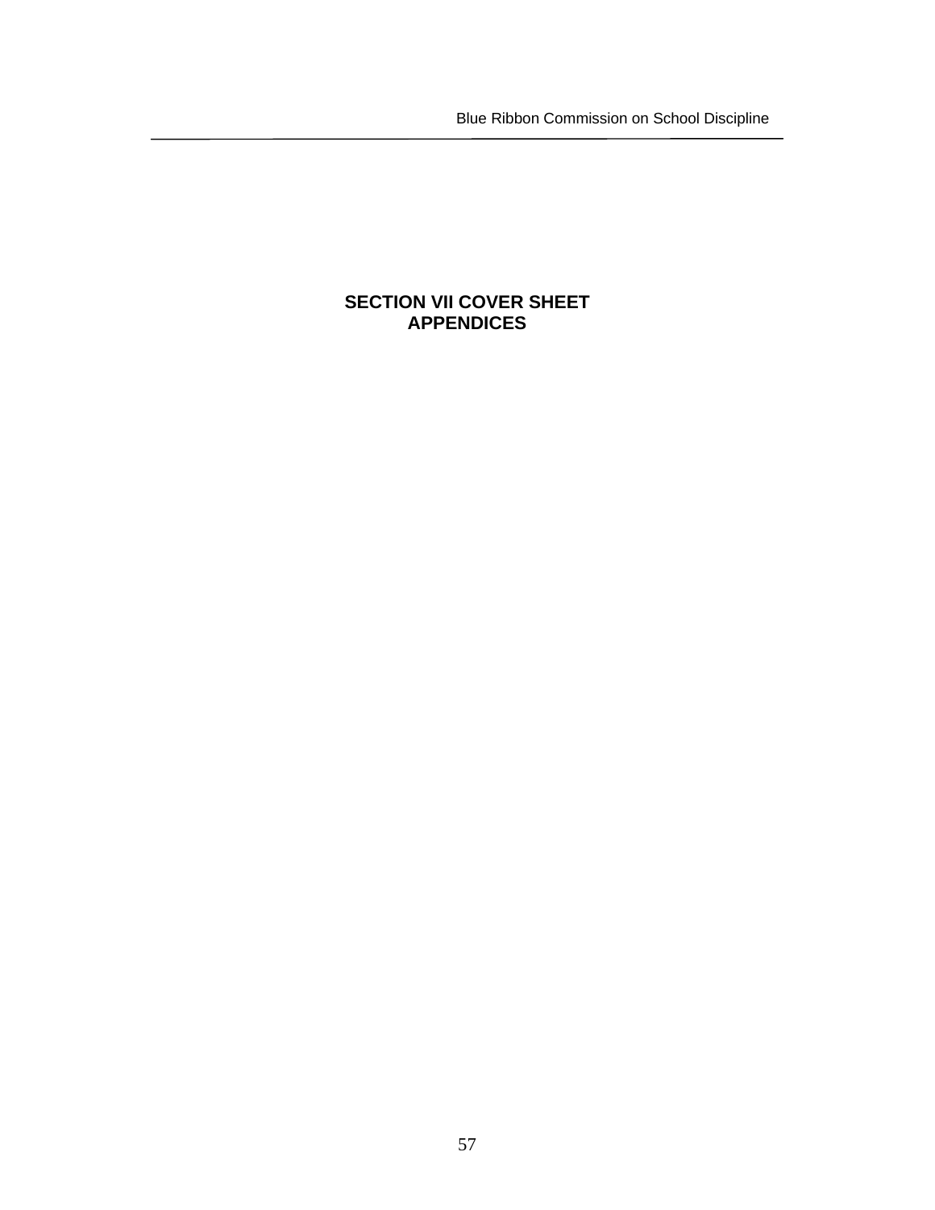# SECTION VII COVER SHEET
# APPENDICES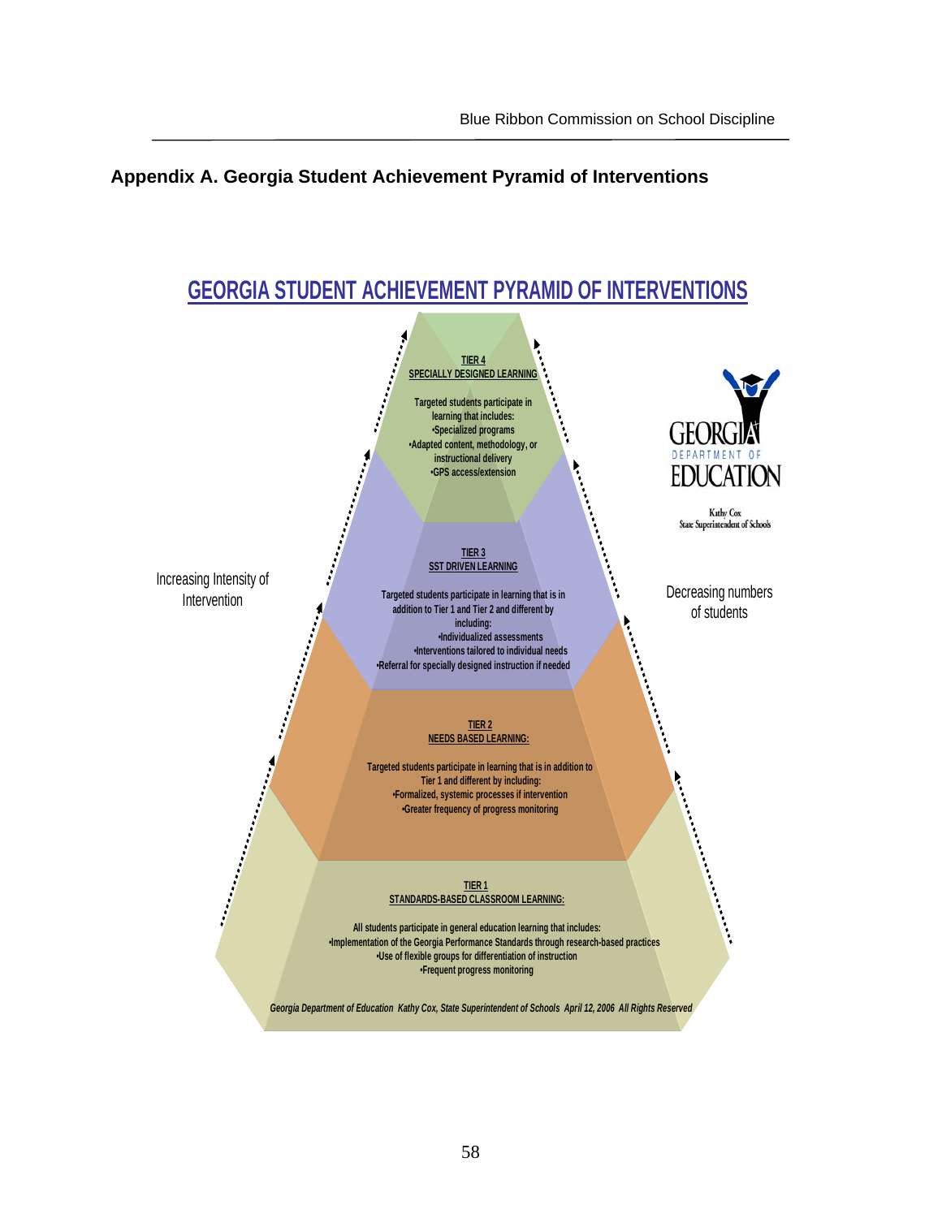## Appendix A. Georgia Student Achievement Pyramid of Interventions

**GEORGIA STUDENT ACHIEVEMENT PYRAMID OF INTERVENTIONS**

**TIER 4**
**SPECIALLY DESIGNED LEARNING**

Targeted students participate in learning that includes:
- Specialized programs
- Adapted content, methodology, or instructional delivery
- GPS access/extension

**TIER 3**
**SST DRIVEN LEARNING**

Targeted students participate in learning that is in addition to Tier 1 and Tier 2 and different by including:
- Individualized assessments
- Interventions tailored to individual needs
- Referral for specially designed instruction if needed

**TIER 2**
**NEEDS BASED LEARNING:**

Targeted students participate in learning that is in addition to Tier 1 and different by including:
- Formalized, systemic processes if intervention
- Greater frequency of progress monitoring

**TIER 1**
**STANDARDS-BASED CLASSROOM LEARNING:**

All students participate in general education learning that includes:
- Implementation of the Georgia Performance Standards through research-based practices
- Use of flexible groups for differentiation of instruction
- Frequent progress monitoring

Increasing Intensity of Intervention

Decreasing numbers of students

GEORGIA DEPARTMENT OF EDUCATION

Kathy Cox
State Superintendent of Schools

*Georgia Department of Education Kathy Cox, State Superintendent of Schools April 12, 2006 All Rights Reserved*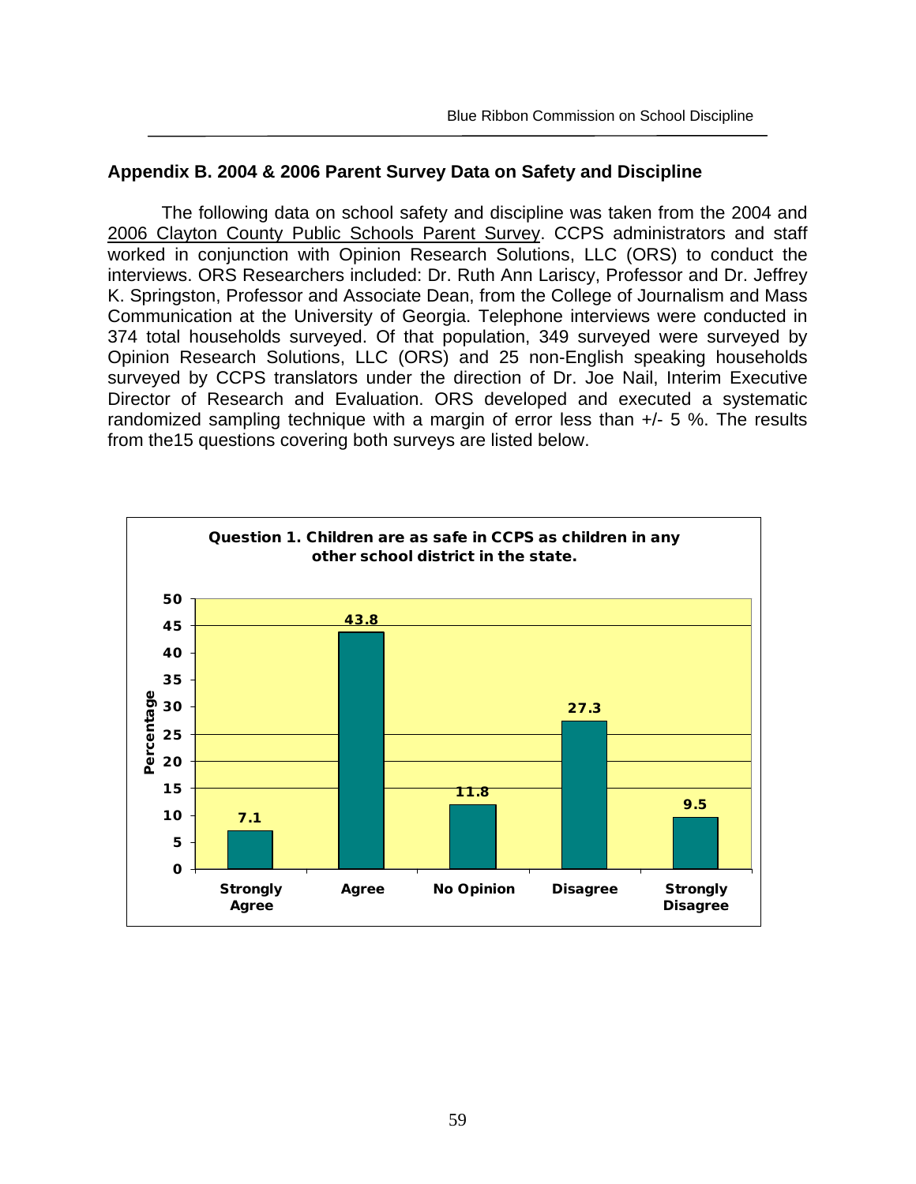## Appendix B. 2004 & 2006 Parent Survey Data on Safety and Discipline

The following data on school safety and discipline was taken from the 2004 and 2006 Clayton County Public Schools Parent Survey. CCPS administrators and staff worked in conjunction with Opinion Research Solutions, LLC (ORS) to conduct the interviews. ORS Researchers included: Dr. Ruth Ann Lariscy, Professor and Dr. Jeffrey K. Springston, Professor and Associate Dean, from the College of Journalism and Mass Communication at the University of Georgia. Telephone interviews were conducted in 374 total households surveyed. Of that population, 349 surveyed were surveyed by Opinion Research Solutions, LLC (ORS) and 25 non-English speaking households surveyed by CCPS translators under the direction of Dr. Joe Nail, Interim Executive Director of Research and Evaluation. ORS developed and executed a systematic randomized sampling technique with a margin of error less than +/- 5 %. The results from the15 questions covering both surveys are listed below.

**Question 1. Children are as safe in CCPS as children in any other school district in the state.**

| Response | Percentage |
|---|---|
| Strongly Agree | 7.1 |
| Agree | 43.8 |
| No Opinion | 11.8 |
| Disagree | 27.3 |
| Strongly Disagree | 9.5 |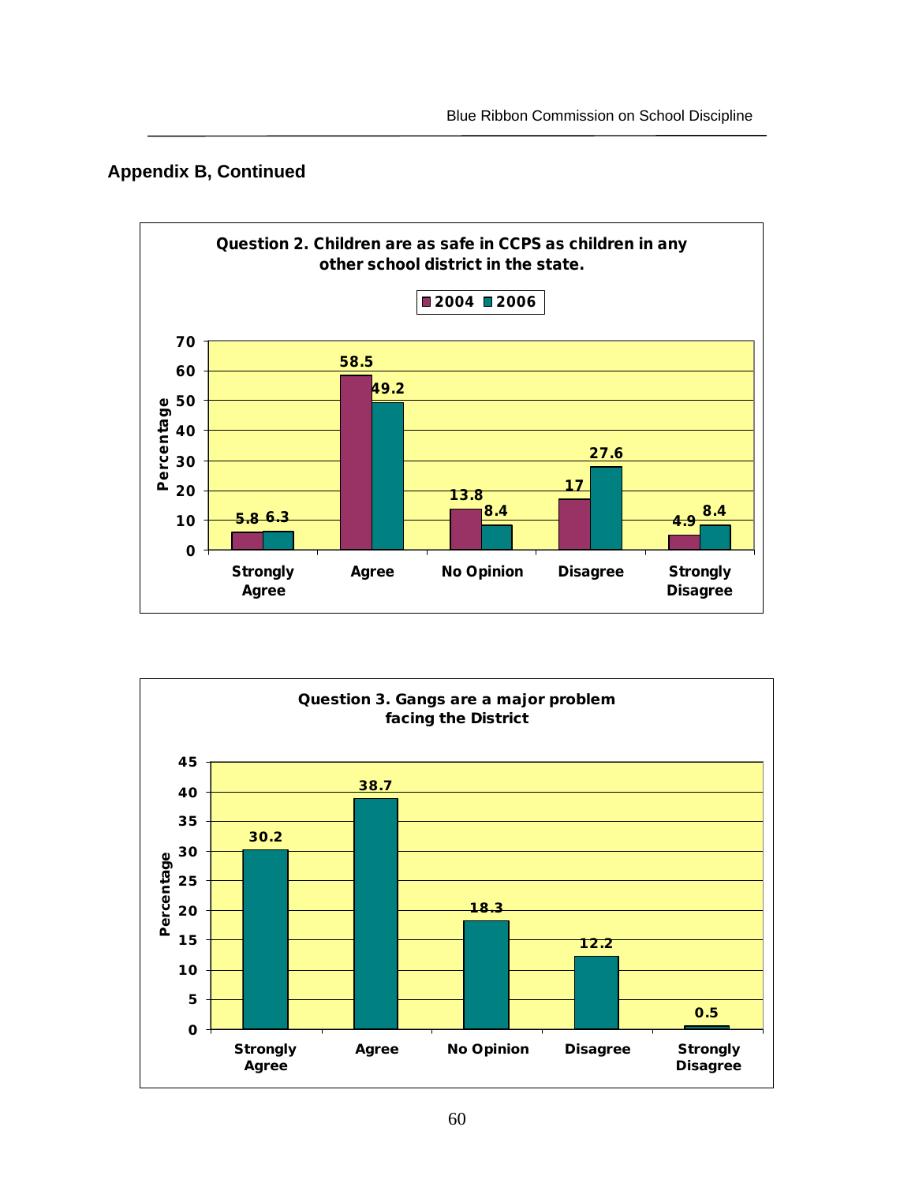## Appendix B, Continued

**Question 2. Children are as safe in CCPS as children in any other school district in the state.**

| Response | 2004 | 2006 |
|---|---|---|
| Strongly Agree | 5.8 | 6.3 |
| Agree | 58.5 | 49.2 |
| No Opinion | 13.8 | 8.4 |
| Disagree | 17 | 27.6 |
| Strongly Disagree | 4.9 | 8.4 |

**Question 3. Gangs are a major problem facing the District**

| Response | Percentage |
|---|---|
| Strongly Agree | 30.2 |
| Agree | 38.7 |
| No Opinion | 18.3 |
| Disagree | 12.2 |
| Strongly Disagree | 0.5 |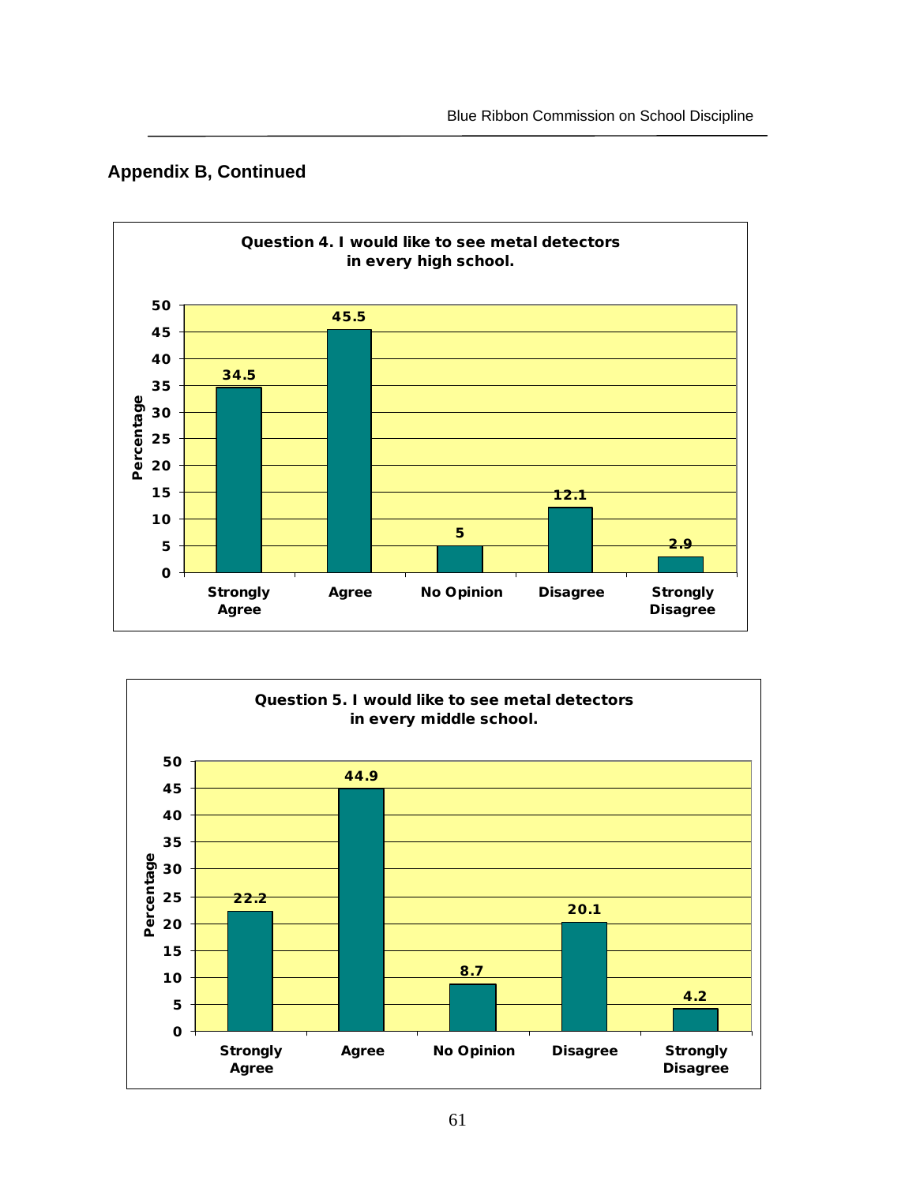## Appendix B, Continued

**Question 4. I would like to see metal detectors in every high school.**

| Response | Percentage |
|---|---|
| Strongly Agree | 34.5 |
| Agree | 45.5 |
| No Opinion | 5 |
| Disagree | 12.1 |
| Strongly Disagree | 2.9 |

**Question 5. I would like to see metal detectors in every middle school.**

| Response | Percentage |
|---|---|
| Strongly Agree | 22.2 |
| Agree | 44.9 |
| No Opinion | 8.7 |
| Disagree | 20.1 |
| Strongly Disagree | 4.2 |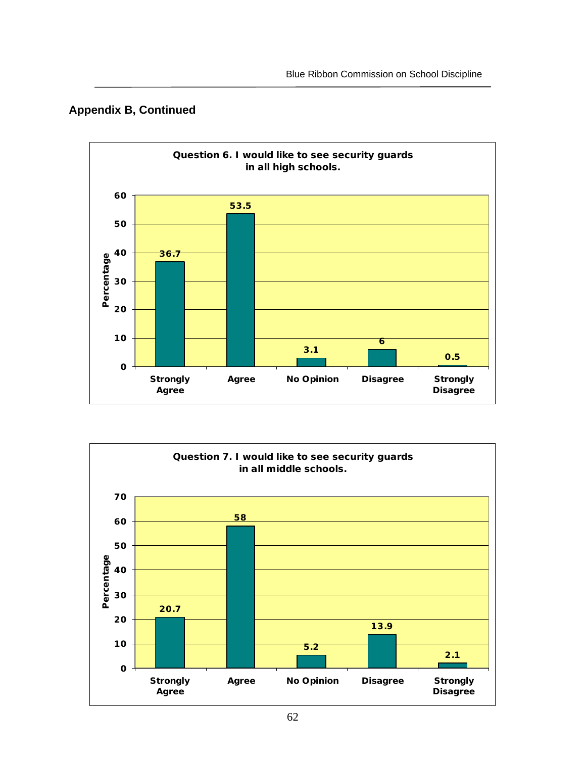## Appendix B, Continued

**Question 6. I would like to see security guards in all high schools.**

| Response | Percentage |
|---|---|
| Strongly Agree | 36.7 |
| Agree | 53.5 |
| No Opinion | 3.1 |
| Disagree | 6 |
| Strongly Disagree | 0.5 |

**Question 7. I would like to see security guards in all middle schools.**

| Response | Percentage |
|---|---|
| Strongly Agree | 20.7 |
| Agree | 58 |
| No Opinion | 5.2 |
| Disagree | 13.9 |
| Strongly Disagree | 2.1 |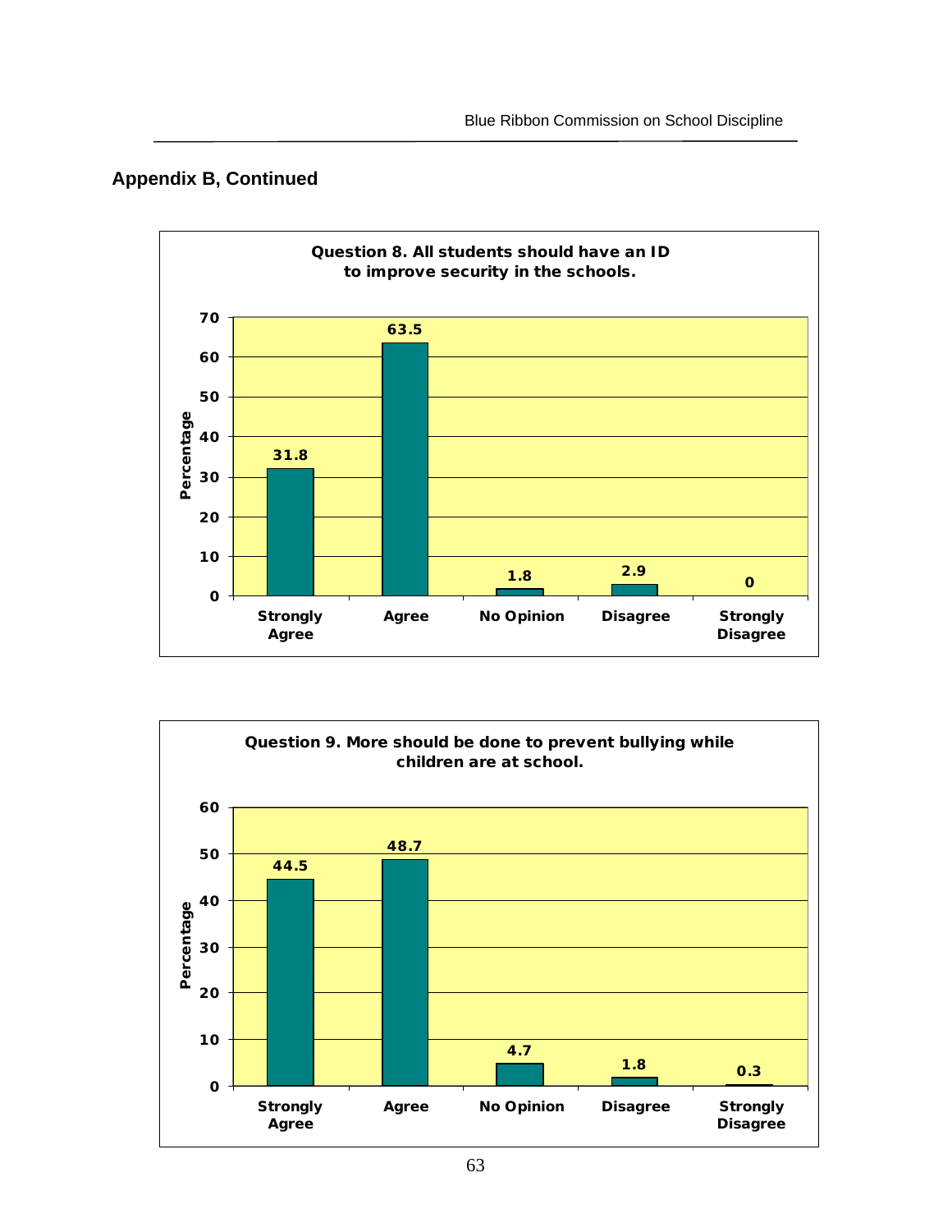## Appendix B, Continued

**Question 8. All students should have an ID to improve security in the schools.**

| Response | Percentage |
|---|---|
| Strongly Agree | 31.8 |
| Agree | 63.5 |
| No Opinion | 1.8 |
| Disagree | 2.9 |
| Strongly Disagree | 0 |

**Question 9. More should be done to prevent bullying while children are at school.**

| Response | Percentage |
|---|---|
| Strongly Agree | 44.5 |
| Agree | 48.7 |
| No Opinion | 4.7 |
| Disagree | 1.8 |
| Strongly Disagree | 0.3 |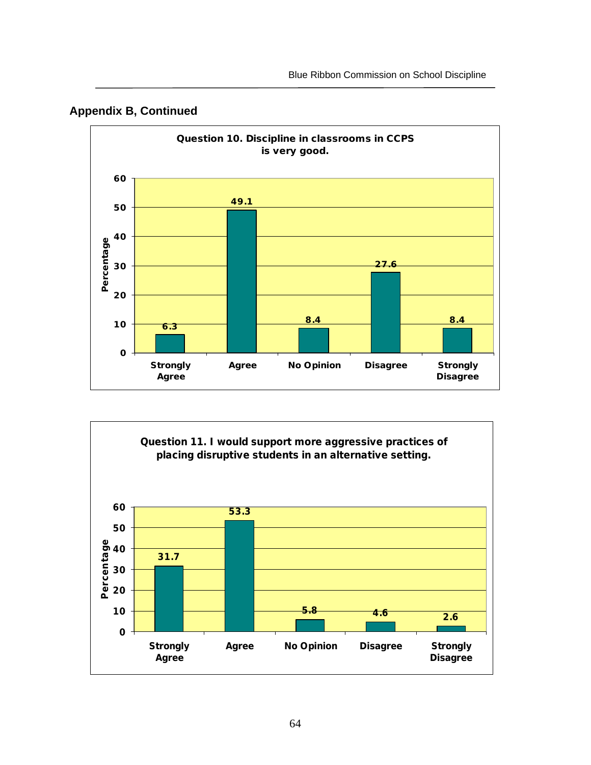## Appendix B, Continued

**Question 10. Discipline in classrooms in CCPS is very good.**

| Response | Percentage |
| --- | --- |
| Strongly Agree | 6.3 |
| Agree | 49.1 |
| No Opinion | 8.4 |
| Disagree | 27.6 |
| Strongly Disagree | 8.4 |

**Question 11. I would support more aggressive practices of placing disruptive students in an alternative setting.**

| Response | Percentage |
| --- | --- |
| Strongly Agree | 31.7 |
| Agree | 53.3 |
| No Opinion | 5.8 |
| Disagree | 4.6 |
| Strongly Disagree | 2.6 |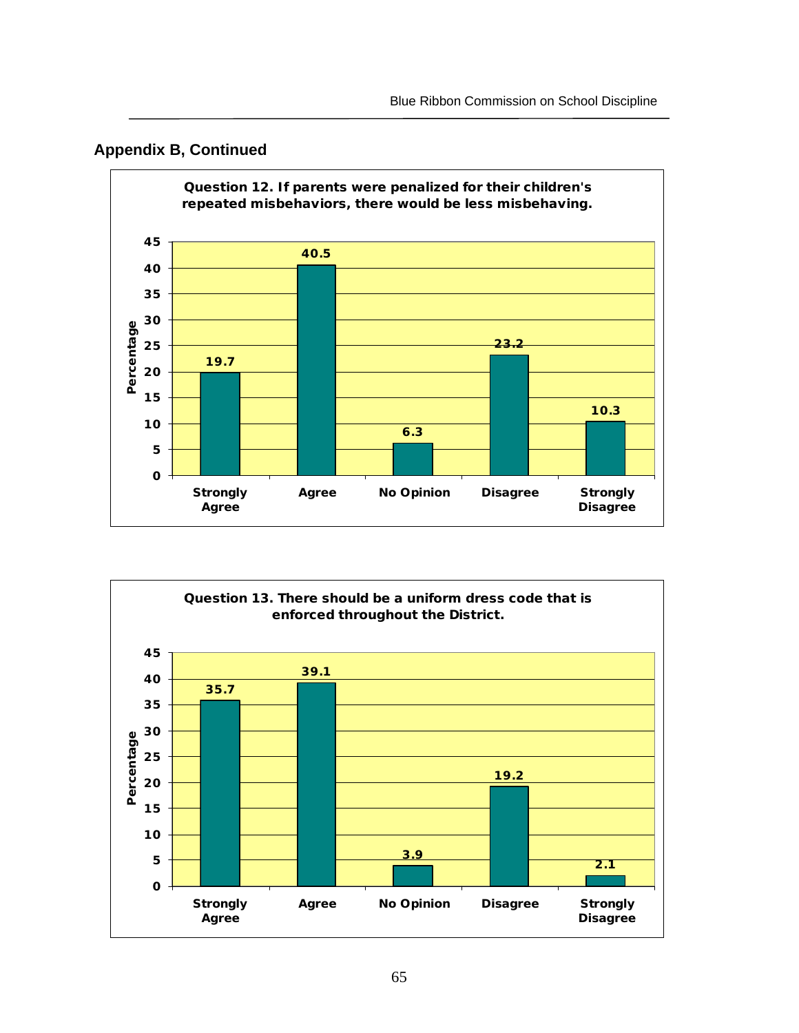## Appendix B, Continued

**Question 12. If parents were penalized for their children's repeated misbehaviors, there would be less misbehaving.**

| Response | Percentage |
|---|---|
| Strongly Agree | 19.7 |
| Agree | 40.5 |
| No Opinion | 6.3 |
| Disagree | 23.2 |
| Strongly Disagree | 10.3 |

**Question 13. There should be a uniform dress code that is enforced throughout the District.**

| Response | Percentage |
|---|---|
| Strongly Agree | 35.7 |
| Agree | 39.1 |
| No Opinion | 3.9 |
| Disagree | 19.2 |
| Strongly Disagree | 2.1 |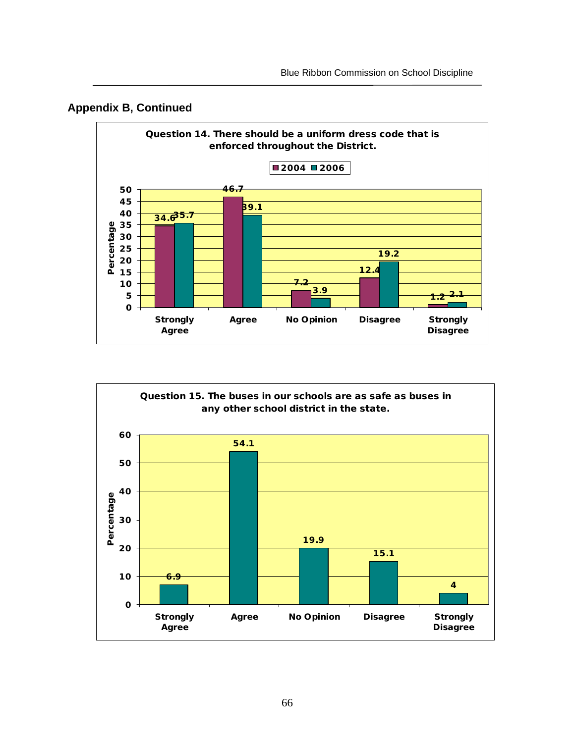## Appendix B, Continued

**Question 14. There should be a uniform dress code that is enforced throughout the District.**

| Response | 2004 (%) | 2006 (%) |
|---|---|---|
| Strongly Agree | 34.6 | 35.7 |
| Agree | 46.7 | 39.1 |
| No Opinion | 7.2 | 3.9 |
| Disagree | 12.4 | 19.2 |
| Strongly Disagree | 1.2 | 2.1 |

**Question 15. The buses in our schools are as safe as buses in any other school district in the state.**

| Response | Percentage |
|---|---|
| Strongly Agree | 6.9 |
| Agree | 54.1 |
| No Opinion | 19.9 |
| Disagree | 15.1 |
| Strongly Disagree | 4 |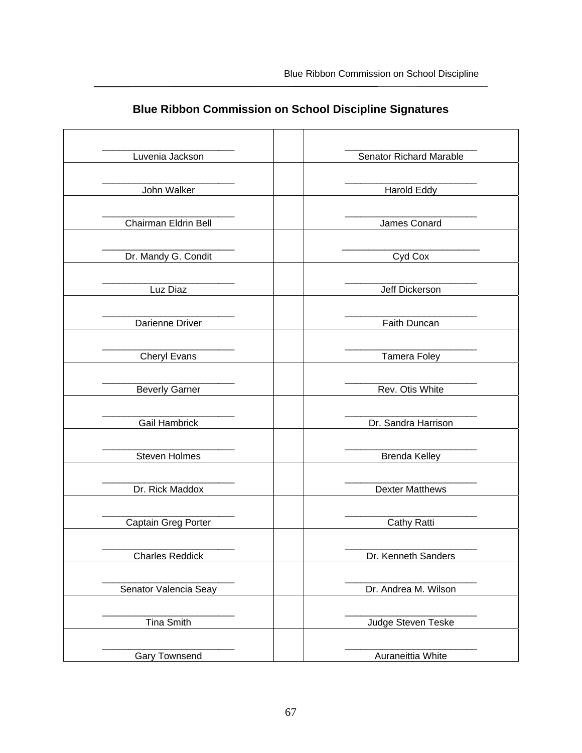## Blue Ribbon Commission on School Discipline Signatures

| | | |
|---|---|---|
| ________________________ Luvenia Jackson | | ________________________ Senator Richard Marable |
| ________________________ John Walker | | ________________________ Harold Eddy |
| ________________________ Chairman Eldrin Bell | | ________________________ James Conard |
| ________________________ Dr. Mandy G. Condit | | ________________________ Cyd Cox |
| ________________________ Luz Diaz | | ________________________ Jeff Dickerson |
| ________________________ Darienne Driver | | ________________________ Faith Duncan |
| ________________________ Cheryl Evans | | ________________________ Tamera Foley |
| ________________________ Beverly Garner | | ________________________ Rev. Otis White |
| ________________________ Gail Hambrick | | ________________________ Dr. Sandra Harrison |
| ________________________ Steven Holmes | | ________________________ Brenda Kelley |
| ________________________ Dr. Rick Maddox | | ________________________ Dexter Matthews |
| ________________________ Captain Greg Porter | | ________________________ Cathy Ratti |
| ________________________ Charles Reddick | | ________________________ Dr. Kenneth Sanders |
| ________________________ Senator Valencia Seay | | ________________________ Dr. Andrea M. Wilson |
| ________________________ Tina Smith | | ________________________ Judge Steven Teske |
| ________________________ Gary Townsend | | ________________________ Auraneittia White |